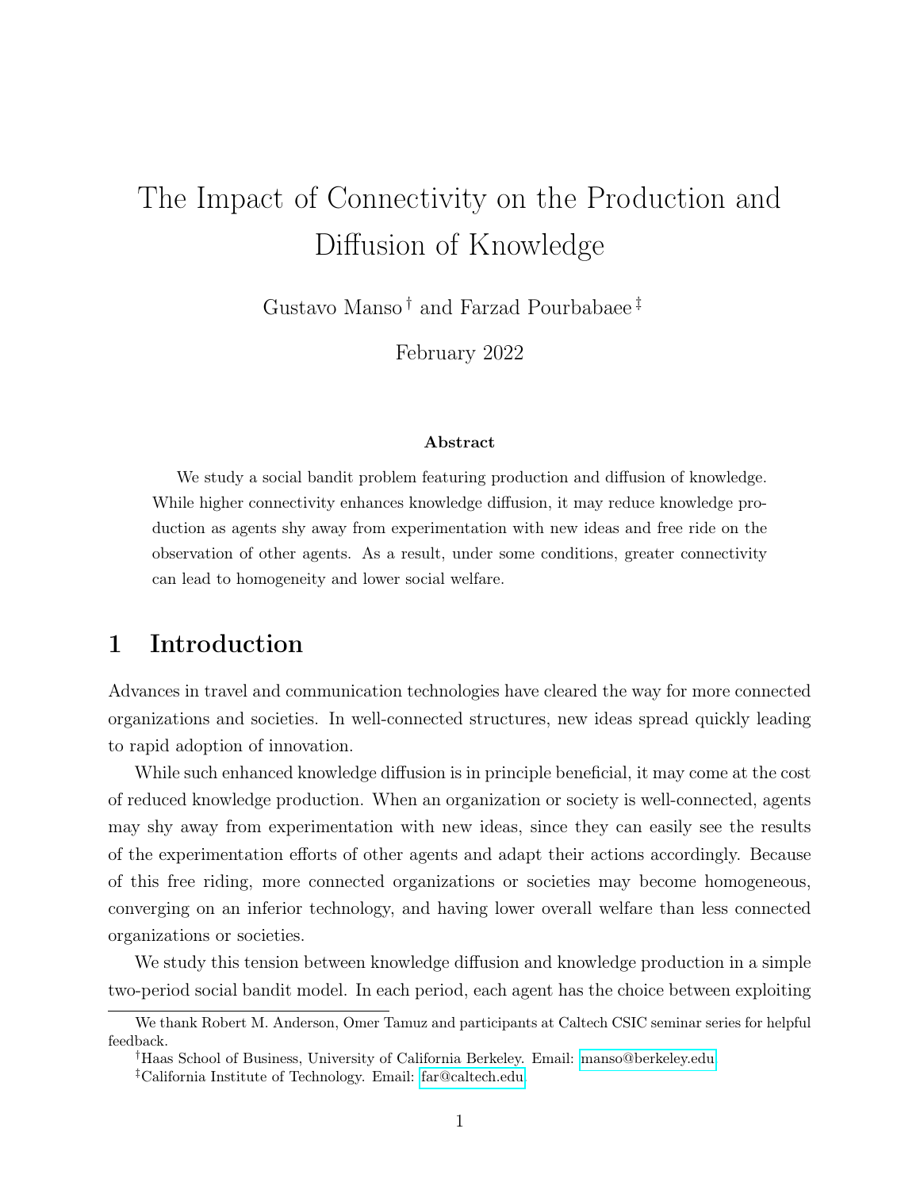# The Impact of Connectivity on the Production and Diffusion of Knowledge

Gustavo Manso [†] and Farzad Pourbabaee [‡]

February 2022

### Abstract

We study a social bandit problem featuring production and diffusion of knowledge. While higher connectivity enhances knowledge diffusion, it may reduce knowledge production as agents shy away from experimentation with new ideas and free ride on the observation of other agents. As a result, under some conditions, greater connectivity can lead to homogeneity and lower social welfare.

## 1 Introduction

Advances in travel and communication technologies have cleared the way for more connected organizations and societies. In well-connected structures, new ideas spread quickly leading to rapid adoption of innovation.

While such enhanced knowledge diffusion is in principle beneficial, it may come at the cost of reduced knowledge production. When an organization or society is well-connected, agents may shy away from experimentation with new ideas, since they can easily see the results of the experimentation efforts of other agents and adapt their actions accordingly. Because of this free riding, more connected organizations or societies may become homogeneous, converging on an inferior technology, and having lower overall welfare than less connected organizations or societies.

We study this tension between knowledge diffusion and knowledge production in a simple two-period social bandit model. In each period, each agent has the choice between exploiting

---

We thank Robert M. Anderson, Omer Tamuz and participants at Caltech CSIC seminar series for helpful feedback.

[†]Haas School of Business, University of California Berkeley. Email: manso@berkeley.edu

[‡]California Institute of Technology. Email: far@caltech.edu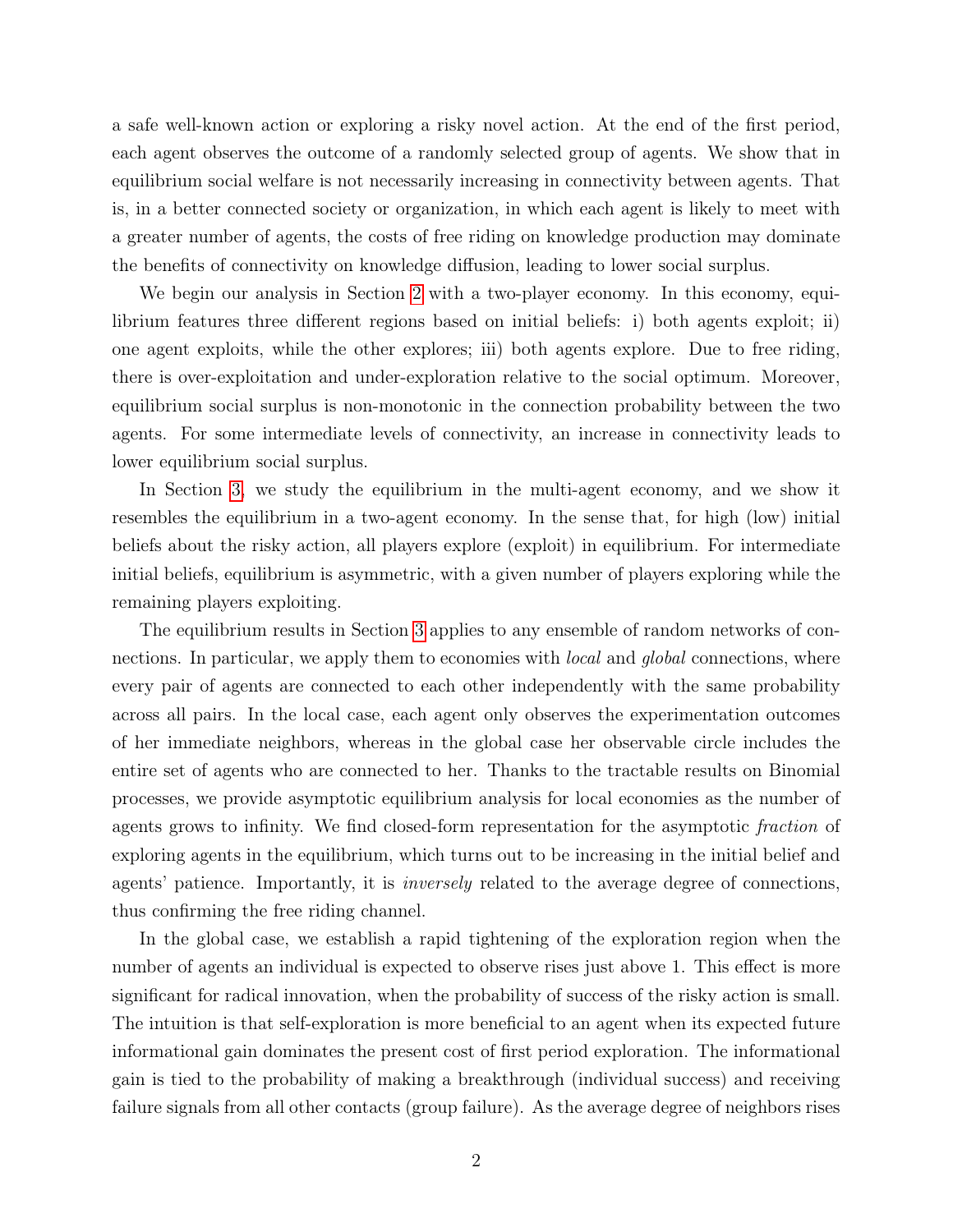a safe well-known action or exploring a risky novel action. At the end of the first period, each agent observes the outcome of a randomly selected group of agents. We show that in equilibrium social welfare is not necessarily increasing in connectivity between agents. That is, in a better connected society or organization, in which each agent is likely to meet with a greater number of agents, the costs of free riding on knowledge production may dominate the benefits of connectivity on knowledge diffusion, leading to lower social surplus.

We begin our analysis in Section 2 with a two-player economy. In this economy, equilibrium features three different regions based on initial beliefs: i) both agents exploit; ii) one agent exploits, while the other explores; iii) both agents explore. Due to free riding, there is over-exploitation and under-exploration relative to the social optimum. Moreover, equilibrium social surplus is non-monotonic in the connection probability between the two agents. For some intermediate levels of connectivity, an increase in connectivity leads to lower equilibrium social surplus.

In Section 3, we study the equilibrium in the multi-agent economy, and we show it resembles the equilibrium in a two-agent economy. In the sense that, for high (low) initial beliefs about the risky action, all players explore (exploit) in equilibrium. For intermediate initial beliefs, equilibrium is asymmetric, with a given number of players exploring while the remaining players exploiting.

The equilibrium results in Section 3 applies to any ensemble of random networks of connections. In particular, we apply them to economies with *local* and *global* connections, where every pair of agents are connected to each other independently with the same probability across all pairs. In the local case, each agent only observes the experimentation outcomes of her immediate neighbors, whereas in the global case her observable circle includes the entire set of agents who are connected to her. Thanks to the tractable results on Binomial processes, we provide asymptotic equilibrium analysis for local economies as the number of agents grows to infinity. We find closed-form representation for the asymptotic *fraction* of exploring agents in the equilibrium, which turns out to be increasing in the initial belief and agents' patience. Importantly, it is *inversely* related to the average degree of connections, thus confirming the free riding channel.

In the global case, we establish a rapid tightening of the exploration region when the number of agents an individual is expected to observe rises just above 1. This effect is more significant for radical innovation, when the probability of success of the risky action is small. The intuition is that self-exploration is more beneficial to an agent when its expected future informational gain dominates the present cost of first period exploration. The informational gain is tied to the probability of making a breakthrough (individual success) and receiving failure signals from all other contacts (group failure). As the average degree of neighbors rises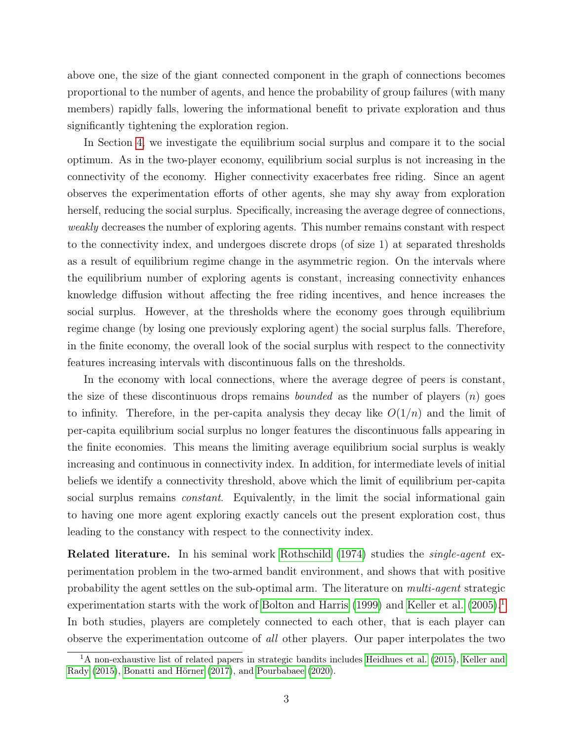above one, the size of the giant connected component in the graph of connections becomes proportional to the number of agents, and hence the probability of group failures (with many members) rapidly falls, lowering the informational benefit to private exploration and thus significantly tightening the exploration region.

In Section 4, we investigate the equilibrium social surplus and compare it to the social optimum. As in the two-player economy, equilibrium social surplus is not increasing in the connectivity of the economy. Higher connectivity exacerbates free riding. Since an agent observes the experimentation efforts of other agents, she may shy away from exploration herself, reducing the social surplus. Specifically, increasing the average degree of connections, *weakly* decreases the number of exploring agents. This number remains constant with respect to the connectivity index, and undergoes discrete drops (of size 1) at separated thresholds as a result of equilibrium regime change in the asymmetric region. On the intervals where the equilibrium number of exploring agents is constant, increasing connectivity enhances knowledge diffusion without affecting the free riding incentives, and hence increases the social surplus. However, at the thresholds where the economy goes through equilibrium regime change (by losing one previously exploring agent) the social surplus falls. Therefore, in the finite economy, the overall look of the social surplus with respect to the connectivity features increasing intervals with discontinuous falls on the thresholds.

In the economy with local connections, where the average degree of peers is constant, the size of these discontinuous drops remains *bounded* as the number of players ($n$) goes to infinity. Therefore, in the per-capita analysis they decay like $O(1/n)$ and the limit of per-capita equilibrium social surplus no longer features the discontinuous falls appearing in the finite economies. This means the limiting average equilibrium social surplus is weakly increasing and continuous in connectivity index. In addition, for intermediate levels of initial beliefs we identify a connectivity threshold, above which the limit of equilibrium per-capita social surplus remains *constant*. Equivalently, in the limit the social informational gain to having one more agent exploring exactly cancels out the present exploration cost, thus leading to the constancy with respect to the connectivity index.

**Related literature.** In his seminal work Rothschild (1974) studies the *single-agent* experimentation problem in the two-armed bandit environment, and shows that with positive probability the agent settles on the sub-optimal arm. The literature on *multi-agent* strategic experimentation starts with the work of Bolton and Harris (1999) and Keller et al. (2005).[1] In both studies, players are completely connected to each other, that is each player can observe the experimentation outcome of *all* other players. Our paper interpolates the two

[1] A non-exhaustive list of related papers in strategic bandits includes Heidhues et al. (2015), Keller and Rady (2015), Bonatti and Hörner (2017), and Pourbabaee (2020).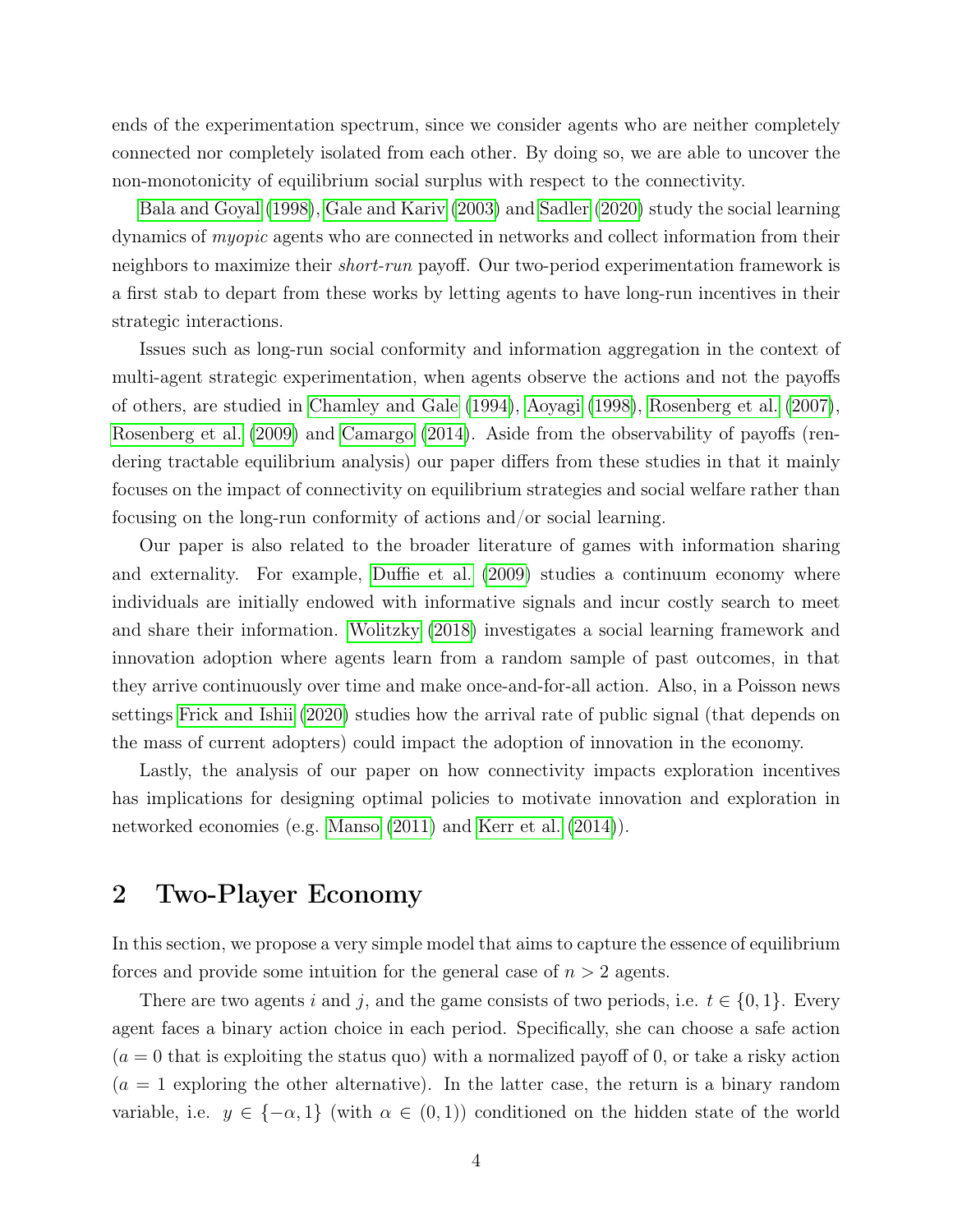ends of the experimentation spectrum, since we consider agents who are neither completely connected nor completely isolated from each other. By doing so, we are able to uncover the non-monotonicity of equilibrium social surplus with respect to the connectivity.

Bala and Goyal (1998), Gale and Kariv (2003) and Sadler (2020) study the social learning dynamics of *myopic* agents who are connected in networks and collect information from their neighbors to maximize their *short-run* payoff. Our two-period experimentation framework is a first stab to depart from these works by letting agents to have long-run incentives in their strategic interactions.

Issues such as long-run social conformity and information aggregation in the context of multi-agent strategic experimentation, when agents observe the actions and not the payoffs of others, are studied in Chamley and Gale (1994), Aoyagi (1998), Rosenberg et al. (2007), Rosenberg et al. (2009) and Camargo (2014). Aside from the observability of payoffs (rendering tractable equilibrium analysis) our paper differs from these studies in that it mainly focuses on the impact of connectivity on equilibrium strategies and social welfare rather than focusing on the long-run conformity of actions and/or social learning.

Our paper is also related to the broader literature of games with information sharing and externality. For example, Duffie et al. (2009) studies a continuum economy where individuals are initially endowed with informative signals and incur costly search to meet and share their information. Wolitzky (2018) investigates a social learning framework and innovation adoption where agents learn from a random sample of past outcomes, in that they arrive continuously over time and make once-and-for-all action. Also, in a Poisson news settings Frick and Ishii (2020) studies how the arrival rate of public signal (that depends on the mass of current adopters) could impact the adoption of innovation in the economy.

Lastly, the analysis of our paper on how connectivity impacts exploration incentives has implications for designing optimal policies to motivate innovation and exploration in networked economies (e.g. Manso (2011) and Kerr et al. (2014)).

## 2 Two-Player Economy

In this section, we propose a very simple model that aims to capture the essence of equilibrium forces and provide some intuition for the general case of $n > 2$ agents.

There are two agents $i$ and $j$, and the game consists of two periods, i.e. $t \in \{0, 1\}$. Every agent faces a binary action choice in each period. Specifically, she can choose a safe action ($a = 0$ that is exploiting the status quo) with a normalized payoff of 0, or take a risky action ($a = 1$ exploring the other alternative). In the latter case, the return is a binary random variable, i.e. $y \in \{-\alpha, 1\}$ (with $\alpha \in (0, 1)$) conditioned on the hidden state of the world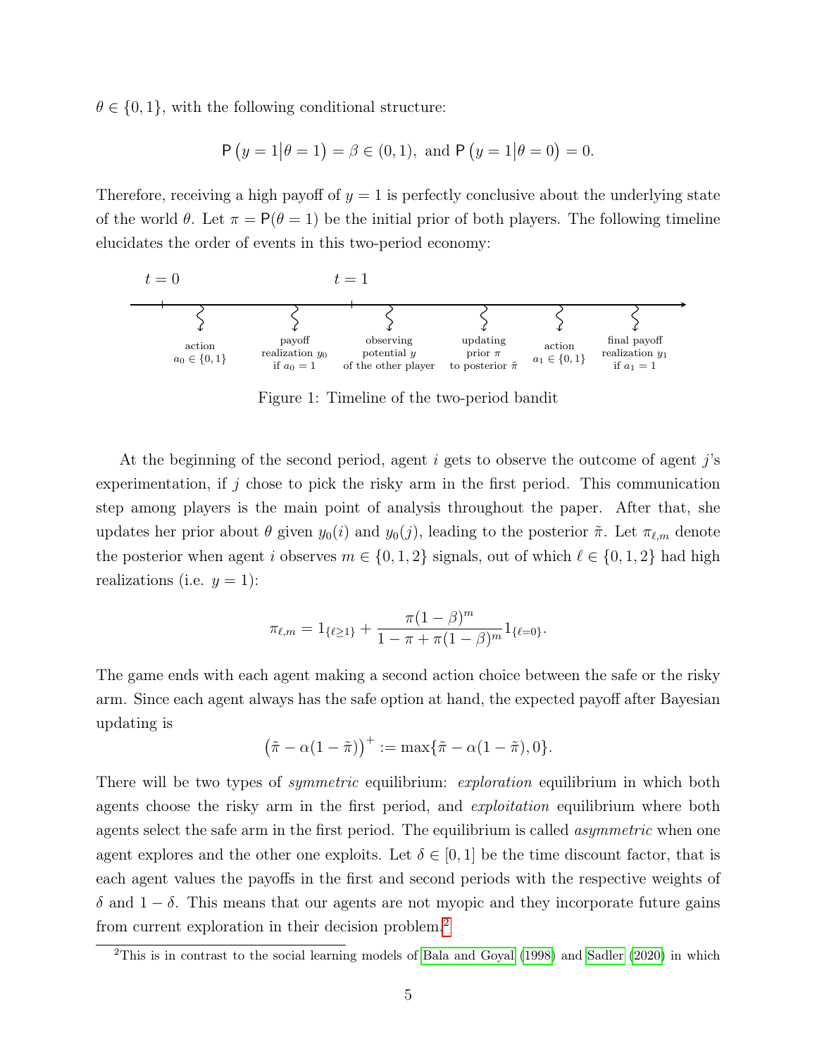$\theta \in \{0, 1\}$, with the following conditional structure:

$$\mathsf{P}\left(y = 1 \middle| \theta = 1\right) = \beta \in (0, 1), \text{ and } \mathsf{P}\left(y = 1 \middle| \theta = 0\right) = 0.$$

Therefore, receiving a high payoff of $y = 1$ is perfectly conclusive about the underlying state of the world $\theta$. Let $\pi = \mathsf{P}(\theta = 1)$ be the initial prior of both players. The following timeline elucidates the order of events in this two-period economy:

| $t=0$ | | $t=1$ | | | |
|---|---|---|---|---|---|
| action $a_0 \in \{0, 1\}$ | payoff realization $y_0$ if $a_0 = 1$ | observing potential $y$ of the other player | updating prior $\pi$ to posterior $\tilde{\pi}$ | action $a_1 \in \{0, 1\}$ | final payoff realization $y_1$ if $a_1 = 1$ |

Figure 1: Timeline of the two-period bandit

At the beginning of the second period, agent $i$ gets to observe the outcome of agent $j$'s experimentation, if $j$ chose to pick the risky arm in the first period. This communication step among players is the main point of analysis throughout the paper. After that, she updates her prior about $\theta$ given $y_0(i)$ and $y_0(j)$, leading to the posterior $\tilde{\pi}$. Let $\pi_{\ell,m}$ denote the posterior when agent $i$ observes $m \in \{0, 1, 2\}$ signals, out of which $\ell \in \{0, 1, 2\}$ had high realizations (i.e. $y = 1$):

$$\pi_{\ell,m} = 1_{\{\ell \geq 1\}} + \frac{\pi(1-\beta)^m}{1 - \pi + \pi(1-\beta)^m} 1_{\{\ell = 0\}}.$$

The game ends with each agent making a second action choice between the safe or the risky arm. Since each agent always has the safe option at hand, the expected payoff after Bayesian updating is

$$\left(\tilde{\pi} - \alpha(1 - \tilde{\pi})\right)^+ := \max\{\tilde{\pi} - \alpha(1 - \tilde{\pi}), 0\}.$$

There will be two types of *symmetric* equilibrium: *exploration* equilibrium in which both agents choose the risky arm in the first period, and *exploitation* equilibrium where both agents select the safe arm in the first period. The equilibrium is called *asymmetric* when one agent explores and the other one exploits. Let $\delta \in [0, 1]$ be the time discount factor, that is each agent values the payoffs in the first and second periods with the respective weights of $\delta$ and $1 - \delta$. This means that our agents are not myopic and they incorporate future gains from current exploration in their decision problem.[2]

[2]This is in contrast to the social learning models of Bala and Goyal (1998) and Sadler (2020) in which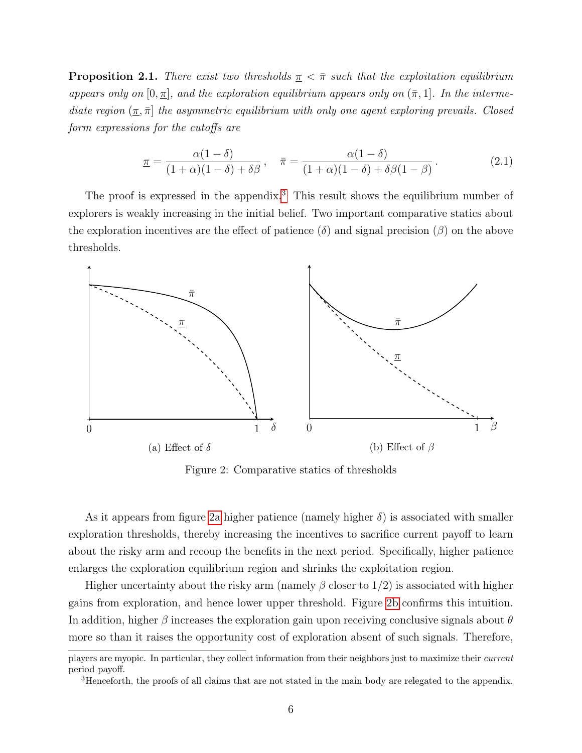**Proposition 2.1.** *There exist two thresholds $\underline{\pi} < \bar{\pi}$ such that the exploitation equilibrium appears only on $[0, \underline{\pi}]$, and the exploration equilibrium appears only on $(\bar{\pi}, 1]$. In the intermediate region $(\underline{\pi}, \bar{\pi}]$ the asymmetric equilibrium with only one agent exploring prevails. Closed form expressions for the cutoffs are*

$$\underline{\pi} = \frac{\alpha(1-\delta)}{(1+\alpha)(1-\delta)+\delta\beta}\,, \quad \bar{\pi} = \frac{\alpha(1-\delta)}{(1+\alpha)(1-\delta)+\delta\beta(1-\beta)}\,. \tag{2.1}$$

The proof is expressed in the appendix.[3] This result shows the equilibrium number of explorers is weakly increasing in the initial belief. Two important comparative statics about the exploration incentives are the effect of patience ($\delta$) and signal precision ($\beta$) on the above thresholds.

(a) Effect of $\delta$

(b) Effect of $\beta$

Figure 2: Comparative statics of thresholds

As it appears from figure 2a higher patience (namely higher $\delta$) is associated with smaller exploration thresholds, thereby increasing the incentives to sacrifice current payoff to learn about the risky arm and recoup the benefits in the next period. Specifically, higher patience enlarges the exploration equilibrium region and shrinks the exploitation region.

Higher uncertainty about the risky arm (namely $\beta$ closer to $1/2$) is associated with higher gains from exploration, and hence lower upper threshold. Figure 2b confirms this intuition. In addition, higher $\beta$ increases the exploration gain upon receiving conclusive signals about $\theta$ more so than it raises the opportunity cost of exploration absent of such signals. Therefore,

players are myopic. In particular, they collect information from their neighbors just to maximize their *current* period payoff.

[3] Henceforth, the proofs of all claims that are not stated in the main body are relegated to the appendix.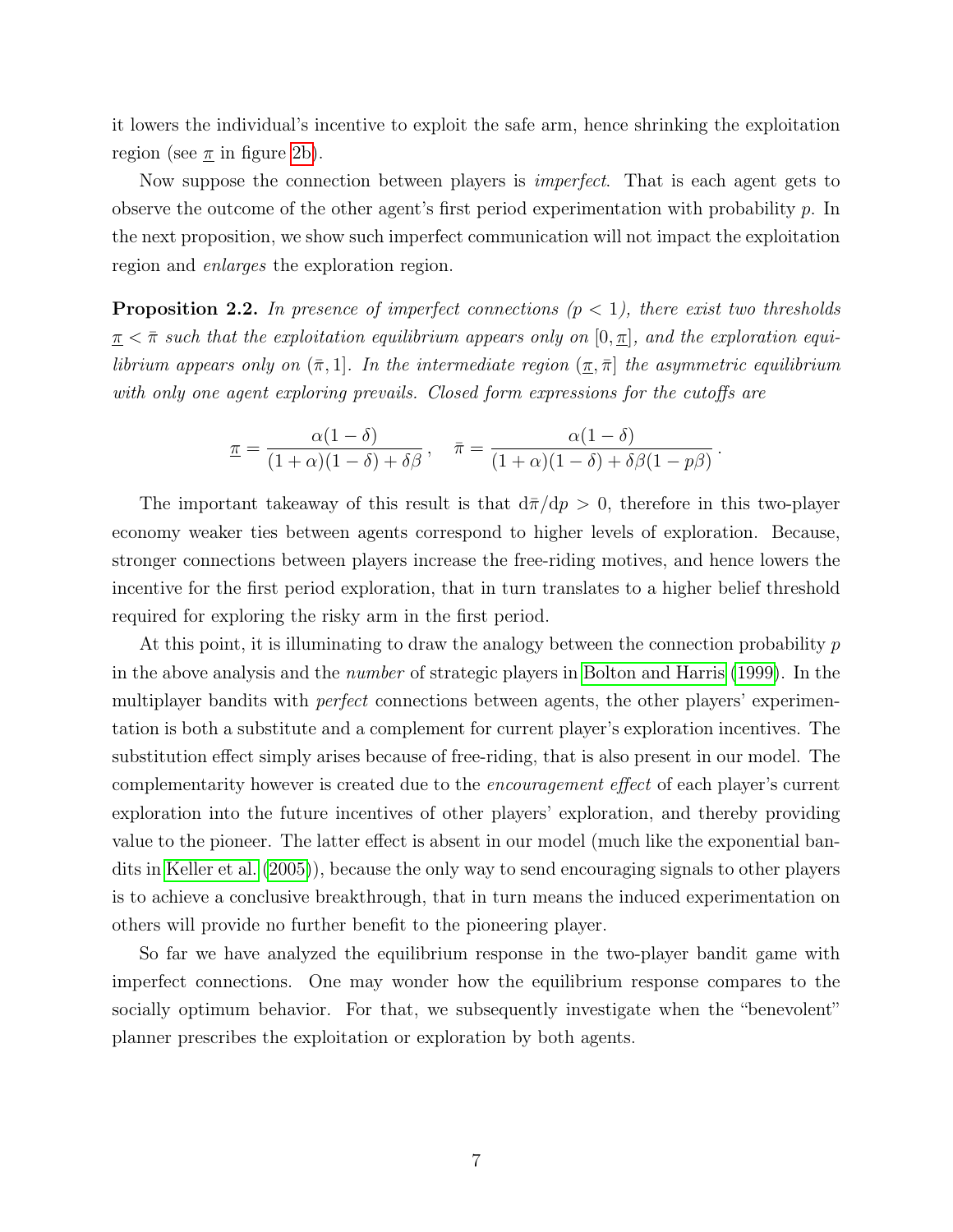it lowers the individual's incentive to exploit the safe arm, hence shrinking the exploitation region (see $\underline{\pi}$ in figure 2b).

Now suppose the connection between players is *imperfect*. That is each agent gets to observe the outcome of the other agent's first period experimentation with probability $p$. In the next proposition, we show such imperfect communication will not impact the exploitation region and *enlarges* the exploration region.

**Proposition 2.2.** *In presence of imperfect connections ($p < 1$), there exist two thresholds $\underline{\pi} < \bar{\pi}$ such that the exploitation equilibrium appears only on $[0, \underline{\pi}]$, and the exploration equilibrium appears only on $(\bar{\pi}, 1]$. In the intermediate region $(\underline{\pi}, \bar{\pi}]$ the asymmetric equilibrium with only one agent exploring prevails. Closed form expressions for the cutoffs are*

$$\underline{\pi} = \frac{\alpha(1-\delta)}{(1+\alpha)(1-\delta)+\delta\beta}\,, \quad \bar{\pi} = \frac{\alpha(1-\delta)}{(1+\alpha)(1-\delta)+\delta\beta(1-p\beta)}\,.$$

The important takeaway of this result is that $\mathrm{d}\bar{\pi}/\mathrm{d}p > 0$, therefore in this two-player economy weaker ties between agents correspond to higher levels of exploration. Because, stronger connections between players increase the free-riding motives, and hence lowers the incentive for the first period exploration, that in turn translates to a higher belief threshold required for exploring the risky arm in the first period.

At this point, it is illuminating to draw the analogy between the connection probability $p$ in the above analysis and the *number* of strategic players in Bolton and Harris (1999). In the multiplayer bandits with *perfect* connections between agents, the other players' experimentation is both a substitute and a complement for current player's exploration incentives. The substitution effect simply arises because of free-riding, that is also present in our model. The complementarity however is created due to the *encouragement effect* of each player's current exploration into the future incentives of other players' exploration, and thereby providing value to the pioneer. The latter effect is absent in our model (much like the exponential bandits in Keller et al. (2005)), because the only way to send encouraging signals to other players is to achieve a conclusive breakthrough, that in turn means the induced experimentation on others will provide no further benefit to the pioneering player.

So far we have analyzed the equilibrium response in the two-player bandit game with imperfect connections. One may wonder how the equilibrium response compares to the socially optimum behavior. For that, we subsequently investigate when the "benevolent" planner prescribes the exploitation or exploration by both agents.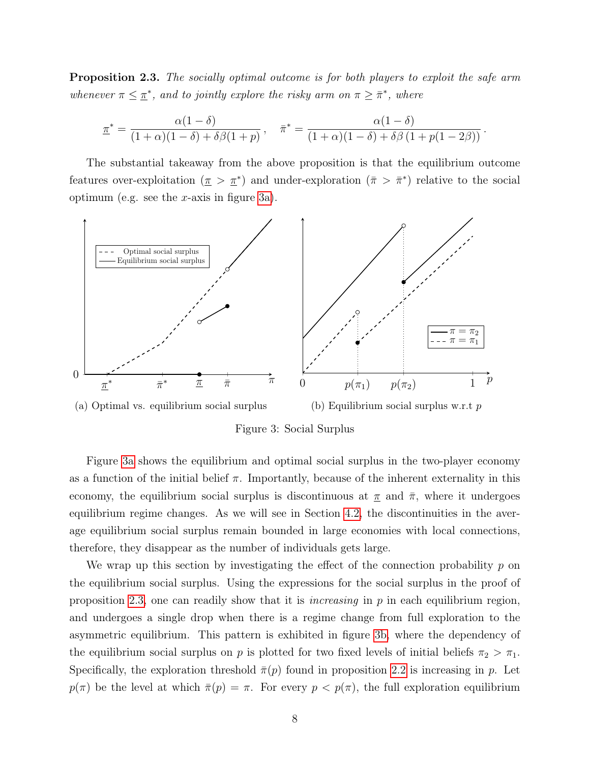**Proposition 2.3.** *The socially optimal outcome is for both players to exploit the safe arm whenever $\pi \le \underline{\pi}^*$, and to jointly explore the risky arm on $\pi \ge \bar{\pi}^*$, where*

$$\underline{\pi}^* = \frac{\alpha(1-\delta)}{(1+\alpha)(1-\delta)+\delta\beta(1+p)}, \quad \bar{\pi}^* = \frac{\alpha(1-\delta)}{(1+\alpha)(1-\delta)+\delta\beta\left(1+p(1-2\beta)\right)}.$$

The substantial takeaway from the above proposition is that the equilibrium outcome features over-exploitation ($\underline{\pi} > \underline{\pi}^*$) and under-exploration ($\bar{\pi} > \bar{\pi}^*$) relative to the social optimum (e.g. see the $x$-axis in figure 3a).

(a) Optimal vs. equilibrium social surplus

(b) Equilibrium social surplus w.r.t $p$

Figure 3: Social Surplus

Figure 3a shows the equilibrium and optimal social surplus in the two-player economy as a function of the initial belief $\pi$. Importantly, because of the inherent externality in this economy, the equilibrium social surplus is discontinuous at $\underline{\pi}$ and $\bar{\pi}$, where it undergoes equilibrium regime changes. As we will see in Section 4.2, the discontinuities in the average equilibrium social surplus remain bounded in large economies with local connections, therefore, they disappear as the number of individuals gets large.

We wrap up this section by investigating the effect of the connection probability $p$ on the equilibrium social surplus. Using the expressions for the social surplus in the proof of proposition 2.3, one can readily show that it is *increasing* in $p$ in each equilibrium region, and undergoes a single drop when there is a regime change from full exploration to the asymmetric equilibrium. This pattern is exhibited in figure 3b, where the dependency of the equilibrium social surplus on $p$ is plotted for two fixed levels of initial beliefs $\pi_2 > \pi_1$. Specifically, the exploration threshold $\bar{\pi}(p)$ found in proposition 2.2 is increasing in $p$. Let $p(\pi)$ be the level at which $\bar{\pi}(p) = \pi$. For every $p < p(\pi)$, the full exploration equilibrium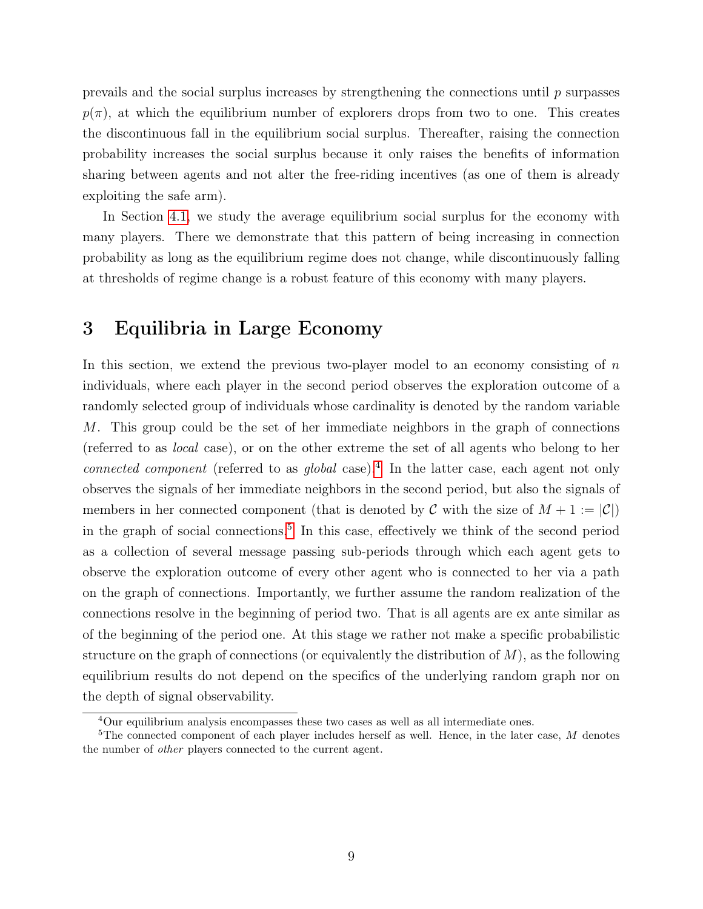prevails and the social surplus increases by strengthening the connections until $p$ surpasses $p(\pi)$, at which the equilibrium number of explorers drops from two to one. This creates the discontinuous fall in the equilibrium social surplus. Thereafter, raising the connection probability increases the social surplus because it only raises the benefits of information sharing between agents and not alter the free-riding incentives (as one of them is already exploiting the safe arm).

In Section 4.1, we study the average equilibrium social surplus for the economy with many players. There we demonstrate that this pattern of being increasing in connection probability as long as the equilibrium regime does not change, while discontinuously falling at thresholds of regime change is a robust feature of this economy with many players.

# 3 Equilibria in Large Economy

In this section, we extend the previous two-player model to an economy consisting of $n$ individuals, where each player in the second period observes the exploration outcome of a randomly selected group of individuals whose cardinality is denoted by the random variable $M$. This group could be the set of her immediate neighbors in the graph of connections (referred to as *local* case), or on the other extreme the set of all agents who belong to her *connected component* (referred to as *global* case).[4] In the latter case, each agent not only observes the signals of her immediate neighbors in the second period, but also the signals of members in her connected component (that is denoted by $\mathcal{C}$ with the size of $M + 1 := |\mathcal{C}|$) in the graph of social connections.[5] In this case, effectively we think of the second period as a collection of several message passing sub-periods through which each agent gets to observe the exploration outcome of every other agent who is connected to her via a path on the graph of connections. Importantly, we further assume the random realization of the connections resolve in the beginning of period two. That is all agents are ex ante similar as of the beginning of the period one. At this stage we rather not make a specific probabilistic structure on the graph of connections (or equivalently the distribution of $M$), as the following equilibrium results do not depend on the specifics of the underlying random graph nor on the depth of signal observability.

[4] Our equilibrium analysis encompasses these two cases as well as all intermediate ones.

[5] The connected component of each player includes herself as well. Hence, in the later case, $M$ denotes the number of *other* players connected to the current agent.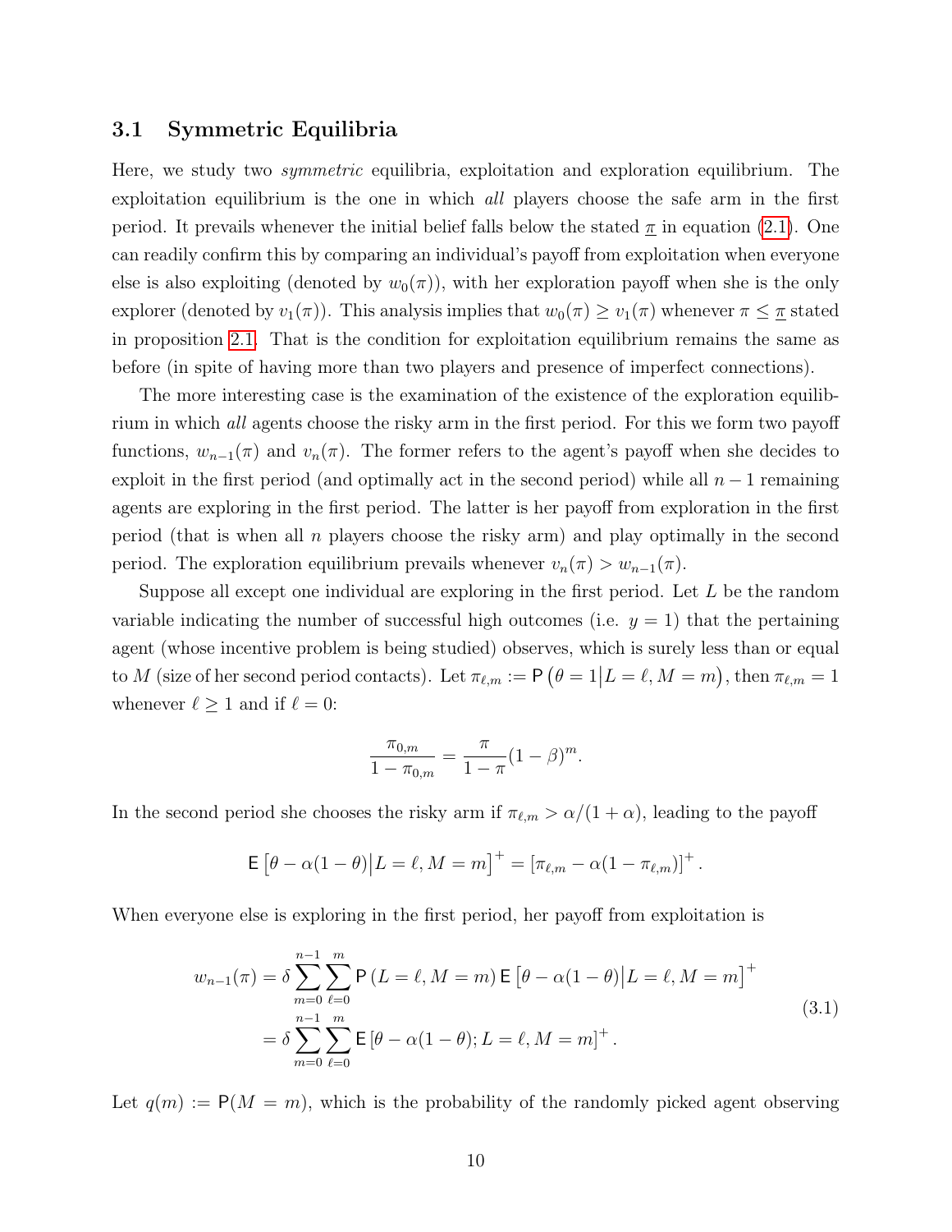### 3.1 Symmetric Equilibria

Here, we study two *symmetric* equilibria, exploitation and exploration equilibrium. The exploitation equilibrium is the one in which *all* players choose the safe arm in the first period. It prevails whenever the initial belief falls below the stated $\underline{\pi}$ in equation (2.1). One can readily confirm this by comparing an individual's payoff from exploitation when everyone else is also exploiting (denoted by $w_0(\pi)$), with her exploration payoff when she is the only explorer (denoted by $v_1(\pi)$). This analysis implies that $w_0(\pi) \geq v_1(\pi)$ whenever $\pi \leq \underline{\pi}$ stated in proposition 2.1. That is the condition for exploitation equilibrium remains the same as before (in spite of having more than two players and presence of imperfect connections).

The more interesting case is the examination of the existence of the exploration equilibrium in which *all* agents choose the risky arm in the first period. For this we form two payoff functions, $w_{n-1}(\pi)$ and $v_n(\pi)$. The former refers to the agent's payoff when she decides to exploit in the first period (and optimally act in the second period) while all $n-1$ remaining agents are exploring in the first period. The latter is her payoff from exploration in the first period (that is when all $n$ players choose the risky arm) and play optimally in the second period. The exploration equilibrium prevails whenever $v_n(\pi) > w_{n-1}(\pi)$.

Suppose all except one individual are exploring in the first period. Let $L$ be the random variable indicating the number of successful high outcomes (i.e. $y = 1$) that the pertaining agent (whose incentive problem is being studied) observes, which is surely less than or equal to $M$ (size of her second period contacts). Let $\pi_{\ell,m} := \mathsf{P}\left(\theta = 1 \middle| L = \ell, M = m\right)$, then $\pi_{\ell,m} = 1$ whenever $\ell \geq 1$ and if $\ell = 0$:

$$\frac{\pi_{0,m}}{1-\pi_{0,m}} = \frac{\pi}{1-\pi}(1-\beta)^m.$$

In the second period she chooses the risky arm if $\pi_{\ell,m} > \alpha/(1+\alpha)$, leading to the payoff

$$\mathsf{E}\left[\theta - \alpha(1-\theta)\middle| L = \ell, M = m\right]^+ = \left[\pi_{\ell,m} - \alpha(1-\pi_{\ell,m})\right]^+.$$

When everyone else is exploring in the first period, her payoff from exploitation is

$$\begin{aligned}
w_{n-1}(\pi) &= \delta \sum_{m=0}^{n-1} \sum_{\ell=0}^{m} \mathsf{P}\left(L = \ell, M = m\right) \mathsf{E}\left[\theta - \alpha(1-\theta)\middle| L = \ell, M = m\right]^+ \\
&= \delta \sum_{m=0}^{n-1} \sum_{\ell=0}^{m} \mathsf{E}\left[\theta - \alpha(1-\theta); L = \ell, M = m\right]^+.
\end{aligned} \tag{3.1}$$

Let $q(m) := \mathsf{P}(M = m)$, which is the probability of the randomly picked agent observing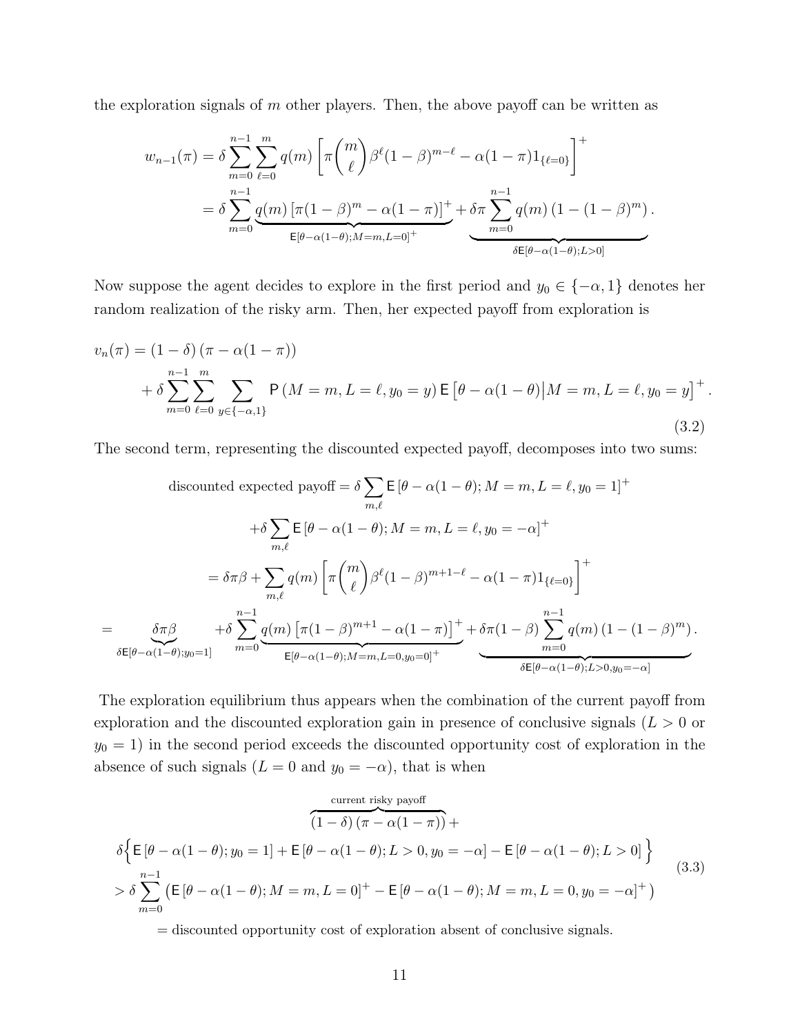the exploration signals of $m$ other players. Then, the above payoff can be written as

$$
\begin{aligned}
w_{n-1}(\pi) &= \delta \sum_{m=0}^{n-1} \sum_{\ell=0}^{m} q(m) \left[ \pi \binom{m}{\ell} \beta^{\ell} (1-\beta)^{m-\ell} - \alpha(1-\pi) 1_{\{\ell=0\}} \right]^{+} \\
&= \delta \sum_{m=0}^{n-1} \underbrace{q(m) \left[ \pi(1-\beta)^{m} - \alpha(1-\pi) \right]^{+}}_{\mathsf{E}[\theta-\alpha(1-\theta);M=m,L=0]^{+}} + \underbrace{\delta \pi \sum_{m=0}^{n-1} q(m) \left(1-(1-\beta)^{m}\right)}_{\delta \mathsf{E}[\theta-\alpha(1-\theta);L>0]}.
\end{aligned}
$$

Now suppose the agent decides to explore in the first period and $y_0 \in \{-\alpha, 1\}$ denotes her random realization of the risky arm. Then, her expected payoff from exploration is

$$
\begin{aligned}
v_n(\pi) &= (1-\delta)\left(\pi - \alpha(1-\pi)\right) \\
&\quad + \delta \sum_{m=0}^{n-1} \sum_{\ell=0}^{m} \sum_{y \in \{-\alpha,1\}} \mathsf{P}\left(M=m, L=\ell, y_0=y\right) \mathsf{E}\left[\theta - \alpha(1-\theta) \middle| M=m, L=\ell, y_0=y\right]^{+}.
\end{aligned}
\tag{3.2}
$$

The second term, representing the discounted expected payoff, decomposes into two sums:

$$
\begin{aligned}
\text{discounted expected payoff} &= \delta \sum_{m,\ell} \mathsf{E}\left[\theta - \alpha(1-\theta); M=m, L=\ell, y_0=1\right]^{+} \\
&\quad + \delta \sum_{m,\ell} \mathsf{E}\left[\theta - \alpha(1-\theta); M=m, L=\ell, y_0=-\alpha\right]^{+} \\
&= \delta\pi\beta + \sum_{m,\ell} q(m) \left[ \pi \binom{m}{\ell} \beta^{\ell} (1-\beta)^{m+1-\ell} - \alpha(1-\pi) 1_{\{\ell=0\}} \right]^{+} \\
= \underbrace{\delta\pi\beta}_{\delta \mathsf{E}[\theta-\alpha(1-\theta);y_0=1]} &+ \delta \sum_{m=0}^{n-1} \underbrace{q(m)\left[\pi(1-\beta)^{m+1} - \alpha(1-\pi)\right]^{+}}_{\mathsf{E}[\theta-\alpha(1-\theta);M=m,L=0,y_0=0]^{+}} + \underbrace{\delta\pi(1-\beta) \sum_{m=0}^{n-1} q(m)\left(1-(1-\beta)^{m}\right)}_{\delta \mathsf{E}[\theta-\alpha(1-\theta);L>0,y_0=-\alpha]}.
\end{aligned}
$$

The exploration equilibrium thus appears when the combination of the current payoff from exploration and the discounted exploration gain in presence of conclusive signals ($L > 0$ or $y_0 = 1$) in the second period exceeds the discounted opportunity cost of exploration in the absence of such signals ($L = 0$ and $y_0 = -\alpha$), that is when

$$
\begin{aligned}
&\overbrace{(1-\delta)\left(\pi - \alpha(1-\pi)\right)}^{\text{current risky payoff}} + \\
&\delta \Big\{ \mathsf{E}\left[\theta - \alpha(1-\theta); y_0=1\right] + \mathsf{E}\left[\theta - \alpha(1-\theta); L>0, y_0=-\alpha\right] - \mathsf{E}\left[\theta - \alpha(1-\theta); L>0\right] \Big\} \\
&> \delta \sum_{m=0}^{n-1} \left( \mathsf{E}\left[\theta - \alpha(1-\theta); M=m, L=0\right]^{+} - \mathsf{E}\left[\theta - \alpha(1-\theta); M=m, L=0, y_0=-\alpha\right]^{+} \right) \\
&= \text{discounted opportunity cost of exploration absent of conclusive signals.}
\end{aligned}
\tag{3.3}
$$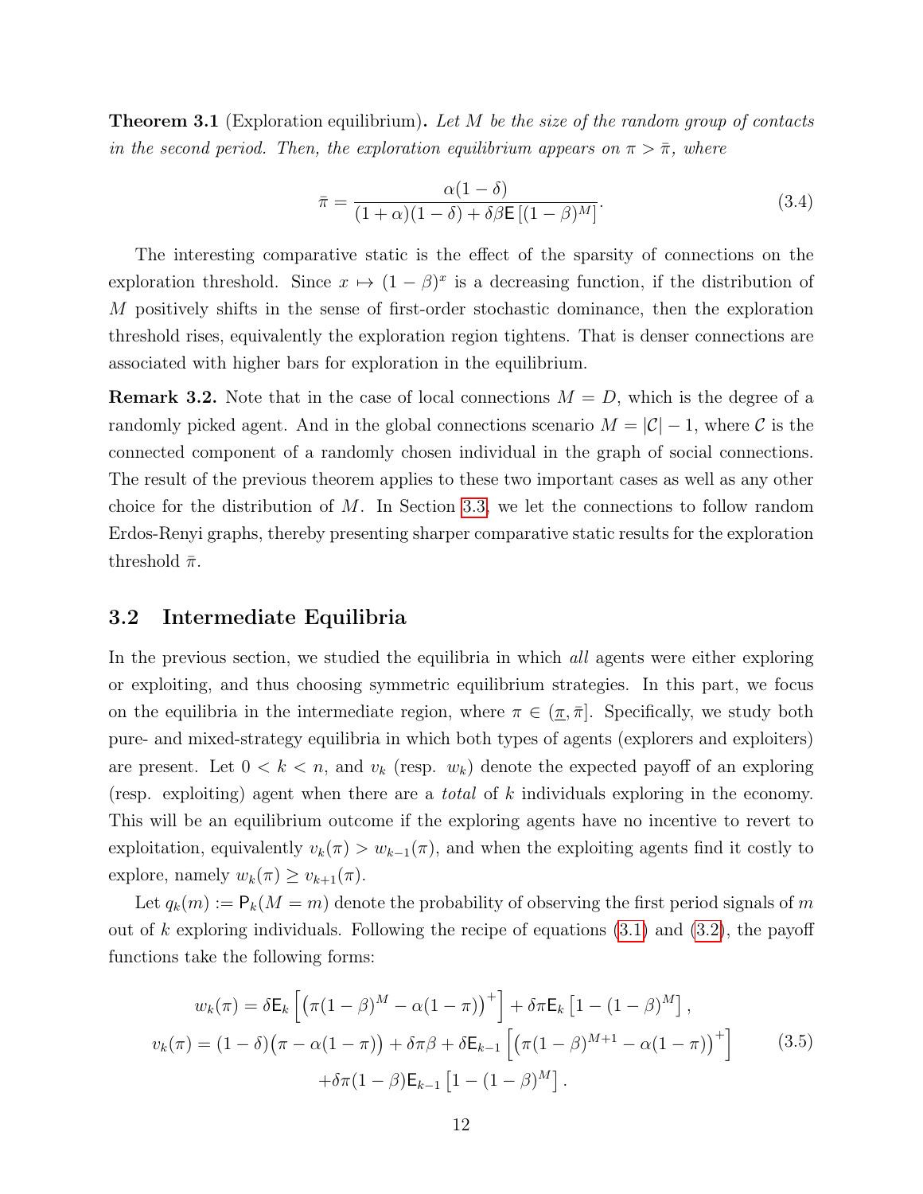**Theorem 3.1** (Exploration equilibrium)**.** *Let $M$ be the size of the random group of contacts in the second period. Then, the exploration equilibrium appears on $\pi > \bar{\pi}$, where*

$$\bar{\pi} = \frac{\alpha(1-\delta)}{(1+\alpha)(1-\delta) + \delta\beta \mathsf{E}\left[(1-\beta)^M\right]}. \tag{3.4}$$

The interesting comparative static is the effect of the sparsity of connections on the exploration threshold. Since $x \mapsto (1-\beta)^x$ is a decreasing function, if the distribution of $M$ positively shifts in the sense of first-order stochastic dominance, then the exploration threshold rises, equivalently the exploration region tightens. That is denser connections are associated with higher bars for exploration in the equilibrium.

**Remark 3.2.** Note that in the case of local connections $M = D$, which is the degree of a randomly picked agent. And in the global connections scenario $M = |\mathcal{C}| - 1$, where $\mathcal{C}$ is the connected component of a randomly chosen individual in the graph of social connections. The result of the previous theorem applies to these two important cases as well as any other choice for the distribution of $M$. In Section 3.3, we let the connections to follow random Erdos-Renyi graphs, thereby presenting sharper comparative static results for the exploration threshold $\bar{\pi}$.

## 3.2 Intermediate Equilibria

In the previous section, we studied the equilibria in which *all* agents were either exploring or exploiting, and thus choosing symmetric equilibrium strategies. In this part, we focus on the equilibria in the intermediate region, where $\pi \in (\underline{\pi}, \bar{\pi}]$. Specifically, we study both pure- and mixed-strategy equilibria in which both types of agents (explorers and exploiters) are present. Let $0 < k < n$, and $v_k$ (resp. $w_k$) denote the expected payoff of an exploring (resp. exploiting) agent when there are a *total* of $k$ individuals exploring in the economy. This will be an equilibrium outcome if the exploring agents have no incentive to revert to exploitation, equivalently $v_k(\pi) > w_{k-1}(\pi)$, and when the exploiting agents find it costly to explore, namely $w_k(\pi) \geq v_{k+1}(\pi)$.

Let $q_k(m) := \mathsf{P}_k(M = m)$ denote the probability of observing the first period signals of $m$ out of $k$ exploring individuals. Following the recipe of equations (3.1) and (3.2), the payoff functions take the following forms:

$$\begin{aligned}
w_k(\pi) &= \delta \mathsf{E}_k\left[\left(\pi(1-\beta)^M - \alpha(1-\pi)\right)^+\right] + \delta\pi \mathsf{E}_k\left[1-(1-\beta)^M\right], \\
v_k(\pi) &= (1-\delta)\big(\pi - \alpha(1-\pi)\big) + \delta\pi\beta + \delta \mathsf{E}_{k-1}\left[\left(\pi(1-\beta)^{M+1} - \alpha(1-\pi)\right)^+\right] \\
&\quad + \delta\pi(1-\beta)\mathsf{E}_{k-1}\left[1-(1-\beta)^M\right].
\end{aligned} \tag{3.5}$$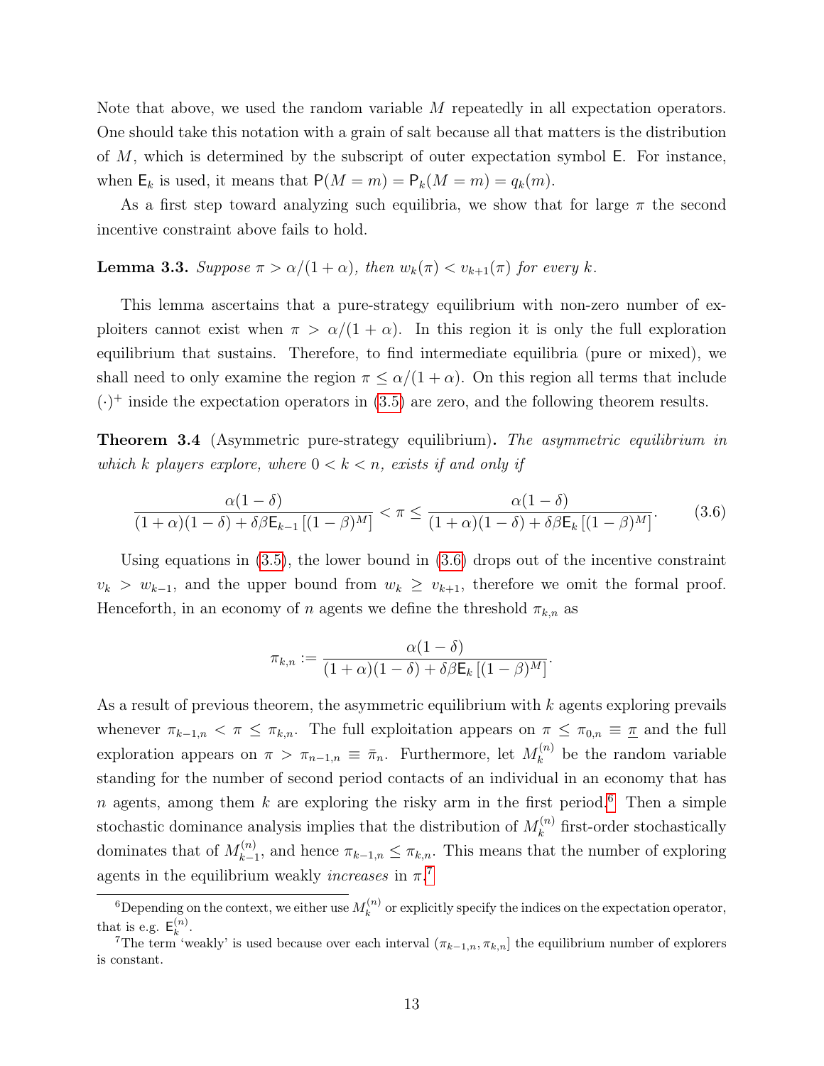Note that above, we used the random variable $M$ repeatedly in all expectation operators. One should take this notation with a grain of salt because all that matters is the distribution of $M$, which is determined by the subscript of outer expectation symbol $\mathsf{E}$. For instance, when $\mathsf{E}_k$ is used, it means that $\mathsf{P}(M = m) = \mathsf{P}_k(M = m) = q_k(m)$.

As a first step toward analyzing such equilibria, we show that for large $\pi$ the second incentive constraint above fails to hold.

**Lemma 3.3.** *Suppose $\pi > \alpha/(1+\alpha)$, then $w_k(\pi) < v_{k+1}(\pi)$ for every $k$.*

This lemma ascertains that a pure-strategy equilibrium with non-zero number of exploiters cannot exist when $\pi > \alpha/(1+\alpha)$. In this region it is only the full exploration equilibrium that sustains. Therefore, to find intermediate equilibria (pure or mixed), we shall need to only examine the region $\pi \leq \alpha/(1+\alpha)$. On this region all terms that include $(\cdot)^+$ inside the expectation operators in (3.5) are zero, and the following theorem results.

**Theorem 3.4** (Asymmetric pure-strategy equilibrium)**.** *The asymmetric equilibrium in which $k$ players explore, where $0 < k < n$, exists if and only if*

$$\frac{\alpha(1-\delta)}{(1+\alpha)(1-\delta) + \delta\beta\mathsf{E}_{k-1}\left[(1-\beta)^M\right]} < \pi \leq \frac{\alpha(1-\delta)}{(1+\alpha)(1-\delta) + \delta\beta\mathsf{E}_{k}\left[(1-\beta)^M\right]}. \tag{3.6}$$

Using equations in (3.5), the lower bound in (3.6) drops out of the incentive constraint $v_k > w_{k-1}$, and the upper bound from $w_k \geq v_{k+1}$, therefore we omit the formal proof. Henceforth, in an economy of $n$ agents we define the threshold $\pi_{k,n}$ as

$$\pi_{k,n} := \frac{\alpha(1-\delta)}{(1+\alpha)(1-\delta) + \delta\beta\mathsf{E}_{k}\left[(1-\beta)^M\right]}.$$

As a result of previous theorem, the asymmetric equilibrium with $k$ agents exploring prevails whenever $\pi_{k-1,n} < \pi \leq \pi_{k,n}$. The full exploitation appears on $\pi \leq \pi_{0,n} \equiv \underline{\pi}$ and the full exploration appears on $\pi > \pi_{n-1,n} \equiv \bar{\pi}_n$. Furthermore, let $M_k^{(n)}$ be the random variable standing for the number of second period contacts of an individual in an economy that has $n$ agents, among them $k$ are exploring the risky arm in the first period.[6] Then a simple stochastic dominance analysis implies that the distribution of $M_k^{(n)}$ first-order stochastically dominates that of $M_{k-1}^{(n)}$, and hence $\pi_{k-1,n} \leq \pi_{k,n}$. This means that the number of exploring agents in the equilibrium weakly *increases* in $\pi$.[7]

[6] Depending on the context, we either use $M_k^{(n)}$ or explicitly specify the indices on the expectation operator, that is e.g. $\mathsf{E}_k^{(n)}$.

[7] The term 'weakly' is used because over each interval $(\pi_{k-1,n}, \pi_{k,n}]$ the equilibrium number of explorers is constant.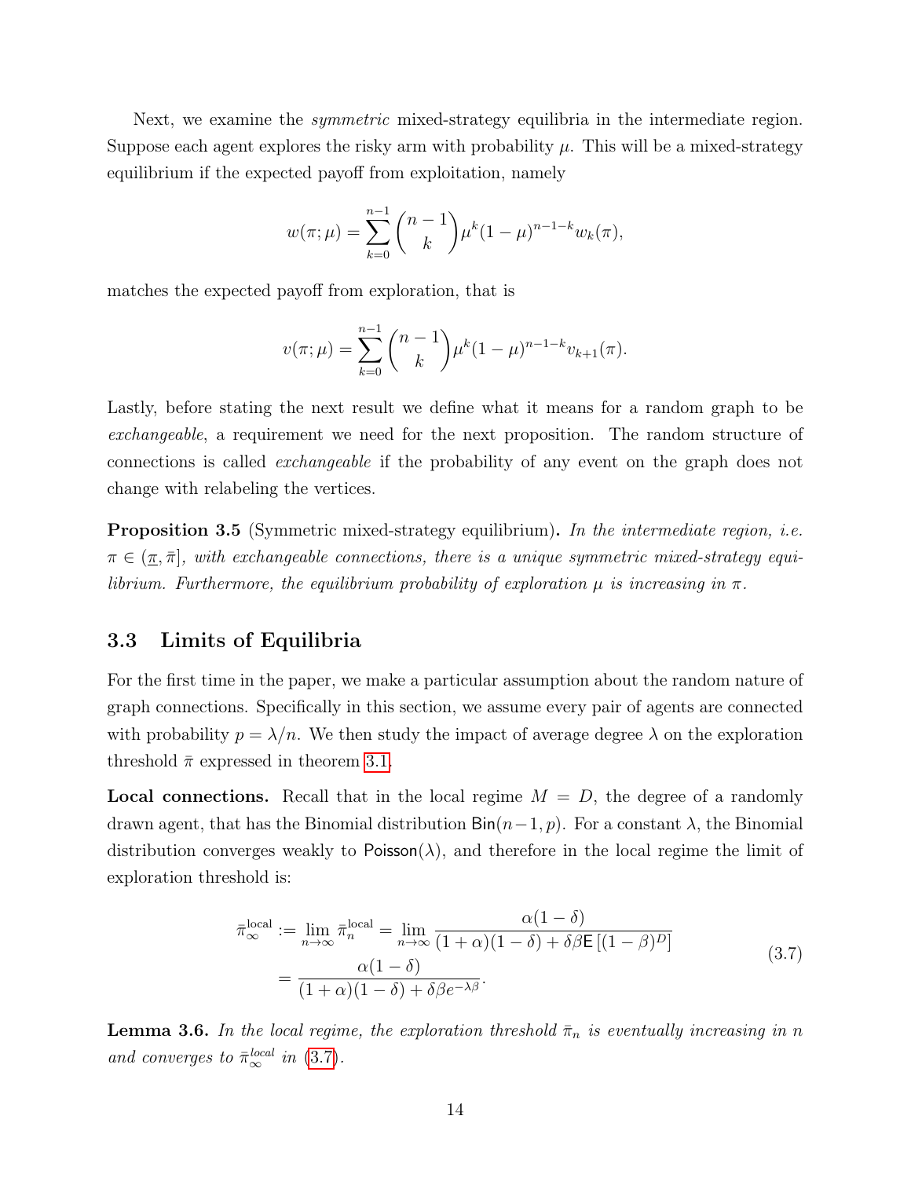Next, we examine the *symmetric* mixed-strategy equilibria in the intermediate region. Suppose each agent explores the risky arm with probability $\mu$. This will be a mixed-strategy equilibrium if the expected payoff from exploitation, namely

$$w(\pi;\mu) = \sum_{k=0}^{n-1} \binom{n-1}{k} \mu^k (1-\mu)^{n-1-k} w_k(\pi),$$

matches the expected payoff from exploration, that is

$$v(\pi;\mu) = \sum_{k=0}^{n-1} \binom{n-1}{k} \mu^k (1-\mu)^{n-1-k} v_{k+1}(\pi).$$

Lastly, before stating the next result we define what it means for a random graph to be *exchangeable*, a requirement we need for the next proposition. The random structure of connections is called *exchangeable* if the probability of any event on the graph does not change with relabeling the vertices.

**Proposition 3.5** (Symmetric mixed-strategy equilibrium). *In the intermediate region, i.e. $\pi \in (\underline{\pi}, \bar{\pi}]$, with exchangeable connections, there is a unique symmetric mixed-strategy equilibrium. Furthermore, the equilibrium probability of exploration $\mu$ is increasing in $\pi$.*

### 3.3 Limits of Equilibria

For the first time in the paper, we make a particular assumption about the random nature of graph connections. Specifically in this section, we assume every pair of agents are connected with probability $p = \lambda/n$. We then study the impact of average degree $\lambda$ on the exploration threshold $\bar{\pi}$ expressed in theorem 3.1.

**Local connections.** Recall that in the local regime $M = D$, the degree of a randomly drawn agent, that has the Binomial distribution $\mathsf{Bin}(n-1, p)$. For a constant $\lambda$, the Binomial distribution converges weakly to $\mathsf{Poisson}(\lambda)$, and therefore in the local regime the limit of exploration threshold is:

$$\begin{aligned} \bar{\pi}_\infty^{\text{local}} &:= \lim_{n\to\infty} \bar{\pi}_n^{\text{local}} = \lim_{n\to\infty} \frac{\alpha(1-\delta)}{(1+\alpha)(1-\delta) + \delta\beta \mathsf{E}\left[(1-\beta)^D\right]} \\ &= \frac{\alpha(1-\delta)}{(1+\alpha)(1-\delta) + \delta\beta e^{-\lambda\beta}}. \end{aligned} \tag{3.7}$$

**Lemma 3.6.** *In the local regime, the exploration threshold $\bar{\pi}_n$ is eventually increasing in $n$ and converges to $\bar{\pi}_\infty^{local}$ in (3.7).*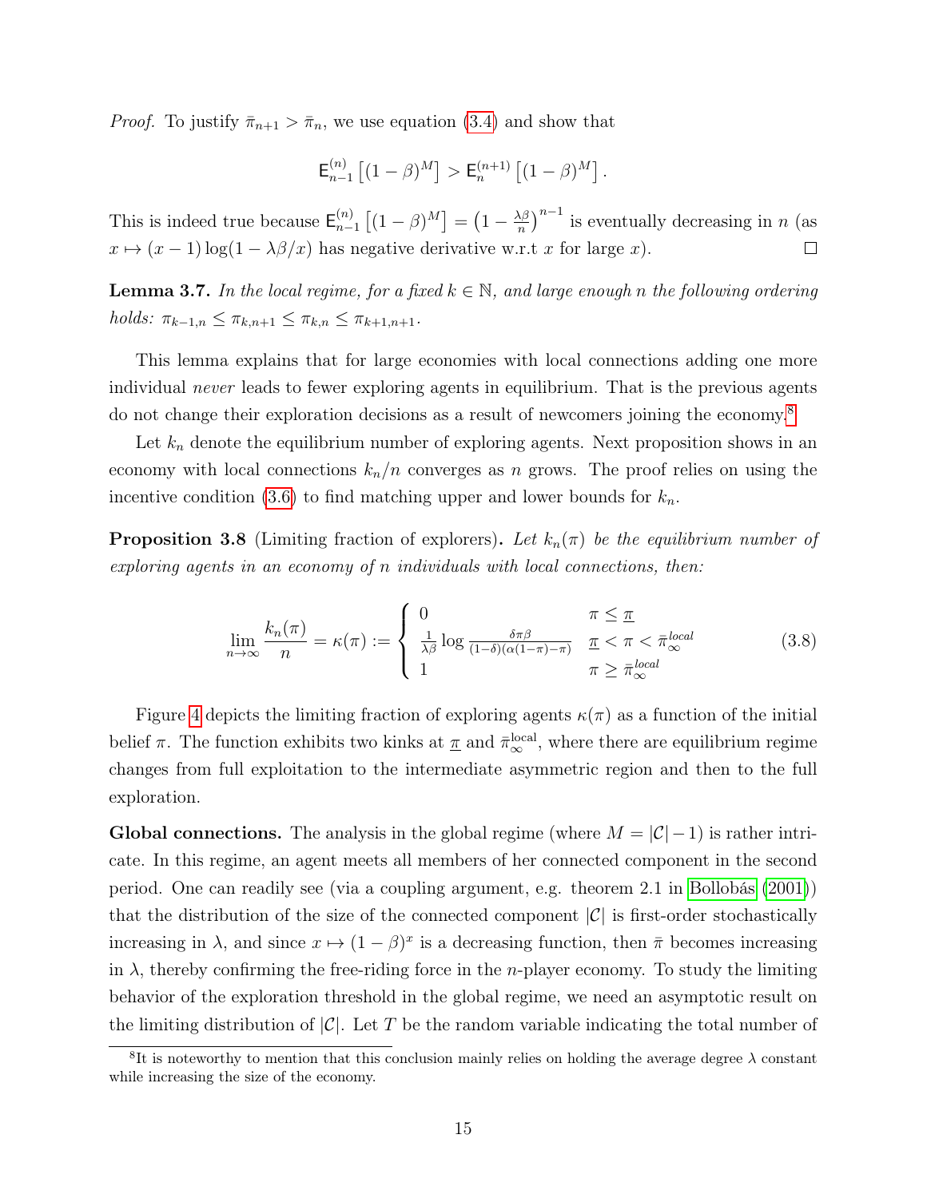*Proof.* To justify $\bar{\pi}_{n+1} > \bar{\pi}_n$, we use equation (3.4) and show that

$$\mathsf{E}_{n-1}^{(n)}\left[(1-\beta)^M\right] > \mathsf{E}_{n}^{(n+1)}\left[(1-\beta)^M\right].$$

This is indeed true because $\mathsf{E}_{n-1}^{(n)}\left[(1-\beta)^M\right] = \left(1 - \frac{\lambda\beta}{n}\right)^{n-1}$ is eventually decreasing in $n$ (as $x \mapsto (x-1)\log(1-\lambda\beta/x)$ has negative derivative w.r.t $x$ for large $x$). □

**Lemma 3.7.** *In the local regime, for a fixed $k \in \mathbb{N}$, and large enough $n$ the following ordering holds: $\pi_{k-1,n} \leq \pi_{k,n+1} \leq \pi_{k,n} \leq \pi_{k+1,n+1}$.*

This lemma explains that for large economies with local connections adding one more individual *never* leads to fewer exploring agents in equilibrium. That is the previous agents do not change their exploration decisions as a result of newcomers joining the economy.[8]

Let $k_n$ denote the equilibrium number of exploring agents. Next proposition shows in an economy with local connections $k_n/n$ converges as $n$ grows. The proof relies on using the incentive condition (3.6) to find matching upper and lower bounds for $k_n$.

**Proposition 3.8** (Limiting fraction of explorers)**.** *Let $k_n(\pi)$ be the equilibrium number of exploring agents in an economy of $n$ individuals with local connections, then:*

$$\lim_{n\to\infty} \frac{k_n(\pi)}{n} = \kappa(\pi) := \begin{cases} 0 & \pi \leq \underline{\pi} \\ \frac{1}{\lambda\beta}\log\frac{\delta\pi\beta}{(1-\delta)(\alpha(1-\pi)-\pi)} & \underline{\pi} < \pi < \bar{\pi}_\infty^{local} \\ 1 & \pi \geq \bar{\pi}_\infty^{local} \end{cases} \tag{3.8}$$

Figure 4 depicts the limiting fraction of exploring agents $\kappa(\pi)$ as a function of the initial belief $\pi$. The function exhibits two kinks at $\underline{\pi}$ and $\bar{\pi}_\infty^{\text{local}}$, where there are equilibrium regime changes from full exploitation to the intermediate asymmetric region and then to the full exploration.

**Global connections.** The analysis in the global regime (where $M = |\mathcal{C}| - 1$) is rather intricate. In this regime, an agent meets all members of her connected component in the second period. One can readily see (via a coupling argument, e.g. theorem 2.1 in Bollobás (2001)) that the distribution of the size of the connected component $|\mathcal{C}|$ is first-order stochastically increasing in $\lambda$, and since $x \mapsto (1-\beta)^x$ is a decreasing function, then $\bar{\pi}$ becomes increasing in $\lambda$, thereby confirming the free-riding force in the $n$-player economy. To study the limiting behavior of the exploration threshold in the global regime, we need an asymptotic result on the limiting distribution of $|\mathcal{C}|$. Let $T$ be the random variable indicating the total number of

[8] It is noteworthy to mention that this conclusion mainly relies on holding the average degree $\lambda$ constant while increasing the size of the economy.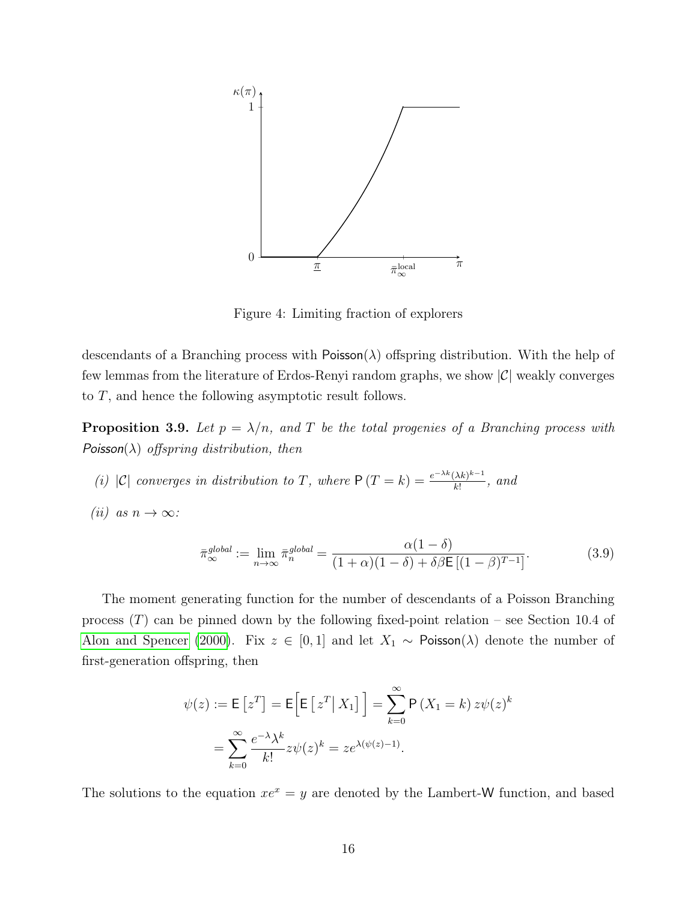Figure 4: Limiting fraction of explorers

descendants of a Branching process with $\mathsf{Poisson}(\lambda)$ offspring distribution. With the help of few lemmas from the literature of Erdos-Renyi random graphs, we show $|\mathcal{C}|$ weakly converges to $T$, and hence the following asymptotic result follows.

**Proposition 3.9.** *Let $p = \lambda/n$, and $T$ be the total progenies of a Branching process with $\mathsf{Poisson}(\lambda)$ offspring distribution, then*

*(i) $|\mathcal{C}|$ converges in distribution to $T$, where $\mathsf{P}(T = k) = \frac{e^{-\lambda k}(\lambda k)^{k-1}}{k!}$, and*

*(ii) as $n \to \infty$:*

$$\bar{\pi}_{\infty}^{global} := \lim_{n\to\infty} \bar{\pi}_{n}^{global} = \frac{\alpha(1-\delta)}{(1+\alpha)(1-\delta) + \delta\beta\mathsf{E}\left[(1-\beta)^{T-1}\right]}. \tag{3.9}$$

The moment generating function for the number of descendants of a Poisson Branching process $(T)$ can be pinned down by the following fixed-point relation – see Section 10.4 of Alon and Spencer (2000). Fix $z \in [0, 1]$ and let $X_1 \sim \mathsf{Poisson}(\lambda)$ denote the number of first-generation offspring, then

$$\begin{aligned}
\psi(z) := \mathsf{E}\left[z^T\right] = \mathsf{E}\Big[\mathsf{E}\left[z^T \middle| X_1\right]\Big] &= \sum_{k=0}^{\infty} \mathsf{P}(X_1 = k)\, z\psi(z)^k \\
&= \sum_{k=0}^{\infty} \frac{e^{-\lambda}\lambda^k}{k!} z\psi(z)^k = z e^{\lambda(\psi(z)-1)}.
\end{aligned}$$

The solutions to the equation $xe^x = y$ are denoted by the Lambert-$\mathsf{W}$ function, and based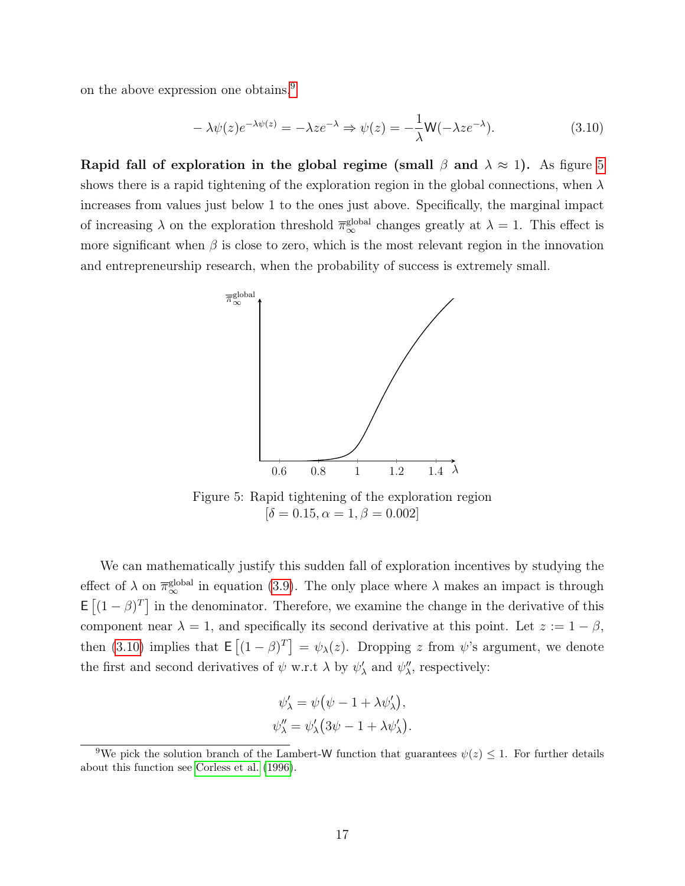on the above expression one obtains.[9]

$$-\lambda\psi(z)e^{-\lambda\psi(z)} = -\lambda z e^{-\lambda} \Rightarrow \psi(z) = -\frac{1}{\lambda}\mathsf{W}(-\lambda z e^{-\lambda}). \tag{3.10}$$

**Rapid fall of exploration in the global regime (small $\beta$ and $\lambda \approx 1$).** As figure 5 shows there is a rapid tightening of the exploration region in the global connections, when $\lambda$ increases from values just below 1 to the ones just above. Specifically, the marginal impact of increasing $\lambda$ on the exploration threshold $\overline{\pi}_{\infty}^{\text{global}}$ changes greatly at $\lambda = 1$. This effect is more significant when $\beta$ is close to zero, which is the most relevant region in the innovation and entrepreneurship research, when the probability of success is extremely small.

Figure 5: Rapid tightening of the exploration region
$[\delta = 0.15, \alpha = 1, \beta = 0.002]$

We can mathematically justify this sudden fall of exploration incentives by studying the effect of $\lambda$ on $\overline{\pi}_{\infty}^{\text{global}}$ in equation (3.9). The only place where $\lambda$ makes an impact is through $\mathsf{E}\left[(1-\beta)^T\right]$ in the denominator. Therefore, we examine the change in the derivative of this component near $\lambda = 1$, and specifically its second derivative at this point. Let $z := 1 - \beta$, then (3.10) implies that $\mathsf{E}\left[(1-\beta)^T\right] = \psi_\lambda(z)$. Dropping $z$ from $\psi$'s argument, we denote the first and second derivatives of $\psi$ w.r.t $\lambda$ by $\psi'_\lambda$ and $\psi''_\lambda$, respectively:

$$\psi'_\lambda = \psi\big(\psi - 1 + \lambda\psi'_\lambda\big),$$
$$\psi''_\lambda = \psi'_\lambda\big(3\psi - 1 + \lambda\psi'_\lambda\big).$$

[9] We pick the solution branch of the Lambert-W function that guarantees $\psi(z) \leq 1$. For further details about this function see Corless et al. (1996).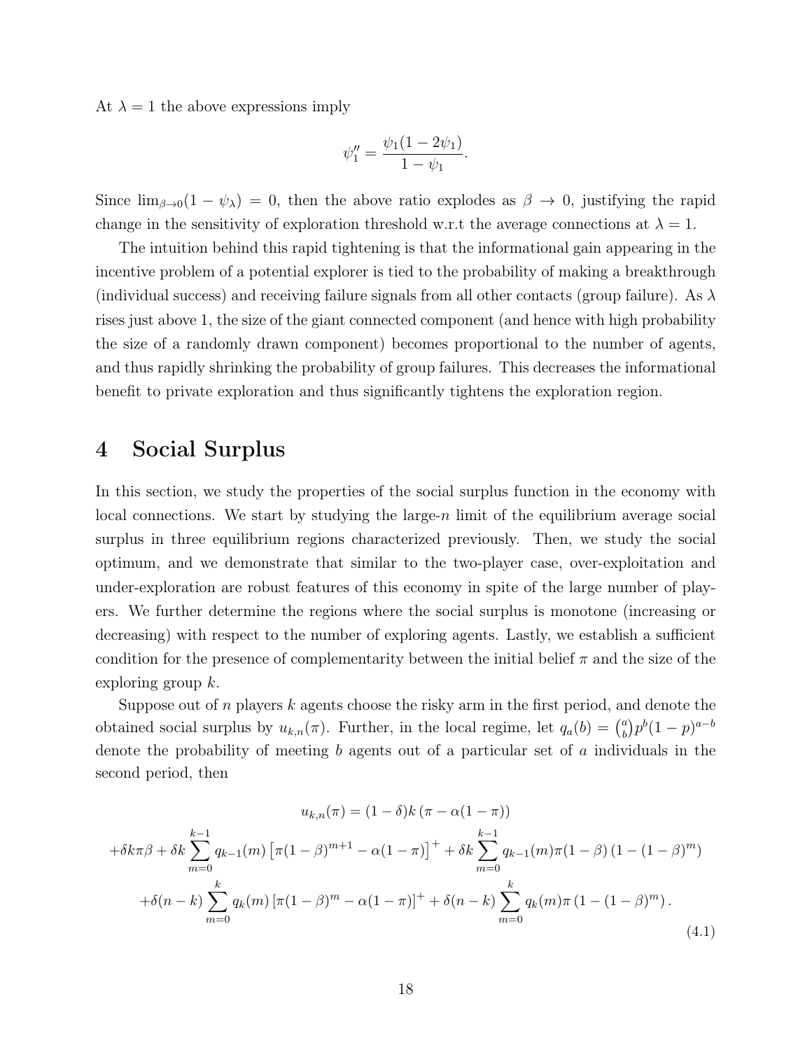At $\lambda = 1$ the above expressions imply

$$\psi_1'' = \frac{\psi_1(1-2\psi_1)}{1-\psi_1}.$$

Since $\lim_{\beta\to 0}(1-\psi_\lambda) = 0$, then the above ratio explodes as $\beta \to 0$, justifying the rapid change in the sensitivity of exploration threshold w.r.t the average connections at $\lambda = 1$.

The intuition behind this rapid tightening is that the informational gain appearing in the incentive problem of a potential explorer is tied to the probability of making a breakthrough (individual success) and receiving failure signals from all other contacts (group failure). As $\lambda$ rises just above 1, the size of the giant connected component (and hence with high probability the size of a randomly drawn component) becomes proportional to the number of agents, and thus rapidly shrinking the probability of group failures. This decreases the informational benefit to private exploration and thus significantly tightens the exploration region.

# 4 Social Surplus

In this section, we study the properties of the social surplus function in the economy with local connections. We start by studying the large-$n$ limit of the equilibrium average social surplus in three equilibrium regions characterized previously. Then, we study the social optimum, and we demonstrate that similar to the two-player case, over-exploitation and under-exploration are robust features of this economy in spite of the large number of players. We further determine the regions where the social surplus is monotone (increasing or decreasing) with respect to the number of exploring agents. Lastly, we establish a sufficient condition for the presence of complementarity between the initial belief $\pi$ and the size of the exploring group $k$.

Suppose out of $n$ players $k$ agents choose the risky arm in the first period, and denote the obtained social surplus by $u_{k,n}(\pi)$. Further, in the local regime, let $q_a(b) = \binom{a}{b}p^b(1-p)^{a-b}$ denote the probability of meeting $b$ agents out of a particular set of $a$ individuals in the second period, then

$$\begin{gathered}
u_{k,n}(\pi) = (1-\delta)k\left(\pi - \alpha(1-\pi)\right) \\
+\delta k\pi\beta + \delta k \sum_{m=0}^{k-1} q_{k-1}(m)\left[\pi(1-\beta)^{m+1} - \alpha(1-\pi)\right]^+ + \delta k \sum_{m=0}^{k-1} q_{k-1}(m)\pi(1-\beta)\left(1-(1-\beta)^m\right) \\
+\delta(n-k)\sum_{m=0}^{k} q_k(m)\left[\pi(1-\beta)^m - \alpha(1-\pi)\right]^+ + \delta(n-k)\sum_{m=0}^{k} q_k(m)\pi\left(1-(1-\beta)^m\right).
\end{gathered} \tag{4.1}$$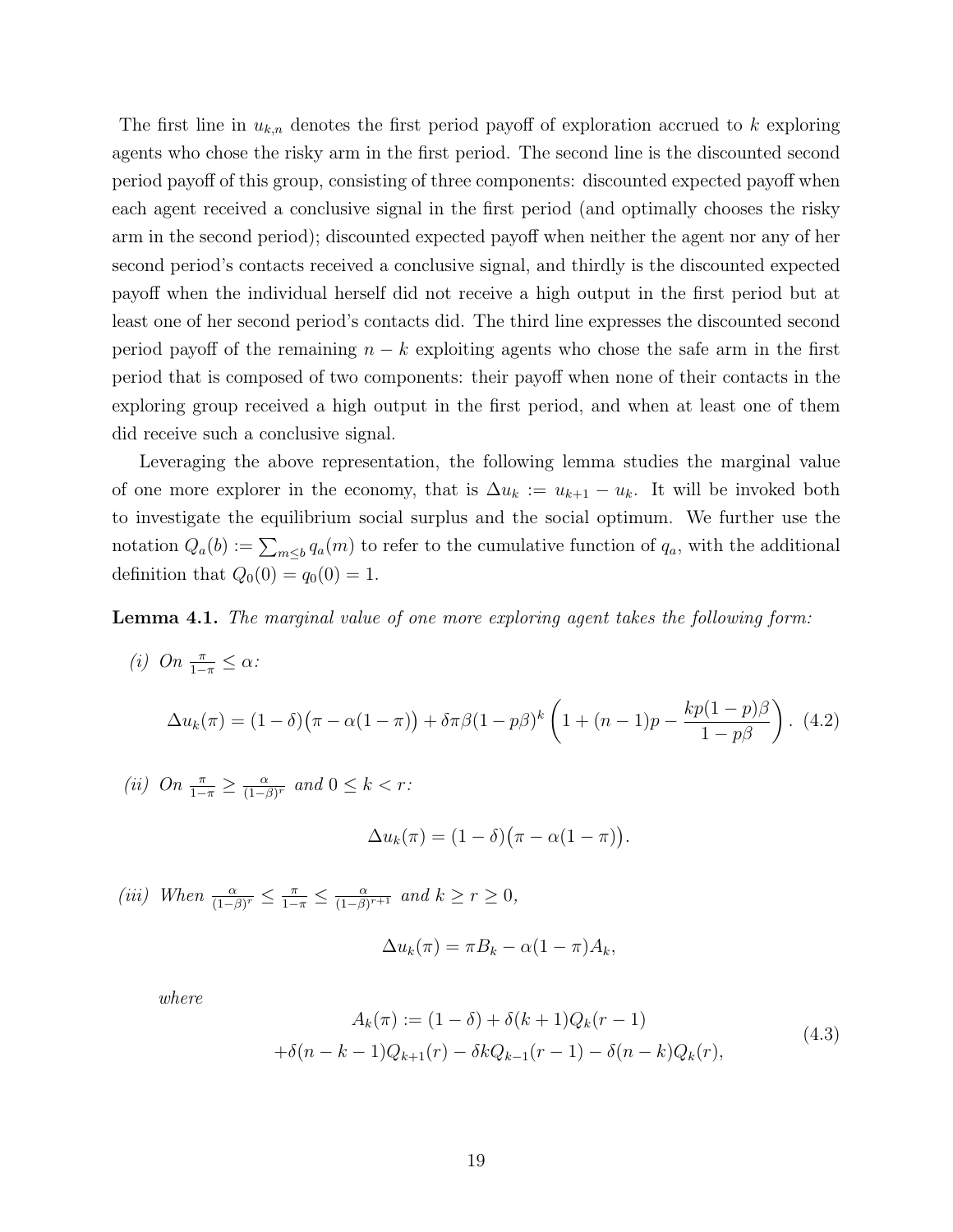The first line in $u_{k,n}$ denotes the first period payoff of exploration accrued to $k$ exploring agents who chose the risky arm in the first period. The second line is the discounted second period payoff of this group, consisting of three components: discounted expected payoff when each agent received a conclusive signal in the first period (and optimally chooses the risky arm in the second period); discounted expected payoff when neither the agent nor any of her second period's contacts received a conclusive signal, and thirdly is the discounted expected payoff when the individual herself did not receive a high output in the first period but at least one of her second period's contacts did. The third line expresses the discounted second period payoff of the remaining $n-k$ exploiting agents who chose the safe arm in the first period that is composed of two components: their payoff when none of their contacts in the exploring group received a high output in the first period, and when at least one of them did receive such a conclusive signal.

Leveraging the above representation, the following lemma studies the marginal value of one more explorer in the economy, that is $\Delta u_k := u_{k+1} - u_k$. It will be invoked both to investigate the equilibrium social surplus and the social optimum. We further use the notation $Q_a(b) := \sum_{m \leq b} q_a(m)$ to refer to the cumulative function of $q_a$, with the additional definition that $Q_0(0) = q_0(0) = 1$.

**Lemma 4.1.** *The marginal value of one more exploring agent takes the following form:*

*(i) On* $\frac{\pi}{1-\pi} \leq \alpha$*:*

$$\Delta u_k(\pi) = (1-\delta)\big(\pi - \alpha(1-\pi)\big) + \delta\pi\beta(1-p\beta)^k\left(1 + (n-1)p - \frac{kp(1-p)\beta}{1-p\beta}\right). \quad (4.2)$$

*(ii) On* $\frac{\pi}{1-\pi} \geq \frac{\alpha}{(1-\beta)^r}$ *and* $0 \leq k < r$*:*

$$\Delta u_k(\pi) = (1-\delta)\big(\pi - \alpha(1-\pi)\big).$$

*(iii) When* $\frac{\alpha}{(1-\beta)^r} \leq \frac{\pi}{1-\pi} \leq \frac{\alpha}{(1-\beta)^{r+1}}$ *and* $k \geq r \geq 0$*,*

$$\Delta u_k(\pi) = \pi B_k - \alpha(1-\pi)A_k,$$

*where*

$$\begin{aligned} A_k(\pi) &:= (1-\delta) + \delta(k+1)Q_k(r-1) \\ &+ \delta(n-k-1)Q_{k+1}(r) - \delta k Q_{k-1}(r-1) - \delta(n-k)Q_k(r), \end{aligned} \quad (4.3)$$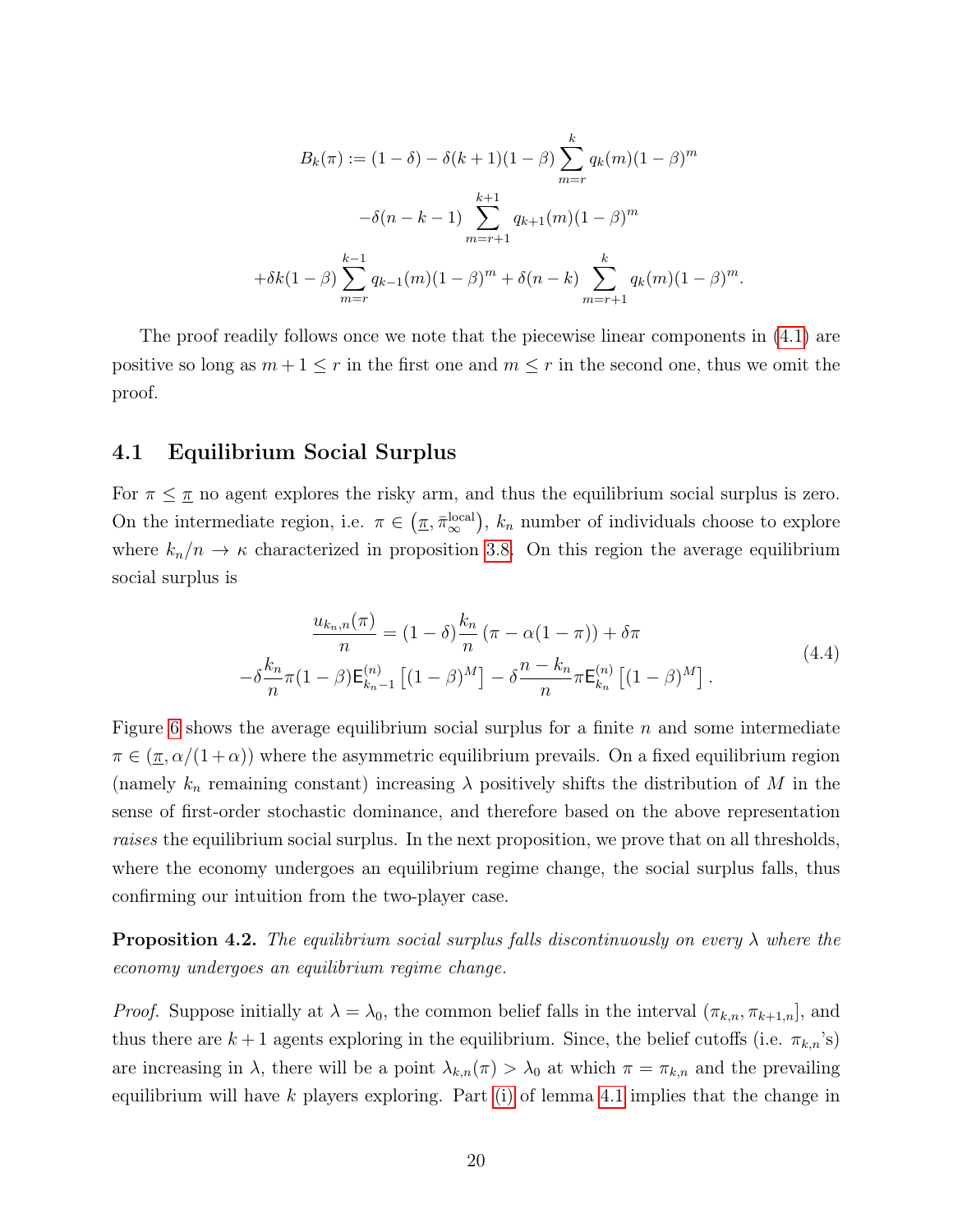$$
\begin{aligned}
B_k(\pi) := (1-\delta) - \delta(k+1)(1-\beta)\sum_{m=r}^{k} q_k(m)(1-\beta)^m \\
-\delta(n-k-1)\sum_{m=r+1}^{k+1} q_{k+1}(m)(1-\beta)^m \\
+\delta k(1-\beta)\sum_{m=r}^{k-1} q_{k-1}(m)(1-\beta)^m + \delta(n-k)\sum_{m=r+1}^{k} q_k(m)(1-\beta)^m.
\end{aligned}
$$

The proof readily follows once we note that the piecewise linear components in (4.1) are positive so long as $m+1 \leq r$ in the first one and $m \leq r$ in the second one, thus we omit the proof.

## 4.1 Equilibrium Social Surplus

For $\pi \leq \underline{\pi}$ no agent explores the risky arm, and thus the equilibrium social surplus is zero. On the intermediate region, i.e. $\pi \in \left(\underline{\pi}, \bar{\pi}_{\infty}^{\text{local}}\right)$, $k_n$ number of individuals choose to explore where $k_n/n \to \kappa$ characterized in proposition 3.8. On this region the average equilibrium social surplus is

$$
\begin{aligned}
\frac{u_{k_n,n}(\pi)}{n} = (1-\delta)\frac{k_n}{n}\left(\pi - \alpha(1-\pi)\right) + \delta\pi \\
-\delta\frac{k_n}{n}\pi(1-\beta)\mathsf{E}_{k_n-1}^{(n)}\left[(1-\beta)^M\right] - \delta\frac{n-k_n}{n}\pi\mathsf{E}_{k_n}^{(n)}\left[(1-\beta)^M\right].
\end{aligned}
\tag{4.4}
$$

Figure 6 shows the average equilibrium social surplus for a finite $n$ and some intermediate $\pi \in (\underline{\pi}, \alpha/(1+\alpha))$ where the asymmetric equilibrium prevails. On a fixed equilibrium region (namely $k_n$ remaining constant) increasing $\lambda$ positively shifts the distribution of $M$ in the sense of first-order stochastic dominance, and therefore based on the above representation *raises* the equilibrium social surplus. In the next proposition, we prove that on all thresholds, where the economy undergoes an equilibrium regime change, the social surplus falls, thus confirming our intuition from the two-player case.

**Proposition 4.2.** *The equilibrium social surplus falls discontinuously on every $\lambda$ where the economy undergoes an equilibrium regime change.*

*Proof.* Suppose initially at $\lambda = \lambda_0$, the common belief falls in the interval $(\pi_{k,n}, \pi_{k+1,n}]$, and thus there are $k+1$ agents exploring in the equilibrium. Since, the belief cutoffs (i.e. $\pi_{k,n}$'s) are increasing in $\lambda$, there will be a point $\lambda_{k,n}(\pi) > \lambda_0$ at which $\pi = \pi_{k,n}$ and the prevailing equilibrium will have $k$ players exploring. Part (i) of lemma 4.1 implies that the change in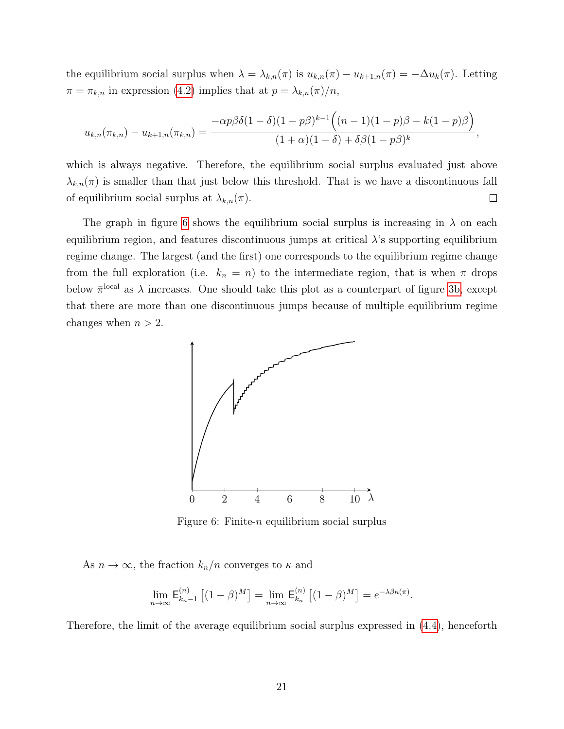the equilibrium social surplus when $\lambda = \lambda_{k,n}(\pi)$ is $u_{k,n}(\pi) - u_{k+1,n}(\pi) = -\Delta u_k(\pi)$. Letting $\pi = \pi_{k,n}$ in expression (4.2) implies that at $p = \lambda_{k,n}(\pi)/n$,

$$u_{k,n}(\pi_{k,n}) - u_{k+1,n}(\pi_{k,n}) = \frac{-\alpha p\beta\delta(1-\delta)(1-p\beta)^{k-1}\Big((n-1)(1-p)\beta - k(1-p)\beta\Big)}{(1+\alpha)(1-\delta) + \delta\beta(1-p\beta)^k},$$

which is always negative. Therefore, the equilibrium social surplus evaluated just above $\lambda_{k,n}(\pi)$ is smaller than that just below this threshold. That is we have a discontinuous fall of equilibrium social surplus at $\lambda_{k,n}(\pi)$. □

The graph in figure 6 shows the equilibrium social surplus is increasing in $\lambda$ on each equilibrium region, and features discontinuous jumps at critical $\lambda$'s supporting equilibrium regime change. The largest (and the first) one corresponds to the equilibrium regime change from the full exploration (i.e. $k_n = n$) to the intermediate region, that is when $\pi$ drops below $\bar{\pi}^{\text{local}}$ as $\lambda$ increases. One should take this plot as a counterpart of figure 3b, except that there are more than one discontinuous jumps because of multiple equilibrium regime changes when $n > 2$.

Figure 6: Finite-$n$ equilibrium social surplus

As $n \to \infty$, the fraction $k_n/n$ converges to $\kappa$ and

$$\lim_{n\to\infty} \mathsf{E}^{(n)}_{k_n-1}\left[(1-\beta)^M\right] = \lim_{n\to\infty} \mathsf{E}^{(n)}_{k_n}\left[(1-\beta)^M\right] = e^{-\lambda\beta\kappa(\pi)}.$$

Therefore, the limit of the average equilibrium social surplus expressed in (4.4), henceforth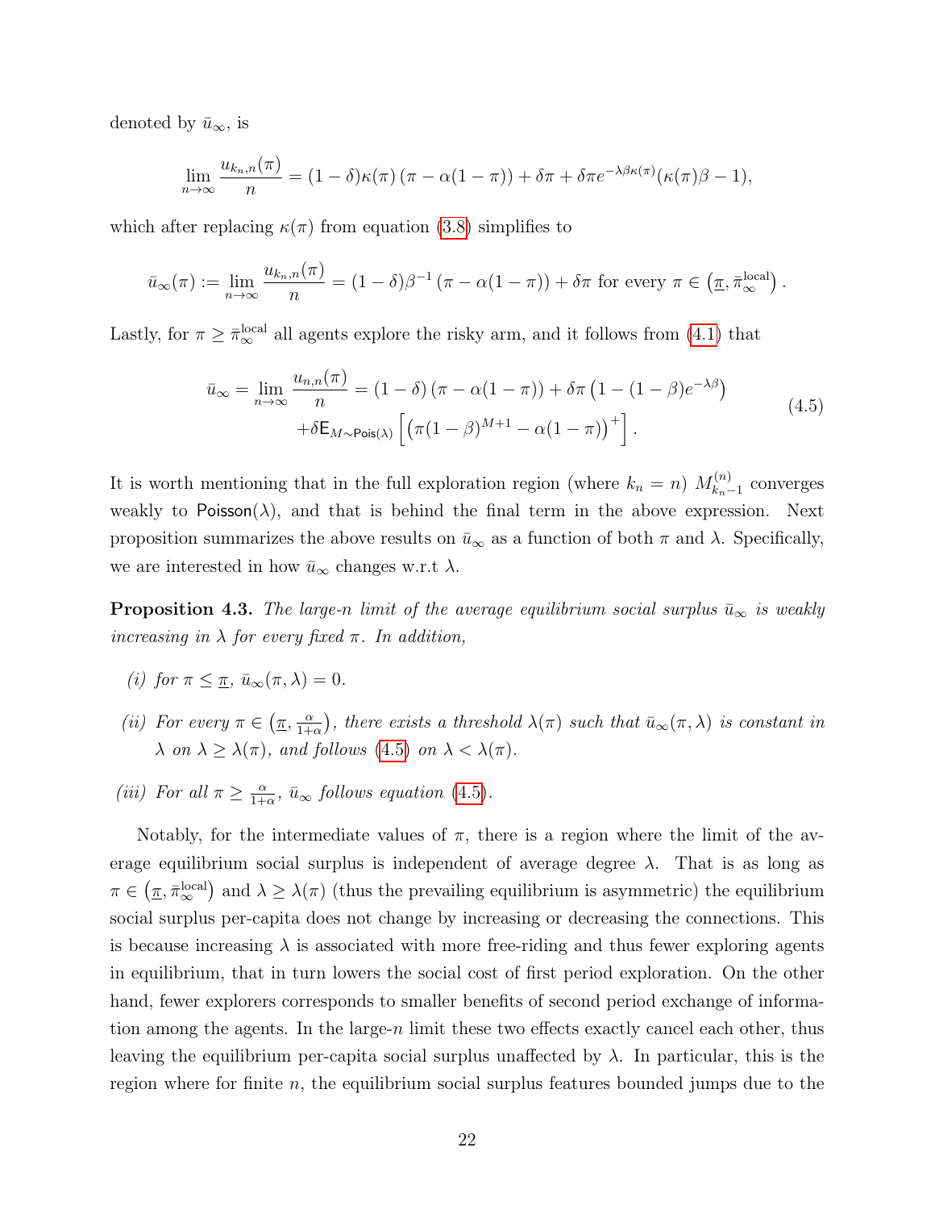denoted by $\bar{u}_\infty$, is

$$\lim_{n\to\infty} \frac{u_{k_n,n}(\pi)}{n} = (1-\delta)\kappa(\pi)\left(\pi - \alpha(1-\pi)\right) + \delta\pi + \delta\pi e^{-\lambda\beta\kappa(\pi)}(\kappa(\pi)\beta - 1),$$

which after replacing $\kappa(\pi)$ from equation (3.8) simplifies to

$$\bar{u}_\infty(\pi) := \lim_{n\to\infty} \frac{u_{k_n,n}(\pi)}{n} = (1-\delta)\beta^{-1}\left(\pi - \alpha(1-\pi)\right) + \delta\pi \text{ for every } \pi \in \left(\underline{\pi}, \bar{\pi}_\infty^{\text{local}}\right).$$

Lastly, for $\pi \geq \bar{\pi}_\infty^{\text{local}}$ all agents explore the risky arm, and it follows from (4.1) that

$$\begin{aligned}\bar{u}_\infty = \lim_{n\to\infty} \frac{u_{n,n}(\pi)}{n} = (1-\delta)\left(\pi - \alpha(1-\pi)\right) + \delta\pi\left(1 - (1-\beta)e^{-\lambda\beta}\right) \\ + \delta\mathsf{E}_{M\sim\mathsf{Pois}(\lambda)}\left[\left(\pi(1-\beta)^{M+1} - \alpha(1-\pi)\right)^+\right].\end{aligned} \tag{4.5}$$

It is worth mentioning that in the full exploration region (where $k_n = n$) $M_{k_n-1}^{(n)}$ converges weakly to $\mathsf{Poisson}(\lambda)$, and that is behind the final term in the above expression. Next proposition summarizes the above results on $\bar{u}_\infty$ as a function of both $\pi$ and $\lambda$. Specifically, we are interested in how $\bar{u}_\infty$ changes w.r.t $\lambda$.

**Proposition 4.3.** *The large-$n$ limit of the average equilibrium social surplus $\bar{u}_\infty$ is weakly increasing in $\lambda$ for every fixed $\pi$. In addition,*

*(i) for $\pi \leq \underline{\pi}$, $\bar{u}_\infty(\pi, \lambda) = 0$.*

*(ii) For every $\pi \in \left(\underline{\pi}, \frac{\alpha}{1+\alpha}\right)$, there exists a threshold $\lambda(\pi)$ such that $\bar{u}_\infty(\pi, \lambda)$ is constant in $\lambda$ on $\lambda \geq \lambda(\pi)$, and follows (4.5) on $\lambda < \lambda(\pi)$.*

*(iii) For all $\pi \geq \frac{\alpha}{1+\alpha}$, $\bar{u}_\infty$ follows equation (4.5).*

Notably, for the intermediate values of $\pi$, there is a region where the limit of the average equilibrium social surplus is independent of average degree $\lambda$. That is as long as $\pi \in \left(\underline{\pi}, \bar{\pi}_\infty^{\text{local}}\right)$ and $\lambda \geq \lambda(\pi)$ (thus the prevailing equilibrium is asymmetric) the equilibrium social surplus per-capita does not change by increasing or decreasing the connections. This is because increasing $\lambda$ is associated with more free-riding and thus fewer exploring agents in equilibrium, that in turn lowers the social cost of first period exploration. On the other hand, fewer explorers corresponds to smaller benefits of second period exchange of information among the agents. In the large-$n$ limit these two effects exactly cancel each other, thus leaving the equilibrium per-capita social surplus unaffected by $\lambda$. In particular, this is the region where for finite $n$, the equilibrium social surplus features bounded jumps due to the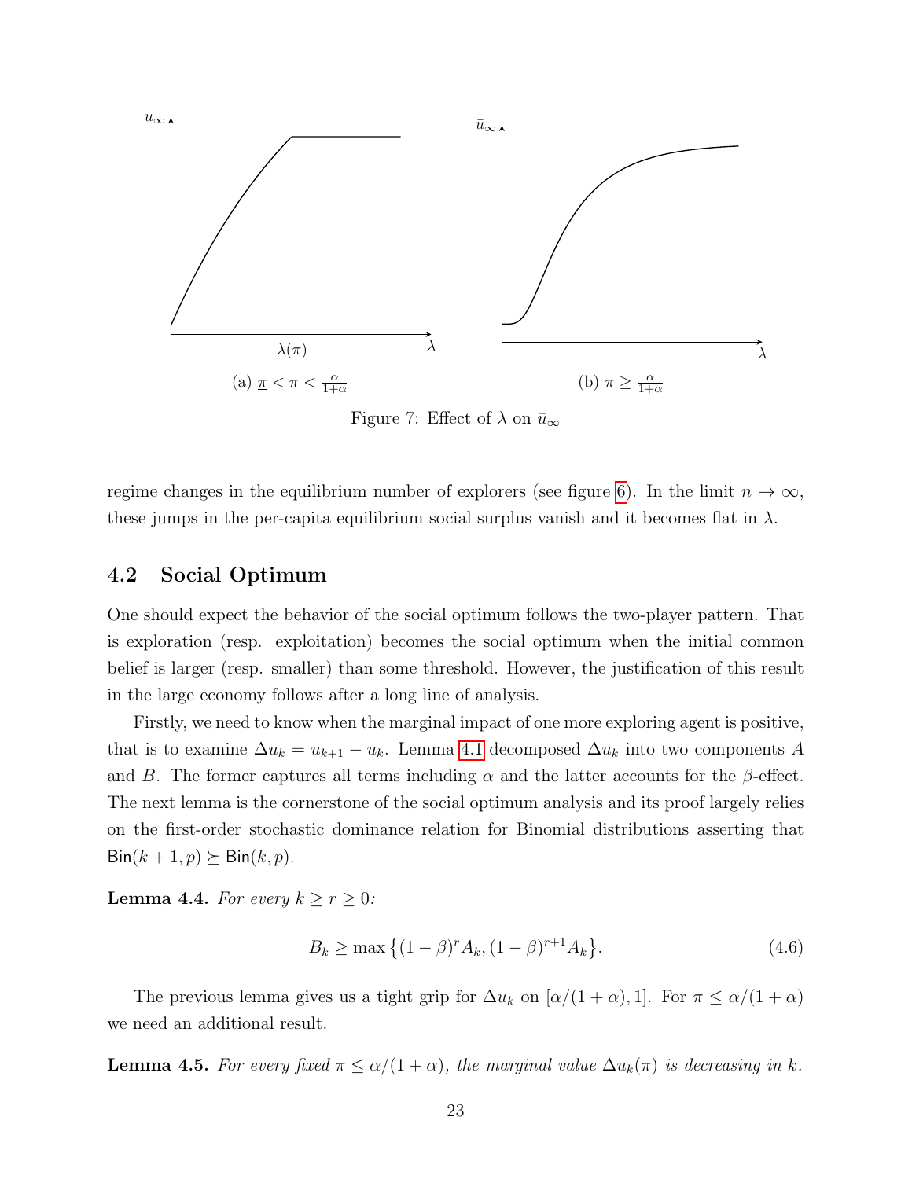(a) $\underline{\pi} < \pi < \frac{\alpha}{1+\alpha}$

(b) $\pi \geq \frac{\alpha}{1+\alpha}$

Figure 7: Effect of $\lambda$ on $\bar{u}_\infty$

regime changes in the equilibrium number of explorers (see figure 6). In the limit $n \to \infty$, these jumps in the per-capita equilibrium social surplus vanish and it becomes flat in $\lambda$.

## 4.2 Social Optimum

One should expect the behavior of the social optimum follows the two-player pattern. That is exploration (resp. exploitation) becomes the social optimum when the initial common belief is larger (resp. smaller) than some threshold. However, the justification of this result in the large economy follows after a long line of analysis.

Firstly, we need to know when the marginal impact of one more exploring agent is positive, that is to examine $\Delta u_k = u_{k+1} - u_k$. Lemma 4.1 decomposed $\Delta u_k$ into two components $A$ and $B$. The former captures all terms including $\alpha$ and the latter accounts for the $\beta$-effect. The next lemma is the cornerstone of the social optimum analysis and its proof largely relies on the first-order stochastic dominance relation for Binomial distributions asserting that $\mathsf{Bin}(k+1, p) \succeq \mathsf{Bin}(k, p)$.

**Lemma 4.4.** *For every $k \geq r \geq 0$:*

$$B_k \geq \max\{(1-\beta)^r A_k, (1-\beta)^{r+1} A_k\}. \tag{4.6}$$

The previous lemma gives us a tight grip for $\Delta u_k$ on $[\alpha/(1+\alpha), 1]$. For $\pi \leq \alpha/(1+\alpha)$ we need an additional result.

**Lemma 4.5.** *For every fixed $\pi \leq \alpha/(1+\alpha)$, the marginal value $\Delta u_k(\pi)$ is decreasing in $k$.*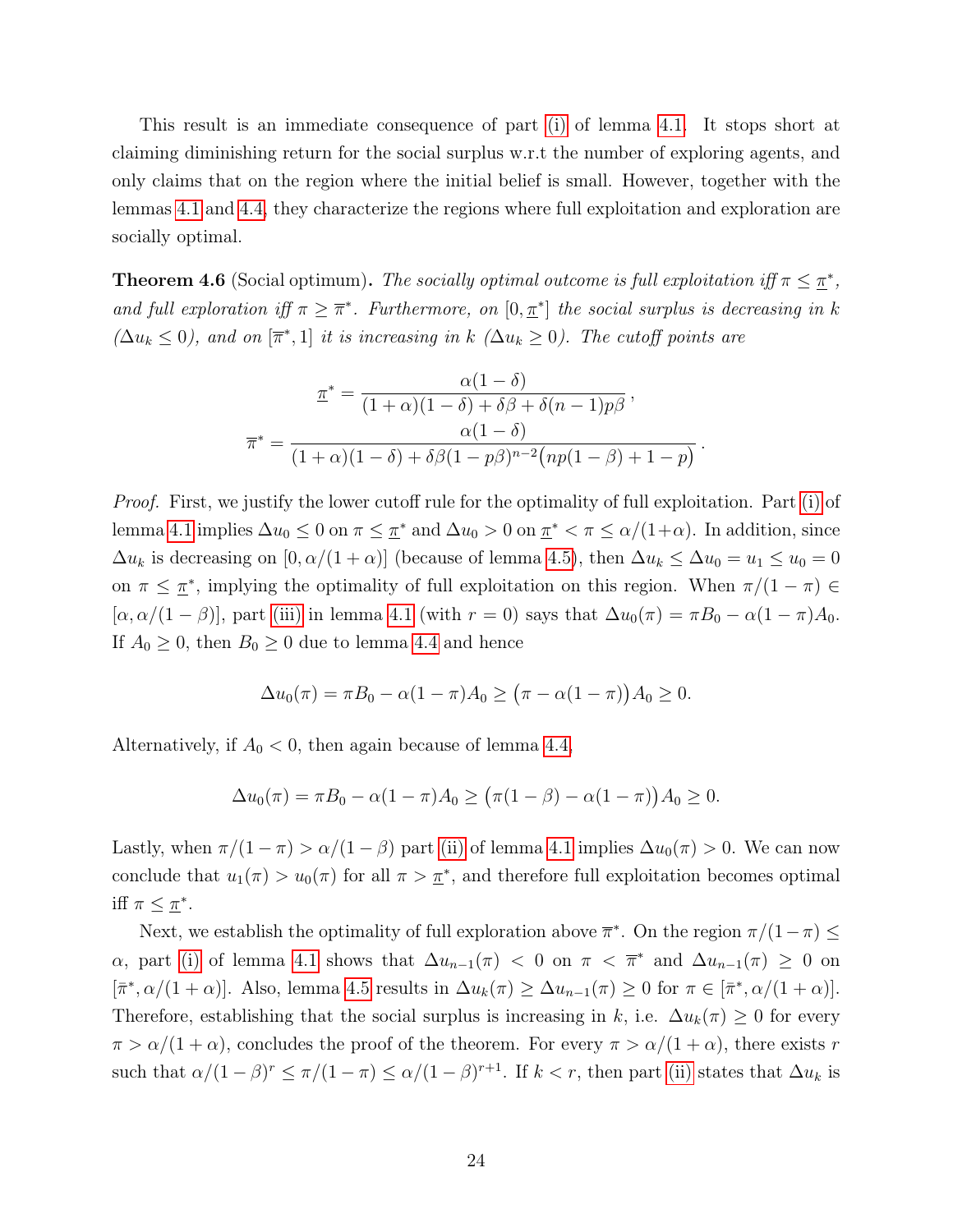This result is an immediate consequence of part (i) of lemma 4.1. It stops short at claiming diminishing return for the social surplus w.r.t the number of exploring agents, and only claims that on the region where the initial belief is small. However, together with the lemmas 4.1 and 4.4, they characterize the regions where full exploitation and exploration are socially optimal.

**Theorem 4.6** (Social optimum)**.** *The socially optimal outcome is full exploitation iff $\pi \leq \underline{\pi}^*$, and full exploration iff $\pi \geq \overline{\pi}^*$. Furthermore, on $[0, \underline{\pi}^*]$ the social surplus is decreasing in $k$ ($\Delta u_k \leq 0$), and on $[\overline{\pi}^*, 1]$ it is increasing in $k$ ($\Delta u_k \geq 0$). The cutoff points are*

$$\underline{\pi}^* = \frac{\alpha(1-\delta)}{(1+\alpha)(1-\delta) + \delta\beta + \delta(n-1)p\beta},$$

$$\overline{\pi}^* = \frac{\alpha(1-\delta)}{(1+\alpha)(1-\delta) + \delta\beta(1-p\beta)^{n-2}\big(np(1-\beta) + 1 - p\big)}.$$

*Proof.* First, we justify the lower cutoff rule for the optimality of full exploitation. Part (i) of lemma 4.1 implies $\Delta u_0 \leq 0$ on $\pi \leq \underline{\pi}^*$ and $\Delta u_0 > 0$ on $\underline{\pi}^* < \pi \leq \alpha/(1+\alpha)$. In addition, since $\Delta u_k$ is decreasing on $[0, \alpha/(1+\alpha)]$ (because of lemma 4.5), then $\Delta u_k \leq \Delta u_0 = u_1 \leq u_0 = 0$ on $\pi \leq \underline{\pi}^*$, implying the optimality of full exploitation on this region. When $\pi/(1-\pi) \in [\alpha, \alpha/(1-\beta)]$, part (iii) in lemma 4.1 (with $r = 0$) says that $\Delta u_0(\pi) = \pi B_0 - \alpha(1-\pi)A_0$. If $A_0 \geq 0$, then $B_0 \geq 0$ due to lemma 4.4 and hence

$$\Delta u_0(\pi) = \pi B_0 - \alpha(1-\pi)A_0 \geq \big(\pi - \alpha(1-\pi)\big)A_0 \geq 0.$$

Alternatively, if $A_0 < 0$, then again because of lemma 4.4,

$$\Delta u_0(\pi) = \pi B_0 - \alpha(1-\pi)A_0 \geq \big(\pi(1-\beta) - \alpha(1-\pi)\big)A_0 \geq 0.$$

Lastly, when $\pi/(1-\pi) > \alpha/(1-\beta)$ part (ii) of lemma 4.1 implies $\Delta u_0(\pi) > 0$. We can now conclude that $u_1(\pi) > u_0(\pi)$ for all $\pi > \underline{\pi}^*$, and therefore full exploitation becomes optimal iff $\pi \leq \underline{\pi}^*$.

Next, we establish the optimality of full exploration above $\overline{\pi}^*$. On the region $\pi/(1-\pi) \leq \alpha$, part (i) of lemma 4.1 shows that $\Delta u_{n-1}(\pi) < 0$ on $\pi < \overline{\pi}^*$ and $\Delta u_{n-1}(\pi) \geq 0$ on $[\bar{\pi}^*, \alpha/(1+\alpha)]$. Also, lemma 4.5 results in $\Delta u_k(\pi) \geq \Delta u_{n-1}(\pi) \geq 0$ for $\pi \in [\bar{\pi}^*, \alpha/(1+\alpha)]$. Therefore, establishing that the social surplus is increasing in $k$, i.e. $\Delta u_k(\pi) \geq 0$ for every $\pi > \alpha/(1+\alpha)$, concludes the proof of the theorem. For every $\pi > \alpha/(1+\alpha)$, there exists $r$ such that $\alpha/(1-\beta)^r \leq \pi/(1-\pi) \leq \alpha/(1-\beta)^{r+1}$. If $k < r$, then part (ii) states that $\Delta u_k$ is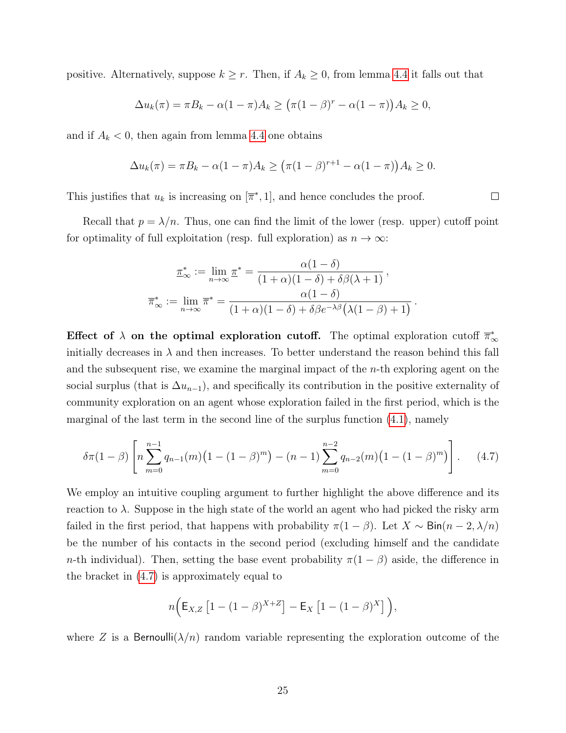positive. Alternatively, suppose $k \geq r$. Then, if $A_k \geq 0$, from lemma 4.4 it falls out that

$$\Delta u_k(\pi) = \pi B_k - \alpha(1-\pi)A_k \geq \big(\pi(1-\beta)^r - \alpha(1-\pi)\big)A_k \geq 0,$$

and if $A_k < 0$, then again from lemma 4.4 one obtains

$$\Delta u_k(\pi) = \pi B_k - \alpha(1-\pi)A_k \geq \big(\pi(1-\beta)^{r+1} - \alpha(1-\pi)\big)A_k \geq 0.$$

This justifies that $u_k$ is increasing on $[\overline{\pi}^*, 1]$, and hence concludes the proof. ∎

Recall that $p = \lambda/n$. Thus, one can find the limit of the lower (resp. upper) cutoff point for optimality of full exploitation (resp. full exploration) as $n \to \infty$:

$$\underline{\pi}^*_\infty := \lim_{n\to\infty} \underline{\pi}^* = \frac{\alpha(1-\delta)}{(1+\alpha)(1-\delta) + \delta\beta(\lambda+1)},$$
$$\overline{\pi}^*_\infty := \lim_{n\to\infty} \overline{\pi}^* = \frac{\alpha(1-\delta)}{(1+\alpha)(1-\delta) + \delta\beta e^{-\lambda\beta}\big(\lambda(1-\beta)+1\big)}.$$

**Effect of $\lambda$ on the optimal exploration cutoff.** The optimal exploration cutoff $\overline{\pi}^*_\infty$ initially decreases in $\lambda$ and then increases. To better understand the reason behind this fall and the subsequent rise, we examine the marginal impact of the $n$-th exploring agent on the social surplus (that is $\Delta u_{n-1}$), and specifically its contribution in the positive externality of community exploration on an agent whose exploration failed in the first period, which is the marginal of the last term in the second line of the surplus function (4.1), namely

$$\delta\pi(1-\beta)\left[n\sum_{m=0}^{n-1} q_{n-1}(m)\big(1-(1-\beta)^m\big) - (n-1)\sum_{m=0}^{n-2} q_{n-2}(m)\big(1-(1-\beta)^m\big)\right]. \tag{4.7}$$

We employ an intuitive coupling argument to further highlight the above difference and its reaction to $\lambda$. Suppose in the high state of the world an agent who had picked the risky arm failed in the first period, that happens with probability $\pi(1-\beta)$. Let $X \sim \mathsf{Bin}(n-2, \lambda/n)$ be the number of his contacts in the second period (excluding himself and the candidate $n$-th individual). Then, setting the base event probability $\pi(1-\beta)$ aside, the difference in the bracket in (4.7) is approximately equal to

$$n\Big(\mathsf{E}_{X,Z}\left[1-(1-\beta)^{X+Z}\right] - \mathsf{E}_X\left[1-(1-\beta)^X\right]\Big),$$

where $Z$ is a $\mathsf{Bernoulli}(\lambda/n)$ random variable representing the exploration outcome of the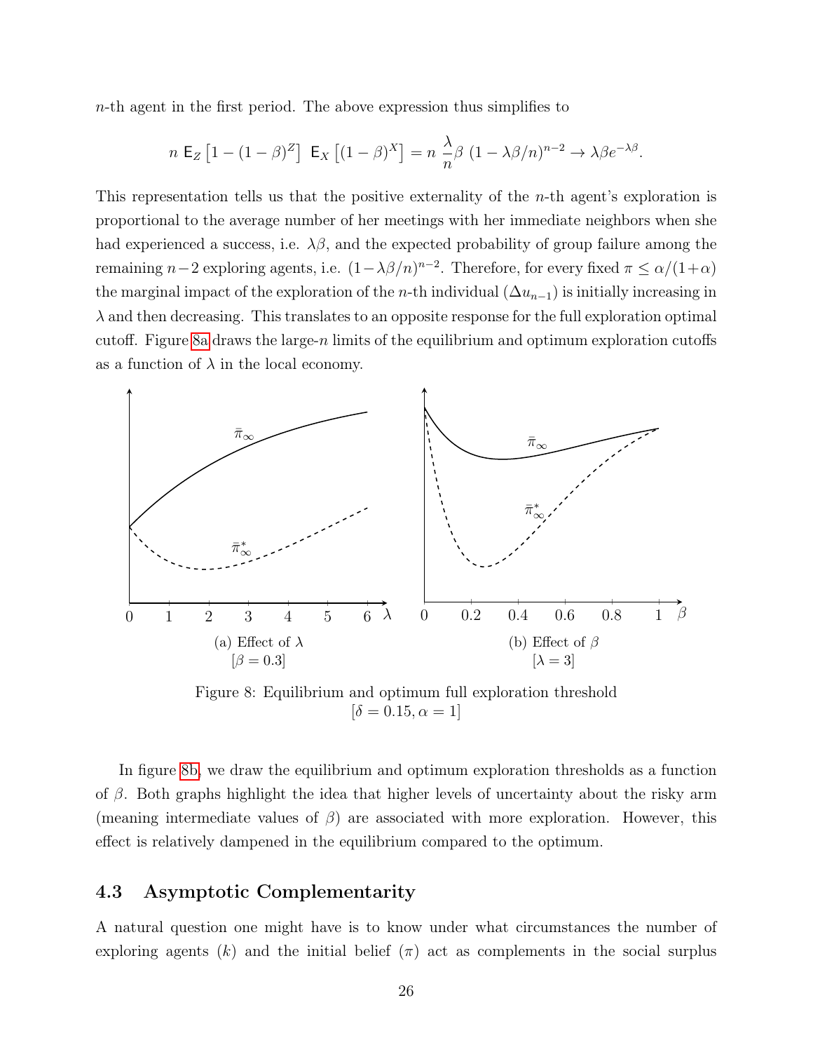$n$-th agent in the first period. The above expression thus simplifies to

$$n \; \mathsf{E}_Z \left[1 - (1-\beta)^Z\right] \; \mathsf{E}_X \left[(1-\beta)^X\right] = n \; \frac{\lambda}{n} \beta \; (1 - \lambda\beta/n)^{n-2} \to \lambda\beta e^{-\lambda\beta}.$$

This representation tells us that the positive externality of the $n$-th agent's exploration is proportional to the average number of her meetings with her immediate neighbors when she had experienced a success, i.e. $\lambda\beta$, and the expected probability of group failure among the remaining $n-2$ exploring agents, i.e. $(1-\lambda\beta/n)^{n-2}$. Therefore, for every fixed $\pi \leq \alpha/(1+\alpha)$ the marginal impact of the exploration of the $n$-th individual ($\Delta u_{n-1}$) is initially increasing in $\lambda$ and then decreasing. This translates to an opposite response for the full exploration optimal cutoff. Figure 8a draws the large-$n$ limits of the equilibrium and optimum exploration cutoffs as a function of $\lambda$ in the local economy.

(a) Effect of $\lambda$
[$\beta = 0.3$]

(b) Effect of $\beta$
[$\lambda = 3$]

Figure 8: Equilibrium and optimum full exploration threshold
[$\delta = 0.15, \alpha = 1$]

In figure 8b, we draw the equilibrium and optimum exploration thresholds as a function of $\beta$. Both graphs highlight the idea that higher levels of uncertainty about the risky arm (meaning intermediate values of $\beta$) are associated with more exploration. However, this effect is relatively dampened in the equilibrium compared to the optimum.

### 4.3 Asymptotic Complementarity

A natural question one might have is to know under what circumstances the number of exploring agents ($k$) and the initial belief ($\pi$) act as complements in the social surplus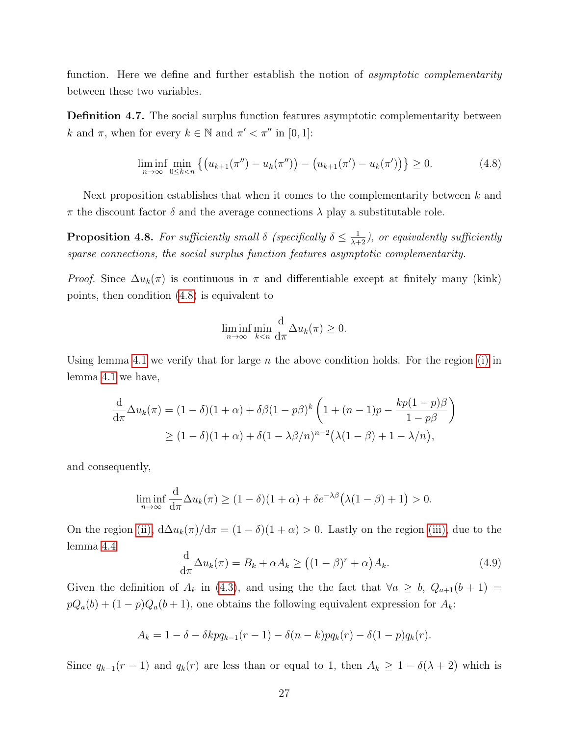function. Here we define and further establish the notion of *asymptotic complementarity* between these two variables.

**Definition 4.7.** The social surplus function features asymptotic complementarity between $k$ and $\pi$, when for every $k \in \mathbb{N}$ and $\pi' < \pi''$ in $[0, 1]$:

$$\liminf_{n\to\infty} \min_{0\le k<n} \left\{ \left(u_{k+1}(\pi'') - u_k(\pi'')\right) - \left(u_{k+1}(\pi') - u_k(\pi')\right) \right\} \ge 0. \tag{4.8}$$

Next proposition establishes that when it comes to the complementarity between $k$ and $\pi$ the discount factor $\delta$ and the average connections $\lambda$ play a substitutable role.

**Proposition 4.8.** *For sufficiently small $\delta$ (specifically $\delta \le \frac{1}{\lambda+2}$), or equivalently sufficiently sparse connections, the social surplus function features asymptotic complementarity.*

*Proof.* Since $\Delta u_k(\pi)$ is continuous in $\pi$ and differentiable except at finitely many (kink) points, then condition (4.8) is equivalent to

$$\liminf_{n\to\infty} \min_{k<n} \frac{\mathrm{d}}{\mathrm{d}\pi}\Delta u_k(\pi) \ge 0.$$

Using lemma 4.1 we verify that for large $n$ the above condition holds. For the region (i) in lemma 4.1 we have,

$$\begin{aligned}\frac{\mathrm{d}}{\mathrm{d}\pi}\Delta u_k(\pi) &= (1-\delta)(1+\alpha) + \delta\beta(1-p\beta)^k\left(1 + (n-1)p - \frac{kp(1-p)\beta}{1-p\beta}\right) \\ &\ge (1-\delta)(1+\alpha) + \delta(1-\lambda\beta/n)^{n-2}\big(\lambda(1-\beta) + 1 - \lambda/n\big),\end{aligned}$$

and consequently,

$$\liminf_{n\to\infty} \frac{\mathrm{d}}{\mathrm{d}\pi}\Delta u_k(\pi) \ge (1-\delta)(1+\alpha) + \delta e^{-\lambda\beta}\big(\lambda(1-\beta) + 1\big) > 0.$$

On the region (ii), $\mathrm{d}\Delta u_k(\pi)/\mathrm{d}\pi = (1-\delta)(1+\alpha) > 0$. Lastly on the region (iii), due to the lemma 4.4

$$\frac{\mathrm{d}}{\mathrm{d}\pi}\Delta u_k(\pi) = B_k + \alpha A_k \ge \big((1-\beta)^r + \alpha\big)A_k. \tag{4.9}$$

Given the definition of $A_k$ in (4.3), and using the the fact that $\forall a \ge b$, $Q_{a+1}(b+1) = pQ_a(b) + (1-p)Q_a(b+1)$, one obtains the following equivalent expression for $A_k$:

$$A_k = 1 - \delta - \delta k p q_{k-1}(r-1) - \delta(n-k)pq_k(r) - \delta(1-p)q_k(r).$$

Since $q_{k-1}(r-1)$ and $q_k(r)$ are less than or equal to 1, then $A_k \ge 1 - \delta(\lambda + 2)$ which is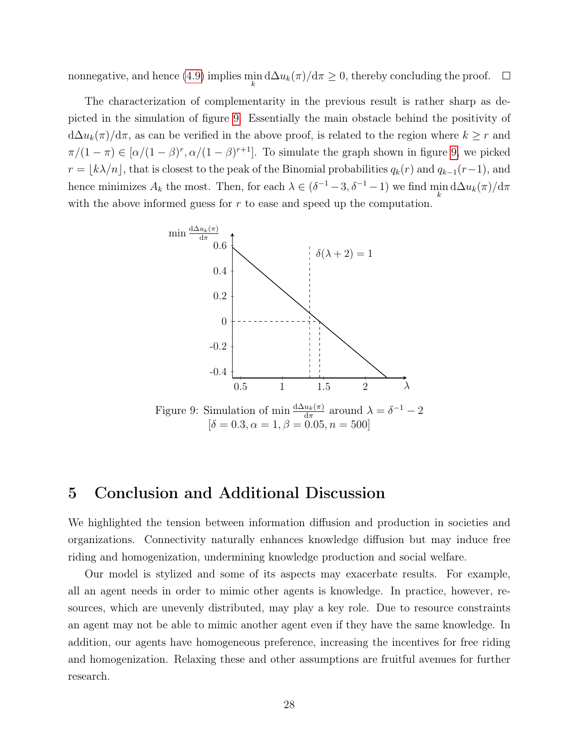nonnegative, and hence (4.9) implies $\min_k \mathrm{d}\Delta u_k(\pi)/\mathrm{d}\pi \geq 0$, thereby concluding the proof. $\square$

The characterization of complementarity in the previous result is rather sharp as depicted in the simulation of figure 9. Essentially the main obstacle behind the positivity of $\mathrm{d}\Delta u_k(\pi)/\mathrm{d}\pi$, as can be verified in the above proof, is related to the region where $k \geq r$ and $\pi/(1-\pi) \in [\alpha/(1-\beta)^r, \alpha/(1-\beta)^{r+1}]$. To simulate the graph shown in figure 9, we picked $r = \lfloor k\lambda/n \rfloor$, that is closest to the peak of the Binomial probabilities $q_k(r)$ and $q_{k-1}(r-1)$, and hence minimizes $A_k$ the most. Then, for each $\lambda \in (\delta^{-1} - 3, \delta^{-1} - 1)$ we find $\min_k \mathrm{d}\Delta u_k(\pi)/\mathrm{d}\pi$ with the above informed guess for $r$ to ease and speed up the computation.

Figure 9: Simulation of $\min \frac{\mathrm{d}\Delta u_k(\pi)}{\mathrm{d}\pi}$ around $\lambda = \delta^{-1} - 2$ $[\delta = 0.3, \alpha = 1, \beta = 0.05, n = 500]$

# 5 Conclusion and Additional Discussion

We highlighted the tension between information diffusion and production in societies and organizations. Connectivity naturally enhances knowledge diffusion but may induce free riding and homogenization, undermining knowledge production and social welfare.

Our model is stylized and some of its aspects may exacerbate results. For example, all an agent needs in order to mimic other agents is knowledge. In practice, however, resources, which are unevenly distributed, may play a key role. Due to resource constraints an agent may not be able to mimic another agent even if they have the same knowledge. In addition, our agents have homogeneous preference, increasing the incentives for free riding and homogenization. Relaxing these and other assumptions are fruitful avenues for further research.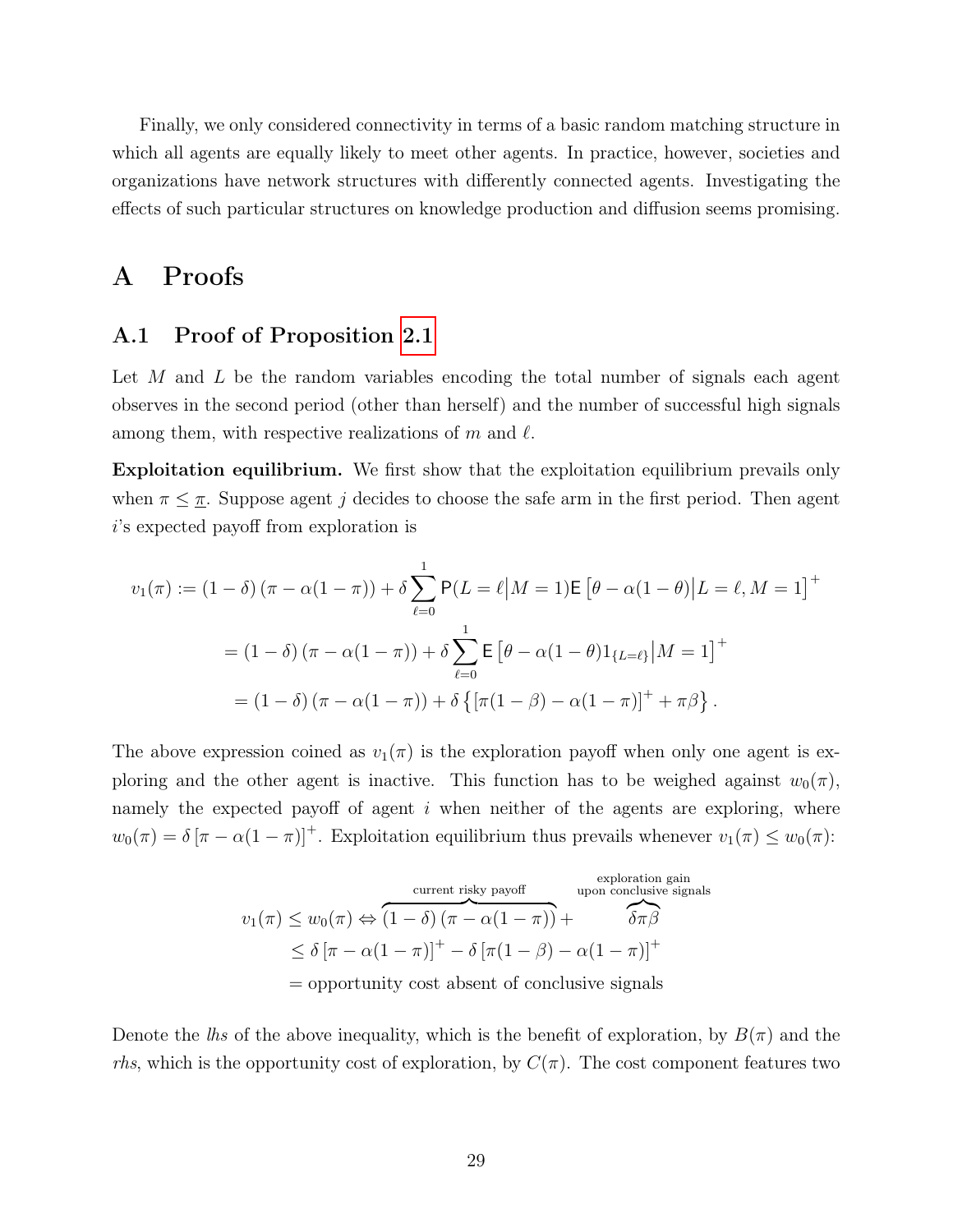Finally, we only considered connectivity in terms of a basic random matching structure in which all agents are equally likely to meet other agents. In practice, however, societies and organizations have network structures with differently connected agents. Investigating the effects of such particular structures on knowledge production and diffusion seems promising.

# A Proofs

## A.1 Proof of Proposition 2.1

Let $M$ and $L$ be the random variables encoding the total number of signals each agent observes in the second period (other than herself) and the number of successful high signals among them, with respective realizations of $m$ and $\ell$.

**Exploitation equilibrium.** We first show that the exploitation equilibrium prevails only when $\pi \leq \underline{\pi}$. Suppose agent $j$ decides to choose the safe arm in the first period. Then agent $i$'s expected payoff from exploration is

$$
\begin{aligned}
v_1(\pi) &:= (1-\delta)\left(\pi - \alpha(1-\pi)\right) + \delta \sum_{\ell=0}^{1} \mathsf{P}(L=\ell \mid M=1)\mathsf{E}\left[\theta - \alpha(1-\theta) \mid L=\ell, M=1\right]^+ \\
&= (1-\delta)\left(\pi - \alpha(1-\pi)\right) + \delta \sum_{\ell=0}^{1} \mathsf{E}\left[\theta - \alpha(1-\theta)1_{\{L=\ell\}} \mid M=1\right]^+ \\
&= (1-\delta)\left(\pi - \alpha(1-\pi)\right) + \delta\left\{\left[\pi(1-\beta) - \alpha(1-\pi)\right]^+ + \pi\beta\right\}.
\end{aligned}
$$

The above expression coined as $v_1(\pi)$ is the exploration payoff when only one agent is exploring and the other agent is inactive. This function has to be weighed against $w_0(\pi)$, namely the expected payoff of agent $i$ when neither of the agents are exploring, where $w_0(\pi) = \delta\left[\pi - \alpha(1-\pi)\right]^+$. Exploitation equilibrium thus prevails whenever $v_1(\pi) \leq w_0(\pi)$:

$$
\begin{aligned}
v_1(\pi) \leq w_0(\pi) \Leftrightarrow \overbrace{(1-\delta)\left(\pi - \alpha(1-\pi)\right)}^{\text{current risky payoff}} &+ \overbrace{\delta\pi\beta}^{\substack{\text{exploration gain}\\ \text{upon conclusive signals}}} \\
&\leq \delta\left[\pi - \alpha(1-\pi)\right]^+ - \delta\left[\pi(1-\beta) - \alpha(1-\pi)\right]^+ \\
&= \text{opportunity cost absent of conclusive signals}
\end{aligned}
$$

Denote the *lhs* of the above inequality, which is the benefit of exploration, by $B(\pi)$ and the *rhs*, which is the opportunity cost of exploration, by $C(\pi)$. The cost component features two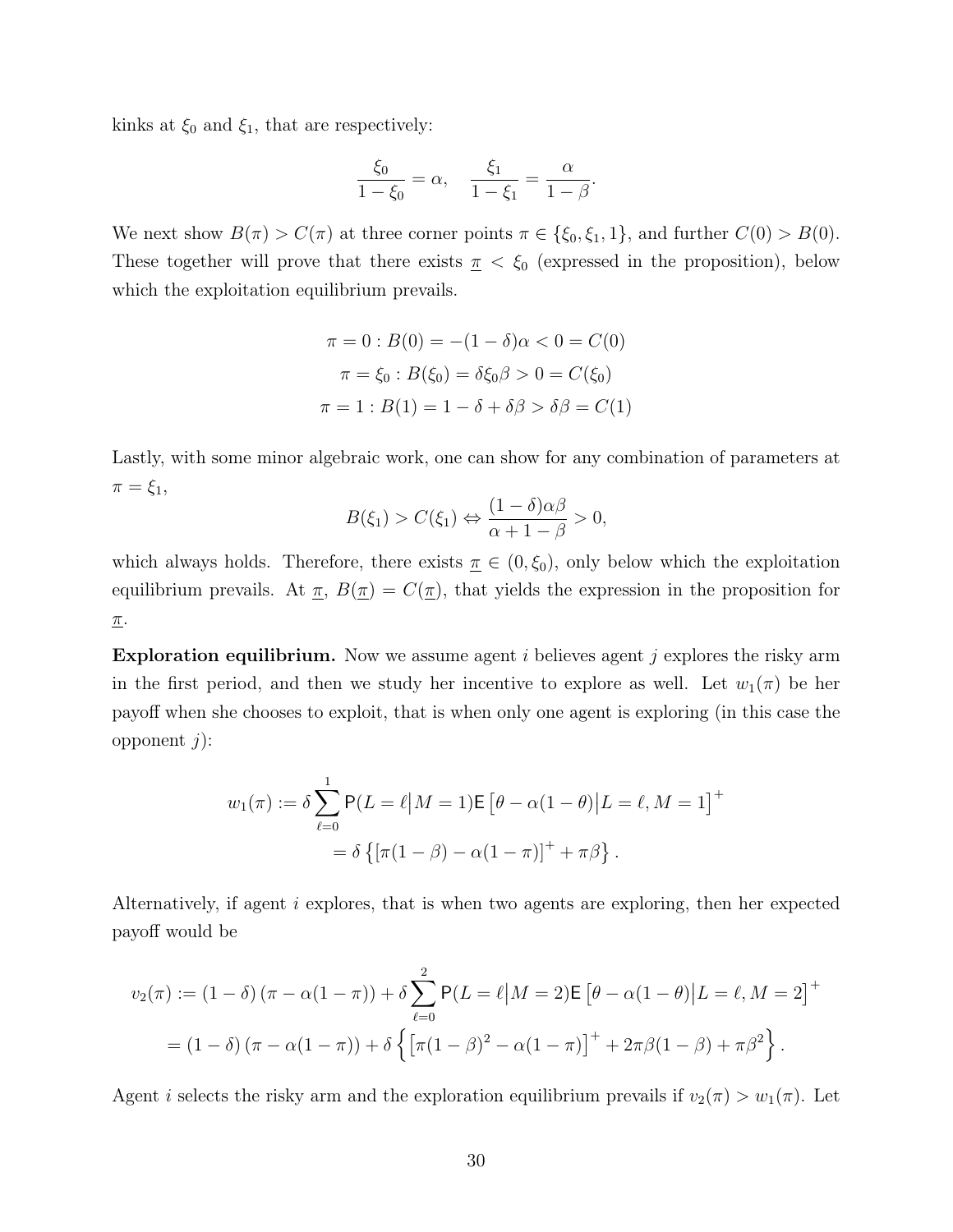kinks at $\xi_0$ and $\xi_1$, that are respectively:

$$\frac{\xi_0}{1-\xi_0} = \alpha, \quad \frac{\xi_1}{1-\xi_1} = \frac{\alpha}{1-\beta}.$$

We next show $B(\pi) > C(\pi)$ at three corner points $\pi \in \{\xi_0, \xi_1, 1\}$, and further $C(0) > B(0)$. These together will prove that there exists $\underline{\pi} < \xi_0$ (expressed in the proposition), below which the exploitation equilibrium prevails.

$$\pi = 0 : B(0) = -(1-\delta)\alpha < 0 = C(0)$$
$$\pi = \xi_0 : B(\xi_0) = \delta\xi_0\beta > 0 = C(\xi_0)$$
$$\pi = 1 : B(1) = 1 - \delta + \delta\beta > \delta\beta = C(1)$$

Lastly, with some minor algebraic work, one can show for any combination of parameters at $\pi = \xi_1$,

$$B(\xi_1) > C(\xi_1) \Leftrightarrow \frac{(1-\delta)\alpha\beta}{\alpha + 1 - \beta} > 0,$$

which always holds. Therefore, there exists $\underline{\pi} \in (0, \xi_0)$, only below which the exploitation equilibrium prevails. At $\underline{\pi}$, $B(\underline{\pi}) = C(\underline{\pi})$, that yields the expression in the proposition for $\underline{\pi}$.

**Exploration equilibrium.** Now we assume agent $i$ believes agent $j$ explores the risky arm in the first period, and then we study her incentive to explore as well. Let $w_1(\pi)$ be her payoff when she chooses to exploit, that is when only one agent is exploring (in this case the opponent $j$):

$$\begin{aligned} w_1(\pi) &:= \delta \sum_{\ell=0}^{1} \mathsf{P}(L = \ell \mid M = 1) \mathsf{E}\left[\theta - \alpha(1-\theta) \mid L = \ell, M = 1\right]^+ \\ &= \delta \left\{ [\pi(1-\beta) - \alpha(1-\pi)]^+ + \pi\beta \right\}. \end{aligned}$$

Alternatively, if agent $i$ explores, that is when two agents are exploring, then her expected payoff would be

$$\begin{aligned} v_2(\pi) &:= (1-\delta)\left(\pi - \alpha(1-\pi)\right) + \delta \sum_{\ell=0}^{2} \mathsf{P}(L = \ell \mid M = 2) \mathsf{E}\left[\theta - \alpha(1-\theta) \mid L = \ell, M = 2\right]^+ \\ &= (1-\delta)\left(\pi - \alpha(1-\pi)\right) + \delta \left\{ \left[\pi(1-\beta)^2 - \alpha(1-\pi)\right]^+ + 2\pi\beta(1-\beta) + \pi\beta^2 \right\}. \end{aligned}$$

Agent $i$ selects the risky arm and the exploration equilibrium prevails if $v_2(\pi) > w_1(\pi)$. Let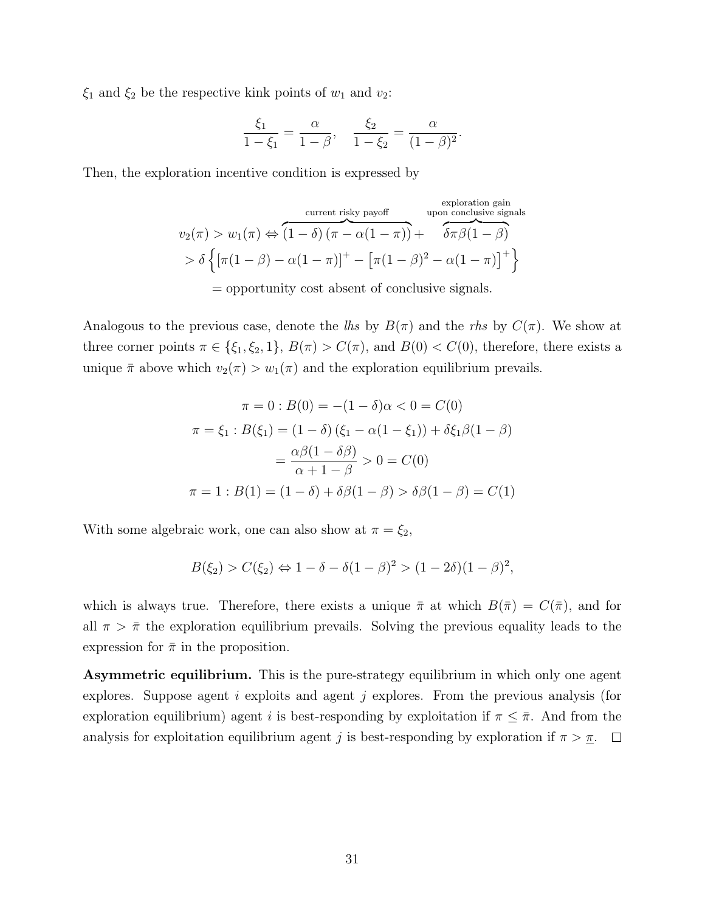$\xi_1$ and $\xi_2$ be the respective kink points of $w_1$ and $v_2$:

$$\frac{\xi_1}{1-\xi_1} = \frac{\alpha}{1-\beta}, \quad \frac{\xi_2}{1-\xi_2} = \frac{\alpha}{(1-\beta)^2}.$$

Then, the exploration incentive condition is expressed by

$$\begin{aligned}
v_2(\pi) > w_1(\pi) \Leftrightarrow & \overbrace{(1-\delta)\left(\pi - \alpha(1-\pi)\right)}^{\text{current risky payoff}} + \overbrace{\delta\pi\beta(1-\beta)}^{\substack{\text{exploration gain} \\ \text{upon conclusive signals}}} \\
> & \ \delta\left\{\left[\pi(1-\beta) - \alpha(1-\pi)\right]^+ - \left[\pi(1-\beta)^2 - \alpha(1-\pi)\right]^+\right\} \\
= & \ \text{opportunity cost absent of conclusive signals.}
\end{aligned}$$

Analogous to the previous case, denote the *lhs* by $B(\pi)$ and the *rhs* by $C(\pi)$. We show at three corner points $\pi \in \{\xi_1, \xi_2, 1\}$, $B(\pi) > C(\pi)$, and $B(0) < C(0)$, therefore, there exists a unique $\bar{\pi}$ above which $v_2(\pi) > w_1(\pi)$ and the exploration equilibrium prevails.

$$\begin{aligned}
\pi = 0 : B(0) &= -(1-\delta)\alpha < 0 = C(0) \\
\pi = \xi_1 : B(\xi_1) &= (1-\delta)\left(\xi_1 - \alpha(1-\xi_1)\right) + \delta\xi_1\beta(1-\beta) \\
&= \frac{\alpha\beta(1-\delta\beta)}{\alpha+1-\beta} > 0 = C(0) \\
\pi = 1 : B(1) &= (1-\delta) + \delta\beta(1-\beta) > \delta\beta(1-\beta) = C(1)
\end{aligned}$$

With some algebraic work, one can also show at $\pi = \xi_2$,

$$B(\xi_2) > C(\xi_2) \Leftrightarrow 1 - \delta - \delta(1-\beta)^2 > (1-2\delta)(1-\beta)^2,$$

which is always true. Therefore, there exists a unique $\bar{\pi}$ at which $B(\bar{\pi}) = C(\bar{\pi})$, and for all $\pi > \bar{\pi}$ the exploration equilibrium prevails. Solving the previous equality leads to the expression for $\bar{\pi}$ in the proposition.

**Asymmetric equilibrium.** This is the pure-strategy equilibrium in which only one agent explores. Suppose agent $i$ exploits and agent $j$ explores. From the previous analysis (for exploration equilibrium) agent $i$ is best-responding by exploitation if $\pi \leq \bar{\pi}$. And from the analysis for exploitation equilibrium agent $j$ is best-responding by exploration if $\pi > \underline{\pi}$. $\square$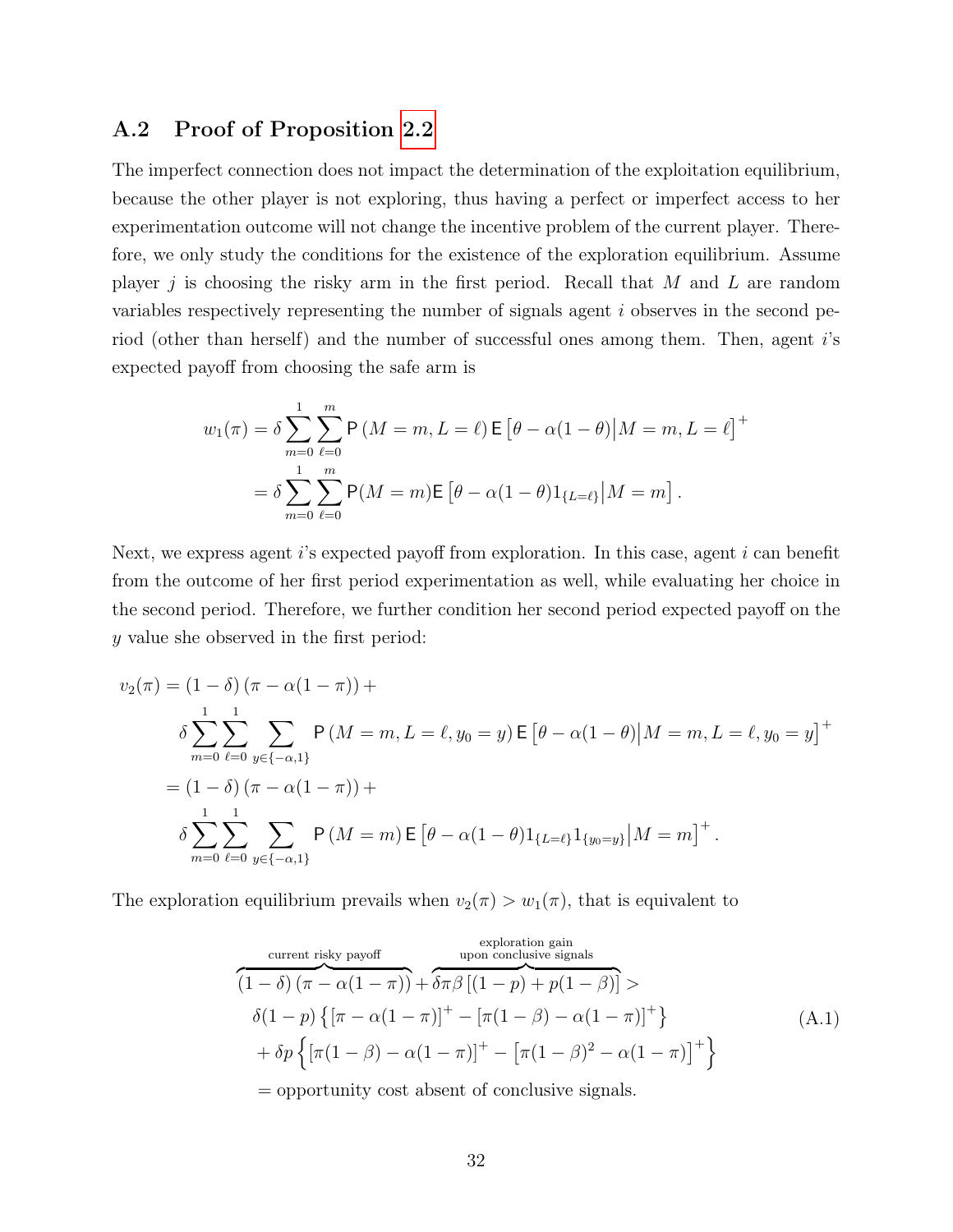## A.2 Proof of Proposition 2.2

The imperfect connection does not impact the determination of the exploitation equilibrium, because the other player is not exploring, thus having a perfect or imperfect access to her experimentation outcome will not change the incentive problem of the current player. Therefore, we only study the conditions for the existence of the exploration equilibrium. Assume player $j$ is choosing the risky arm in the first period. Recall that $M$ and $L$ are random variables respectively representing the number of signals agent $i$ observes in the second period (other than herself) and the number of successful ones among them. Then, agent $i$'s expected payoff from choosing the safe arm is

$$
\begin{aligned}
w_1(\pi) &= \delta \sum_{m=0}^{1} \sum_{\ell=0}^{m} \mathsf{P}\left(M=m, L=\ell\right) \mathsf{E}\left[\theta - \alpha(1-\theta) \middle| M=m, L=\ell\right]^+ \\
&= \delta \sum_{m=0}^{1} \sum_{\ell=0}^{m} \mathsf{P}(M=m) \mathsf{E}\left[\theta - \alpha(1-\theta) 1_{\{L=\ell\}} \middle| M=m\right].
\end{aligned}
$$

Next, we express agent $i$'s expected payoff from exploration. In this case, agent $i$ can benefit from the outcome of her first period experimentation as well, while evaluating her choice in the second period. Therefore, we further condition her second period expected payoff on the $y$ value she observed in the first period:

$$
\begin{aligned}
v_2(\pi) &= (1-\delta)\left(\pi - \alpha(1-\pi)\right) + \\
&\quad \delta \sum_{m=0}^{1} \sum_{\ell=0}^{1} \sum_{y \in \{-\alpha, 1\}} \mathsf{P}\left(M=m, L=\ell, y_0=y\right) \mathsf{E}\left[\theta - \alpha(1-\theta) \middle| M=m, L=\ell, y_0=y\right]^+ \\
&= (1-\delta)\left(\pi - \alpha(1-\pi)\right) + \\
&\quad \delta \sum_{m=0}^{1} \sum_{\ell=0}^{1} \sum_{y \in \{-\alpha, 1\}} \mathsf{P}\left(M=m\right) \mathsf{E}\left[\theta - \alpha(1-\theta) 1_{\{L=\ell\}} 1_{\{y_0=y\}} \middle| M=m\right]^+.
\end{aligned}
$$

The exploration equilibrium prevails when $v_2(\pi) > w_1(\pi)$, that is equivalent to

$$
\begin{aligned}
&\overbrace{(1-\delta)\left(\pi - \alpha(1-\pi)\right)}^{\text{current risky payoff}} + \overbrace{\delta \pi \beta\left[(1-p) + p(1-\beta)\right]}^{\substack{\text{exploration gain} \\ \text{upon conclusive signals}}} > \\
&\quad \delta(1-p)\left\{\left[\pi - \alpha(1-\pi)\right]^+ - \left[\pi(1-\beta) - \alpha(1-\pi)\right]^+\right\} \\
&\quad + \delta p \left\{\left[\pi(1-\beta) - \alpha(1-\pi)\right]^+ - \left[\pi(1-\beta)^2 - \alpha(1-\pi)\right]^+\right\} \\
&\quad = \text{opportunity cost absent of conclusive signals.}
\end{aligned} \tag{A.1}
$$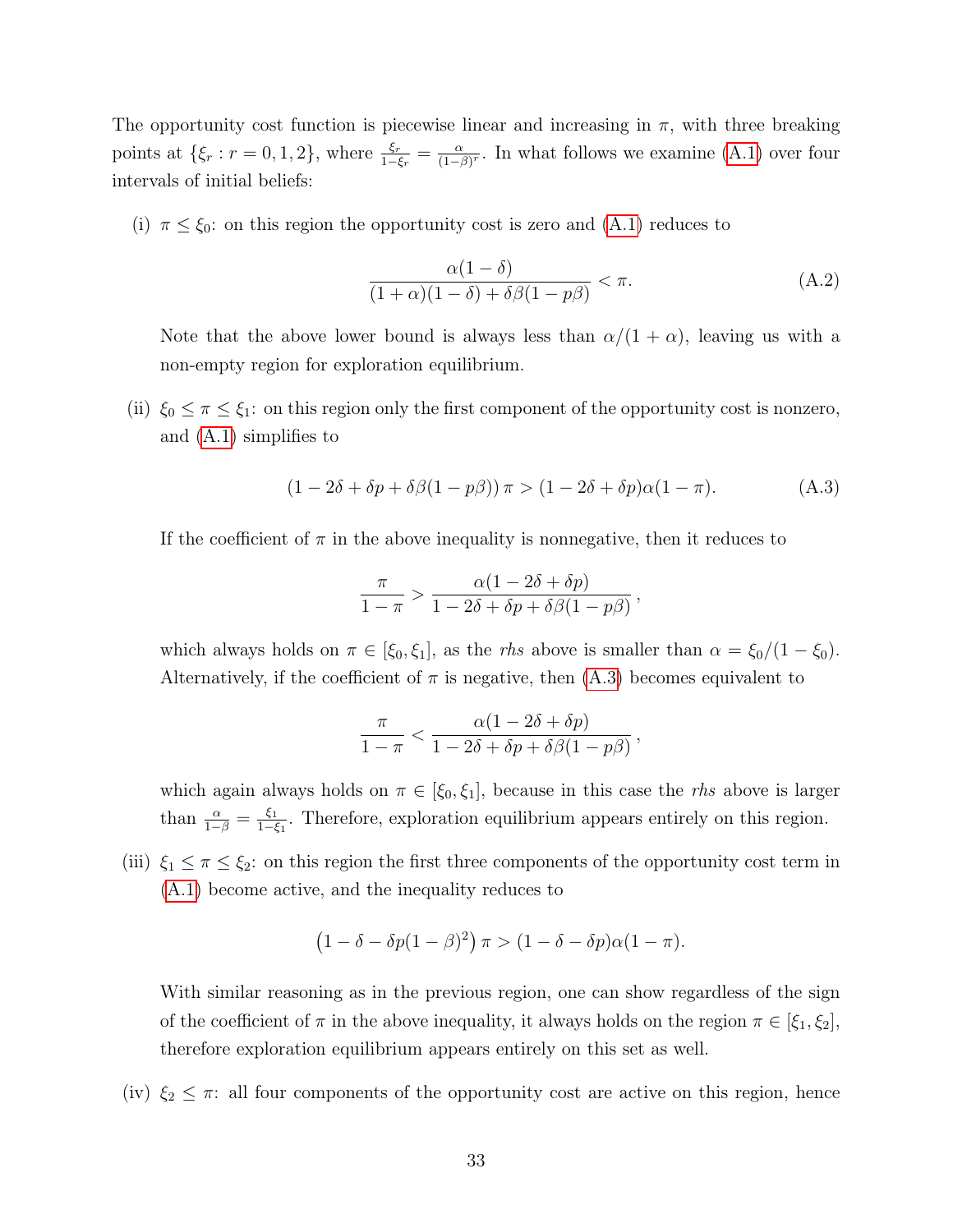The opportunity cost function is piecewise linear and increasing in $\pi$, with three breaking points at $\{\xi_r : r = 0, 1, 2\}$, where $\frac{\xi_r}{1-\xi_r} = \frac{\alpha}{(1-\beta)^r}$. In what follows we examine (A.1) over four intervals of initial beliefs:

(i) $\pi \leq \xi_0$: on this region the opportunity cost is zero and (A.1) reduces to

$$\frac{\alpha(1-\delta)}{(1+\alpha)(1-\delta) + \delta\beta(1-p\beta)} < \pi. \tag{A.2}$$

Note that the above lower bound is always less than $\alpha/(1+\alpha)$, leaving us with a non-empty region for exploration equilibrium.

(ii) $\xi_0 \leq \pi \leq \xi_1$: on this region only the first component of the opportunity cost is nonzero, and (A.1) simplifies to

$$\left(1 - 2\delta + \delta p + \delta\beta(1-p\beta)\right)\pi > (1 - 2\delta + \delta p)\alpha(1-\pi). \tag{A.3}$$

If the coefficient of $\pi$ in the above inequality is nonnegative, then it reduces to

$$\frac{\pi}{1-\pi} > \frac{\alpha(1-2\delta+\delta p)}{1-2\delta+\delta p+\delta\beta(1-p\beta)},$$

which always holds on $\pi \in [\xi_0, \xi_1]$, as the *rhs* above is smaller than $\alpha = \xi_0/(1-\xi_0)$. Alternatively, if the coefficient of $\pi$ is negative, then (A.3) becomes equivalent to

$$\frac{\pi}{1-\pi} < \frac{\alpha(1-2\delta+\delta p)}{1-2\delta+\delta p+\delta\beta(1-p\beta)},$$

which again always holds on $\pi \in [\xi_0, \xi_1]$, because in this case the *rhs* above is larger than $\frac{\alpha}{1-\beta} = \frac{\xi_1}{1-\xi_1}$. Therefore, exploration equilibrium appears entirely on this region.

(iii) $\xi_1 \leq \pi \leq \xi_2$: on this region the first three components of the opportunity cost term in (A.1) become active, and the inequality reduces to

$$\left(1 - \delta - \delta p(1-\beta)^2\right)\pi > (1 - \delta - \delta p)\alpha(1-\pi).$$

With similar reasoning as in the previous region, one can show regardless of the sign of the coefficient of $\pi$ in the above inequality, it always holds on the region $\pi \in [\xi_1, \xi_2]$, therefore exploration equilibrium appears entirely on this set as well.

(iv) $\xi_2 \leq \pi$: all four components of the opportunity cost are active on this region, hence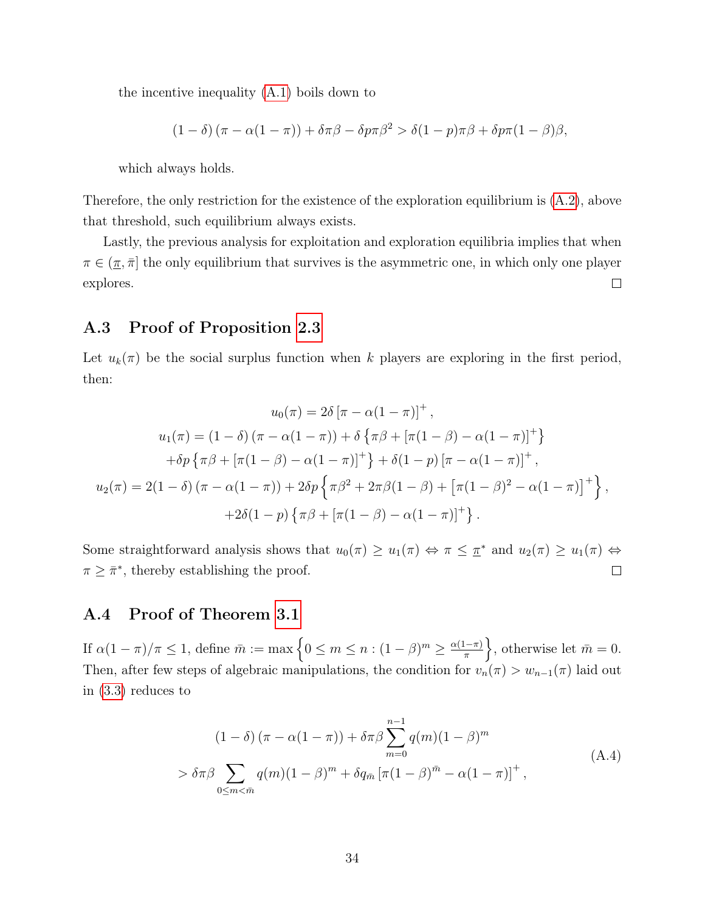the incentive inequality (A.1) boils down to

$$(1-\delta)(\pi - \alpha(1-\pi)) + \delta\pi\beta - \delta p\pi\beta^2 > \delta(1-p)\pi\beta + \delta p\pi(1-\beta)\beta,$$

which always holds.

Therefore, the only restriction for the existence of the exploration equilibrium is (A.2), above that threshold, such equilibrium always exists.

Lastly, the previous analysis for exploitation and exploration equilibria implies that when $\pi \in (\underline{\pi}, \bar{\pi}]$ the only equilibrium that survives is the asymmetric one, in which only one player explores. $\square$

## A.3 Proof of Proposition 2.3

Let $u_k(\pi)$ be the social surplus function when $k$ players are exploring in the first period, then:

$$
\begin{aligned}
u_0(\pi) &= 2\delta\left[\pi - \alpha(1-\pi)\right]^+, \\
u_1(\pi) &= (1-\delta)(\pi - \alpha(1-\pi)) + \delta\left\{\pi\beta + \left[\pi(1-\beta) - \alpha(1-\pi)\right]^+\right\} \\
&\quad + \delta p\left\{\pi\beta + \left[\pi(1-\beta) - \alpha(1-\pi)\right]^+\right\} + \delta(1-p)\left[\pi - \alpha(1-\pi)\right]^+, \\
u_2(\pi) &= 2(1-\delta)(\pi - \alpha(1-\pi)) + 2\delta p\left\{\pi\beta^2 + 2\pi\beta(1-\beta) + \left[\pi(1-\beta)^2 - \alpha(1-\pi)\right]^+\right\}, \\
&\quad + 2\delta(1-p)\left\{\pi\beta + \left[\pi(1-\beta) - \alpha(1-\pi)\right]^+\right\}.
\end{aligned}
$$

Some straightforward analysis shows that $u_0(\pi) \geq u_1(\pi) \Leftrightarrow \pi \leq \underline{\pi}^*$ and $u_2(\pi) \geq u_1(\pi) \Leftrightarrow \pi \geq \bar{\pi}^*$, thereby establishing the proof. $\square$

## A.4 Proof of Theorem 3.1

If $\alpha(1-\pi)/\pi \leq 1$, define $\bar{m} := \max\left\{0 \leq m \leq n : (1-\beta)^m \geq \frac{\alpha(1-\pi)}{\pi}\right\}$, otherwise let $\bar{m} = 0$. Then, after few steps of algebraic manipulations, the condition for $v_n(\pi) > w_{n-1}(\pi)$ laid out in (3.3) reduces to

$$
\begin{aligned}
&(1-\delta)(\pi - \alpha(1-\pi)) + \delta\pi\beta\sum_{m=0}^{n-1} q(m)(1-\beta)^m \\
&> \delta\pi\beta\sum_{0\leq m<\bar{m}} q(m)(1-\beta)^m + \delta q_{\bar{m}}\left[\pi(1-\beta)^{\bar{m}} - \alpha(1-\pi)\right]^+,
\end{aligned}
\tag{A.4}
$$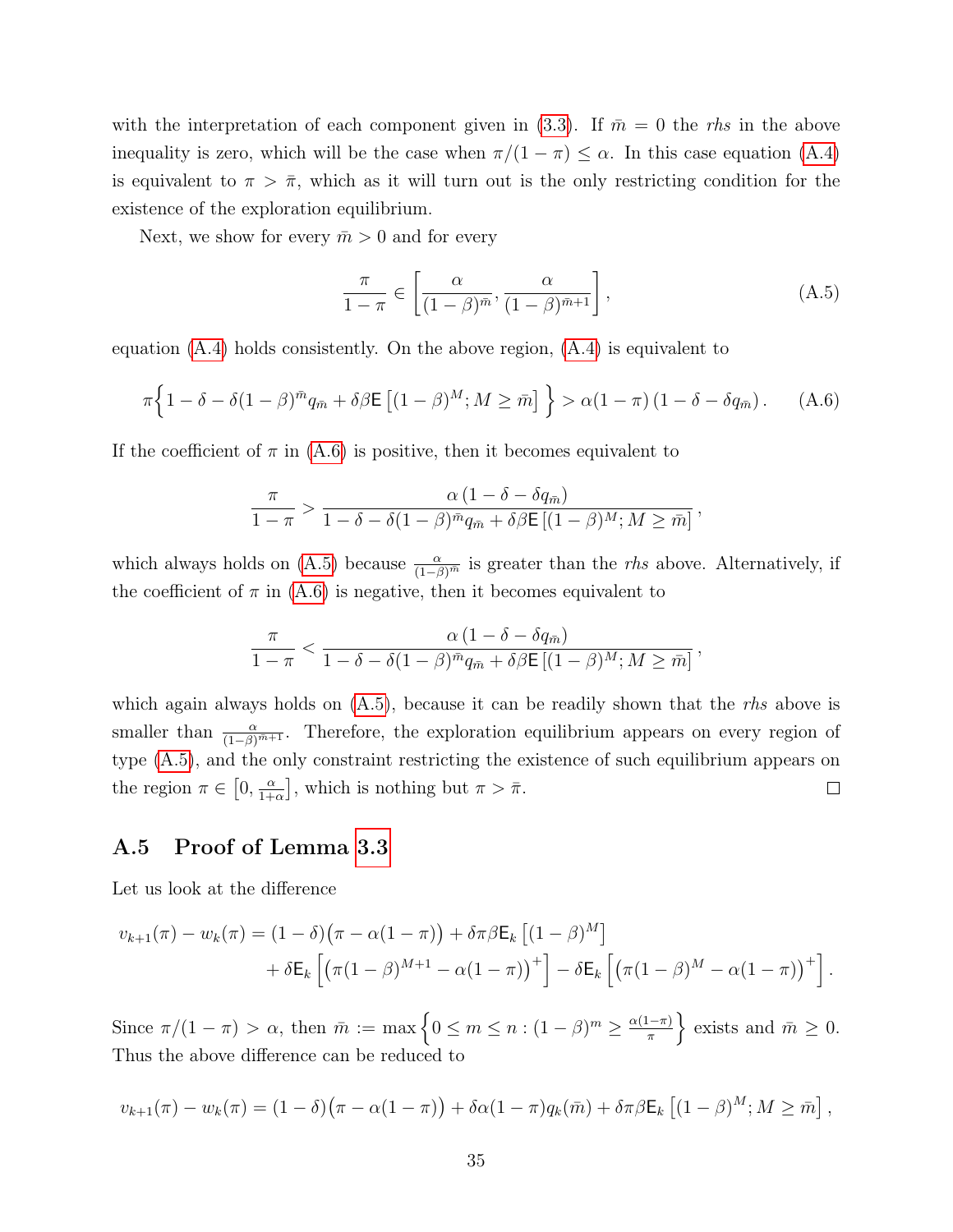with the interpretation of each component given in (3.3). If $\bar{m} = 0$ the *rhs* in the above inequality is zero, which will be the case when $\pi/(1-\pi) \leq \alpha$. In this case equation (A.4) is equivalent to $\pi > \bar{\pi}$, which as it will turn out is the only restricting condition for the existence of the exploration equilibrium.

Next, we show for every $\bar{m} > 0$ and for every

$$\frac{\pi}{1-\pi} \in \left[ \frac{\alpha}{(1-\beta)^{\bar{m}}}, \frac{\alpha}{(1-\beta)^{\bar{m}+1}} \right], \tag{A.5}$$

equation (A.4) holds consistently. On the above region, (A.4) is equivalent to

$$\pi \Big\{ 1 - \delta - \delta(1-\beta)^{\bar{m}} q_{\bar{m}} + \delta\beta \mathsf{E}\left[(1-\beta)^M; M \geq \bar{m}\right] \Big\} > \alpha(1-\pi)\left(1 - \delta - \delta q_{\bar{m}}\right). \tag{A.6}$$

If the coefficient of $\pi$ in (A.6) is positive, then it becomes equivalent to

$$\frac{\pi}{1-\pi} > \frac{\alpha\left(1 - \delta - \delta q_{\bar{m}}\right)}{1 - \delta - \delta(1-\beta)^{\bar{m}} q_{\bar{m}} + \delta\beta \mathsf{E}\left[(1-\beta)^M; M \geq \bar{m}\right]},$$

which always holds on (A.5) because $\frac{\alpha}{(1-\beta)^{\bar{m}}}$ is greater than the *rhs* above. Alternatively, if the coefficient of $\pi$ in (A.6) is negative, then it becomes equivalent to

$$\frac{\pi}{1-\pi} < \frac{\alpha\left(1 - \delta - \delta q_{\bar{m}}\right)}{1 - \delta - \delta(1-\beta)^{\bar{m}} q_{\bar{m}} + \delta\beta \mathsf{E}\left[(1-\beta)^M; M \geq \bar{m}\right]},$$

which again always holds on (A.5), because it can be readily shown that the *rhs* above is smaller than $\frac{\alpha}{(1-\beta)^{\bar{m}+1}}$. Therefore, the exploration equilibrium appears on every region of type (A.5), and the only constraint restricting the existence of such equilibrium appears on the region $\pi \in \left[0, \frac{\alpha}{1+\alpha}\right]$, which is nothing but $\pi > \bar{\pi}$. $\square$

## A.5 Proof of Lemma 3.3

Let us look at the difference

$$\begin{aligned} v_{k+1}(\pi) - w_k(\pi) = &(1-\delta)\big(\pi - \alpha(1-\pi)\big) + \delta\pi\beta \mathsf{E}_k\left[(1-\beta)^M\right] \\ &+ \delta \mathsf{E}_k\left[\big(\pi(1-\beta)^{M+1} - \alpha(1-\pi)\big)^+\right] - \delta \mathsf{E}_k\left[\big(\pi(1-\beta)^M - \alpha(1-\pi)\big)^+\right]. \end{aligned}$$

Since $\pi/(1-\pi) > \alpha$, then $\bar{m} := \max\left\{0 \leq m \leq n : (1-\beta)^m \geq \frac{\alpha(1-\pi)}{\pi}\right\}$ exists and $\bar{m} \geq 0$. Thus the above difference can be reduced to

$$v_{k+1}(\pi) - w_k(\pi) = (1-\delta)\big(\pi - \alpha(1-\pi)\big) + \delta\alpha(1-\pi)q_k(\bar{m}) + \delta\pi\beta \mathsf{E}_k\left[(1-\beta)^M; M \geq \bar{m}\right],$$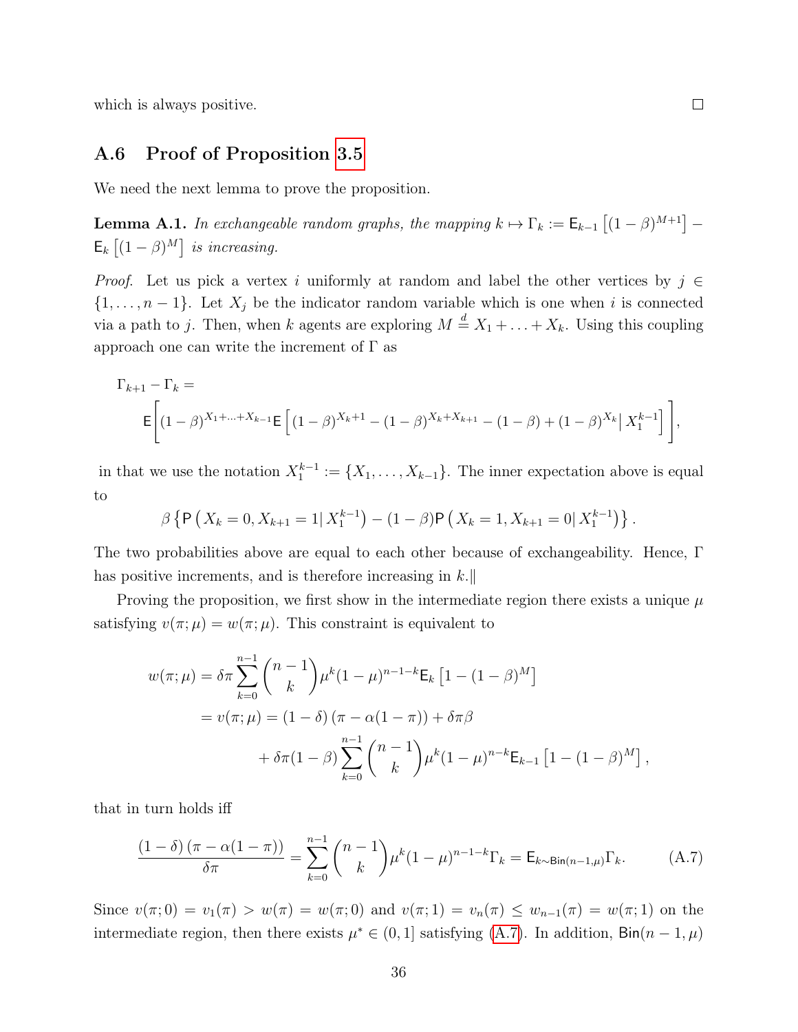which is always positive. □

### A.6 Proof of Proposition 3.5

We need the next lemma to prove the proposition.

**Lemma A.1.** *In exchangeable random graphs, the mapping* $k \mapsto \Gamma_k := \mathsf{E}_{k-1}\left[(1-\beta)^{M+1}\right] - \mathsf{E}_k\left[(1-\beta)^M\right]$ *is increasing.*

*Proof.* Let us pick a vertex $i$ uniformly at random and label the other vertices by $j \in \{1, \ldots, n-1\}$. Let $X_j$ be the indicator random variable which is one when $i$ is connected via a path to $j$. Then, when $k$ agents are exploring $M \overset{d}{=} X_1 + \ldots + X_k$. Using this coupling approach one can write the increment of $\Gamma$ as

$$\Gamma_{k+1} - \Gamma_k = \\ \mathsf{E}\left[(1-\beta)^{X_1+\ldots+X_{k-1}} \mathsf{E}\left[(1-\beta)^{X_k+1} - (1-\beta)^{X_k+X_{k+1}} - (1-\beta) + (1-\beta)^{X_k} \middle| X_1^{k-1}\right]\right],$$

in that we use the notation $X_1^{k-1} := \{X_1, \ldots, X_{k-1}\}$. The inner expectation above is equal to

$$\beta\left\{\mathsf{P}\left(X_k = 0, X_{k+1} = 1 \middle| X_1^{k-1}\right) - (1-\beta)\mathsf{P}\left(X_k = 1, X_{k+1} = 0 \middle| X_1^{k-1}\right)\right\}.$$

The two probabilities above are equal to each other because of exchangeability. Hence, $\Gamma$ has positive increments, and is therefore increasing in $k$.‖

Proving the proposition, we first show in the intermediate region there exists a unique $\mu$ satisfying $v(\pi; \mu) = w(\pi; \mu)$. This constraint is equivalent to

$$\begin{aligned} w(\pi; \mu) &= \delta\pi \sum_{k=0}^{n-1} \binom{n-1}{k} \mu^k (1-\mu)^{n-1-k} \mathsf{E}_k\left[1 - (1-\beta)^M\right] \\ &= v(\pi; \mu) = (1-\delta)\left(\pi - \alpha(1-\pi)\right) + \delta\pi\beta \\ &\quad + \delta\pi(1-\beta) \sum_{k=0}^{n-1} \binom{n-1}{k} \mu^k (1-\mu)^{n-k} \mathsf{E}_{k-1}\left[1 - (1-\beta)^M\right], \end{aligned}$$

that in turn holds iff

$$\frac{(1-\delta)\left(\pi - \alpha(1-\pi)\right)}{\delta\pi} = \sum_{k=0}^{n-1} \binom{n-1}{k} \mu^k (1-\mu)^{n-1-k} \Gamma_k = \mathsf{E}_{k \sim \mathsf{Bin}(n-1,\mu)} \Gamma_k. \tag{A.7}$$

Since $v(\pi; 0) = v_1(\pi) > w(\pi) = w(\pi; 0)$ and $v(\pi; 1) = v_n(\pi) \leq w_{n-1}(\pi) = w(\pi; 1)$ on the intermediate region, then there exists $\mu^* \in (0, 1]$ satisfying (A.7). In addition, $\mathsf{Bin}(n-1, \mu)$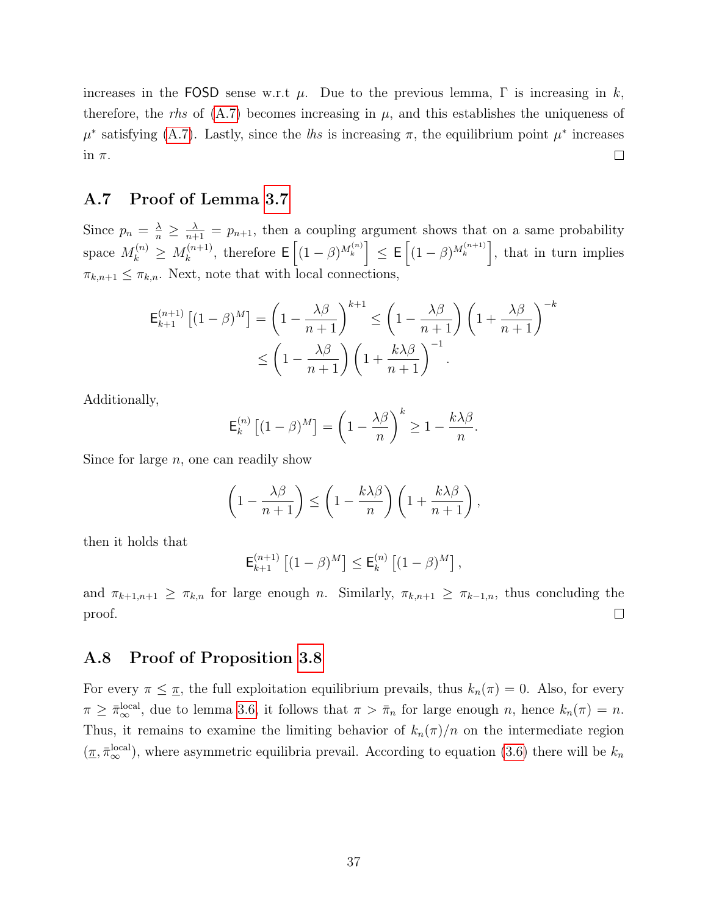increases in the FOSD sense w.r.t $\mu$. Due to the previous lemma, $\Gamma$ is increasing in $k$, therefore, the *rhs* of (A.7) becomes increasing in $\mu$, and this establishes the uniqueness of $\mu^*$ satisfying (A.7). Lastly, since the *lhs* is increasing $\pi$, the equilibrium point $\mu^*$ increases in $\pi$. ◻

## A.7 Proof of Lemma 3.7

Since $p_n = \frac{\lambda}{n} \geq \frac{\lambda}{n+1} = p_{n+1}$, then a coupling argument shows that on a same probability space $M_k^{(n)} \geq M_k^{(n+1)}$, therefore $\mathsf{E}\left[(1-\beta)^{M_k^{(n)}}\right] \leq \mathsf{E}\left[(1-\beta)^{M_k^{(n+1)}}\right]$, that in turn implies $\pi_{k,n+1} \leq \pi_{k,n}$. Next, note that with local connections,

$$
\begin{aligned}
\mathsf{E}_{k+1}^{(n+1)}\left[(1-\beta)^M\right] = \left(1 - \frac{\lambda\beta}{n+1}\right)^{k+1} &\leq \left(1 - \frac{\lambda\beta}{n+1}\right)\left(1 + \frac{\lambda\beta}{n+1}\right)^{-k} \\
&\leq \left(1 - \frac{\lambda\beta}{n+1}\right)\left(1 + \frac{k\lambda\beta}{n+1}\right)^{-1}.
\end{aligned}
$$

Additionally,

$$
\mathsf{E}_k^{(n)}\left[(1-\beta)^M\right] = \left(1 - \frac{\lambda\beta}{n}\right)^k \geq 1 - \frac{k\lambda\beta}{n}.
$$

Since for large $n$, one can readily show

$$
\left(1 - \frac{\lambda\beta}{n+1}\right) \leq \left(1 - \frac{k\lambda\beta}{n}\right)\left(1 + \frac{k\lambda\beta}{n+1}\right),
$$

then it holds that

$$
\mathsf{E}_{k+1}^{(n+1)}\left[(1-\beta)^M\right] \leq \mathsf{E}_k^{(n)}\left[(1-\beta)^M\right],
$$

and $\pi_{k+1,n+1} \geq \pi_{k,n}$ for large enough $n$. Similarly, $\pi_{k,n+1} \geq \pi_{k-1,n}$, thus concluding the proof. ◻

## A.8 Proof of Proposition 3.8

For every $\pi \leq \underline{\pi}$, the full exploitation equilibrium prevails, thus $k_n(\pi) = 0$. Also, for every $\pi \geq \bar{\pi}_\infty^{\text{local}}$, due to lemma 3.6, it follows that $\pi > \bar{\pi}_n$ for large enough $n$, hence $k_n(\pi) = n$. Thus, it remains to examine the limiting behavior of $k_n(\pi)/n$ on the intermediate region $(\underline{\pi}, \bar{\pi}_\infty^{\text{local}})$, where asymmetric equilibria prevail. According to equation (3.6) there will be $k_n$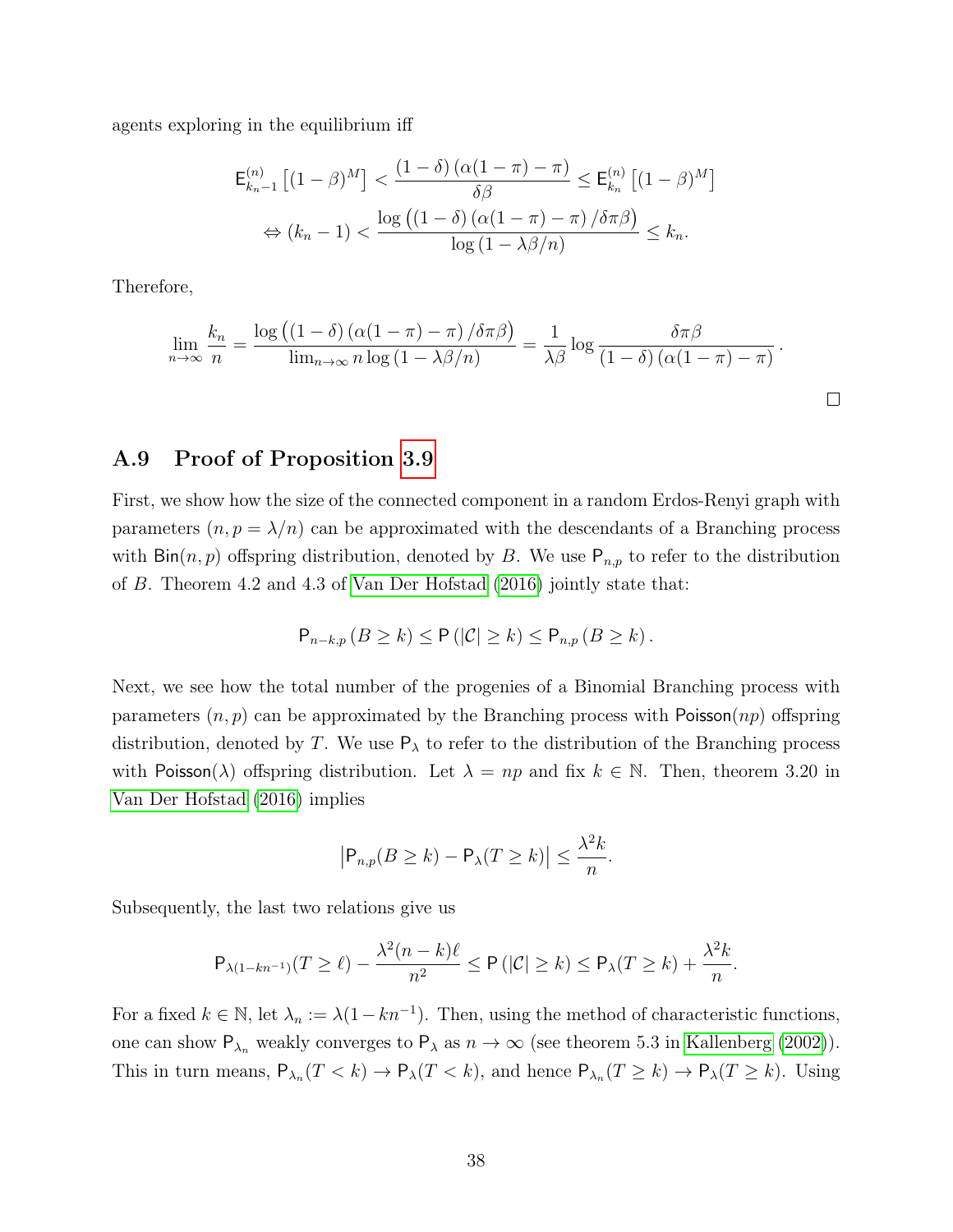agents exploring in the equilibrium iff

$$\mathsf{E}^{(n)}_{k_n-1}\left[(1-\beta)^M\right] < \frac{(1-\delta)\left(\alpha(1-\pi)-\pi\right)}{\delta\beta} \leq \mathsf{E}^{(n)}_{k_n}\left[(1-\beta)^M\right]$$
$$\Leftrightarrow (k_n-1) < \frac{\log\left((1-\delta)\left(\alpha(1-\pi)-\pi\right)/\delta\pi\beta\right)}{\log\left(1-\lambda\beta/n\right)} \leq k_n.$$

Therefore,

$$\lim_{n\to\infty}\frac{k_n}{n} = \frac{\log\left((1-\delta)\left(\alpha(1-\pi)-\pi\right)/\delta\pi\beta\right)}{\lim_{n\to\infty} n\log\left(1-\lambda\beta/n\right)} = \frac{1}{\lambda\beta}\log\frac{\delta\pi\beta}{(1-\delta)\left(\alpha(1-\pi)-\pi\right)}.$$

□

## A.9 Proof of Proposition 3.9

First, we show how the size of the connected component in a random Erdos-Renyi graph with parameters $(n, p=\lambda/n)$ can be approximated with the descendants of a Branching process with $\mathsf{Bin}(n,p)$ offspring distribution, denoted by $B$. We use $\mathsf{P}_{n,p}$ to refer to the distribution of $B$. Theorem 4.2 and 4.3 of Van Der Hofstad (2016) jointly state that:

$$\mathsf{P}_{n-k,p}\left(B\geq k\right) \leq \mathsf{P}\left(|\mathcal{C}|\geq k\right) \leq \mathsf{P}_{n,p}\left(B\geq k\right).$$

Next, we see how the total number of the progenies of a Binomial Branching process with parameters $(n,p)$ can be approximated by the Branching process with $\mathsf{Poisson}(np)$ offspring distribution, denoted by $T$. We use $\mathsf{P}_{\lambda}$ to refer to the distribution of the Branching process with $\mathsf{Poisson}(\lambda)$ offspring distribution. Let $\lambda = np$ and fix $k\in\mathbb{N}$. Then, theorem 3.20 in Van Der Hofstad (2016) implies

$$\left|\mathsf{P}_{n,p}(B\geq k) - \mathsf{P}_{\lambda}(T\geq k)\right| \leq \frac{\lambda^2 k}{n}.$$

Subsequently, the last two relations give us

$$\mathsf{P}_{\lambda(1-kn^{-1})}(T\geq \ell) - \frac{\lambda^2(n-k)\ell}{n^2} \leq \mathsf{P}\left(|\mathcal{C}|\geq k\right) \leq \mathsf{P}_{\lambda}(T\geq k) + \frac{\lambda^2 k}{n}.$$

For a fixed $k\in\mathbb{N}$, let $\lambda_n := \lambda(1-kn^{-1})$. Then, using the method of characteristic functions, one can show $\mathsf{P}_{\lambda_n}$ weakly converges to $\mathsf{P}_{\lambda}$ as $n\to\infty$ (see theorem 5.3 in Kallenberg (2002)). This in turn means, $\mathsf{P}_{\lambda_n}(T<k)\to\mathsf{P}_{\lambda}(T<k)$, and hence $\mathsf{P}_{\lambda_n}(T\geq k)\to\mathsf{P}_{\lambda}(T\geq k)$. Using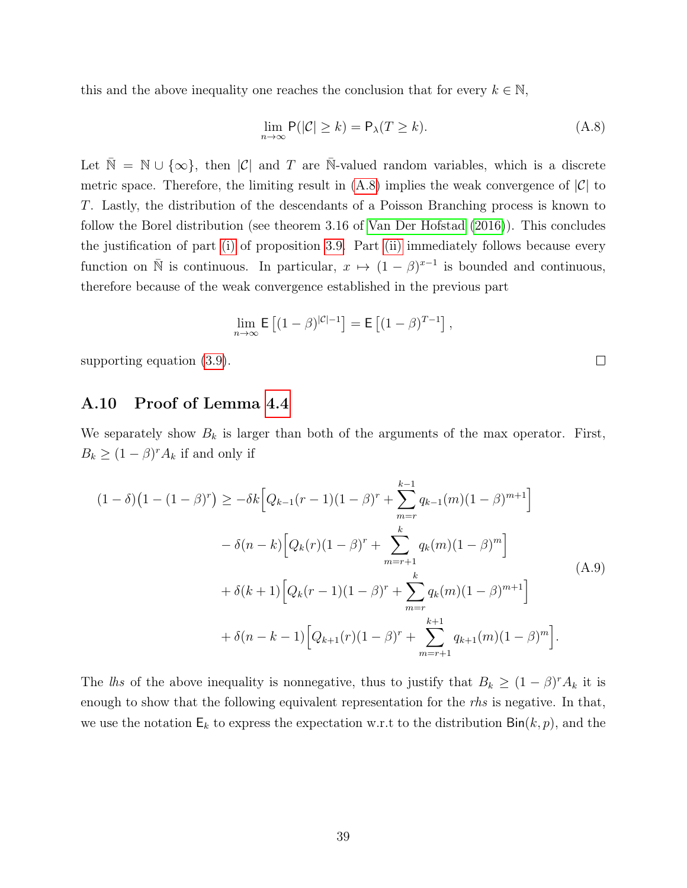this and the above inequality one reaches the conclusion that for every $k \in \mathbb{N}$,

$$\lim_{n\to\infty} \mathsf{P}(|\mathcal{C}| \geq k) = \mathsf{P}_\lambda(T \geq k). \tag{A.8}$$

Let $\bar{\mathbb{N}} = \mathbb{N} \cup \{\infty\}$, then $|\mathcal{C}|$ and $T$ are $\bar{\mathbb{N}}$-valued random variables, which is a discrete metric space. Therefore, the limiting result in (A.8) implies the weak convergence of $|\mathcal{C}|$ to $T$. Lastly, the distribution of the descendants of a Poisson Branching process is known to follow the Borel distribution (see theorem 3.16 of Van Der Hofstad (2016)). This concludes the justification of part (i) of proposition 3.9. Part (ii) immediately follows because every function on $\bar{\mathbb{N}}$ is continuous. In particular, $x \mapsto (1-\beta)^{x-1}$ is bounded and continuous, therefore because of the weak convergence established in the previous part

$$\lim_{n\to\infty} \mathsf{E}\left[(1-\beta)^{|\mathcal{C}|-1}\right] = \mathsf{E}\left[(1-\beta)^{T-1}\right],$$

supporting equation (3.9). □

## A.10 Proof of Lemma 4.4

We separately show $B_k$ is larger than both of the arguments of the max operator. First, $B_k \geq (1-\beta)^r A_k$ if and only if

$$\begin{aligned}
(1-\delta)\big(1-(1-\beta)^r\big) \geq &-\delta k\Big[Q_{k-1}(r-1)(1-\beta)^r + \sum_{m=r}^{k-1} q_{k-1}(m)(1-\beta)^{m+1}\Big] \\
&- \delta(n-k)\Big[Q_k(r)(1-\beta)^r + \sum_{m=r+1}^{k} q_k(m)(1-\beta)^m\Big] \\
&+ \delta(k+1)\Big[Q_k(r-1)(1-\beta)^r + \sum_{m=r}^{k} q_k(m)(1-\beta)^{m+1}\Big] \\
&+ \delta(n-k-1)\Big[Q_{k+1}(r)(1-\beta)^r + \sum_{m=r+1}^{k+1} q_{k+1}(m)(1-\beta)^m\Big].
\end{aligned} \tag{A.9}$$

The *lhs* of the above inequality is nonnegative, thus to justify that $B_k \geq (1-\beta)^r A_k$ it is enough to show that the following equivalent representation for the *rhs* is negative. In that, we use the notation $\mathsf{E}_k$ to express the expectation w.r.t to the distribution $\mathsf{Bin}(k,p)$, and the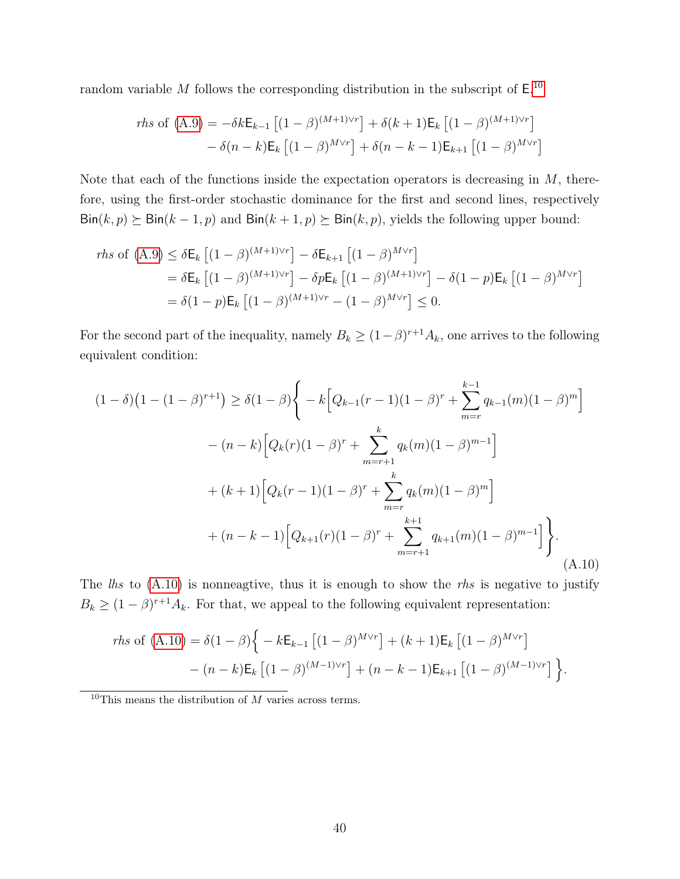random variable $M$ follows the corresponding distribution in the subscript of $\mathsf{E}$.[10]

$$
\begin{aligned}
\textit{rhs} \text{ of (A.9)} = & -\delta k \mathsf{E}_{k-1}\left[(1-\beta)^{(M+1)\vee r}\right] + \delta(k+1)\mathsf{E}_k\left[(1-\beta)^{(M+1)\vee r}\right] \\
& - \delta(n-k)\mathsf{E}_k\left[(1-\beta)^{M\vee r}\right] + \delta(n-k-1)\mathsf{E}_{k+1}\left[(1-\beta)^{M\vee r}\right]
\end{aligned}
$$

Note that each of the functions inside the expectation operators is decreasing in $M$, therefore, using the first-order stochastic dominance for the first and second lines, respectively $\mathsf{Bin}(k,p) \succeq \mathsf{Bin}(k-1,p)$ and $\mathsf{Bin}(k+1,p) \succeq \mathsf{Bin}(k,p)$, yields the following upper bound:

$$
\begin{aligned}
\textit{rhs} \text{ of (A.9)} &\leq \delta \mathsf{E}_k\left[(1-\beta)^{(M+1)\vee r}\right] - \delta \mathsf{E}_{k+1}\left[(1-\beta)^{M\vee r}\right] \\
&= \delta \mathsf{E}_k\left[(1-\beta)^{(M+1)\vee r}\right] - \delta p \mathsf{E}_k\left[(1-\beta)^{(M+1)\vee r}\right] - \delta(1-p)\mathsf{E}_k\left[(1-\beta)^{M\vee r}\right] \\
&= \delta(1-p)\mathsf{E}_k\left[(1-\beta)^{(M+1)\vee r} - (1-\beta)^{M\vee r}\right] \leq 0.
\end{aligned}
$$

For the second part of the inequality, namely $B_k \geq (1-\beta)^{r+1}A_k$, one arrives to the following equivalent condition:

$$
\begin{aligned}
(1-\delta)\big(1-(1-\beta)^{r+1}\big) \geq \delta(1-\beta)\Bigg\{ & -k\Big[Q_{k-1}(r-1)(1-\beta)^r + \sum_{m=r}^{k-1} q_{k-1}(m)(1-\beta)^m\Big] \\
& - (n-k)\Big[Q_k(r)(1-\beta)^r + \sum_{m=r+1}^{k} q_k(m)(1-\beta)^{m-1}\Big] \\
& + (k+1)\Big[Q_k(r-1)(1-\beta)^r + \sum_{m=r}^{k} q_k(m)(1-\beta)^m\Big] \\
& + (n-k-1)\Big[Q_{k+1}(r)(1-\beta)^r + \sum_{m=r+1}^{k+1} q_{k+1}(m)(1-\beta)^{m-1}\Big]\Bigg\}.
\end{aligned} \tag{A.10}
$$

The *lhs* to (A.10) is nonneagtive, thus it is enough to show the *rhs* is negative to justify $B_k \geq (1-\beta)^{r+1}A_k$. For that, we appeal to the following equivalent representation:

$$
\begin{aligned}
\textit{rhs} \text{ of (A.10)} = \delta(1-\beta)\Big\{ & -k\mathsf{E}_{k-1}\left[(1-\beta)^{M\vee r}\right] + (k+1)\mathsf{E}_k\left[(1-\beta)^{M\vee r}\right] \\
& - (n-k)\mathsf{E}_k\left[(1-\beta)^{(M-1)\vee r}\right] + (n-k-1)\mathsf{E}_{k+1}\left[(1-\beta)^{(M-1)\vee r}\right]\Big\}.
\end{aligned}
$$

[10] This means the distribution of $M$ varies across terms.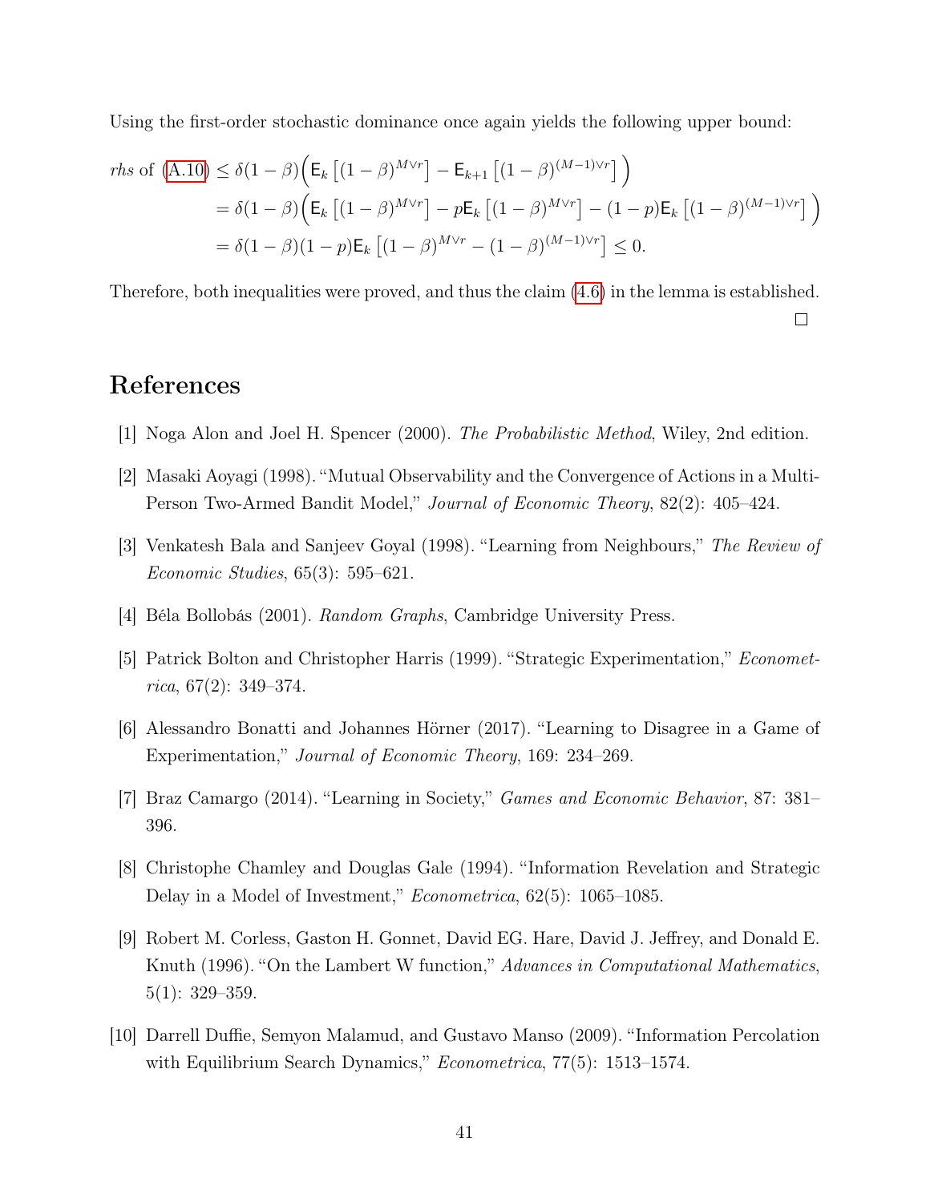Using the first-order stochastic dominance once again yields the following upper bound:

$$
\begin{aligned}
\textit{rhs} \text{ of } (\text{A.10}) &\leq \delta(1-\beta)\Big(\mathsf{E}_k\left[(1-\beta)^{M\vee r}\right] - \mathsf{E}_{k+1}\left[(1-\beta)^{(M-1)\vee r}\right]\Big) \\
&= \delta(1-\beta)\Big(\mathsf{E}_k\left[(1-\beta)^{M\vee r}\right] - p\mathsf{E}_k\left[(1-\beta)^{M\vee r}\right] - (1-p)\mathsf{E}_k\left[(1-\beta)^{(M-1)\vee r}\right]\Big) \\
&= \delta(1-\beta)(1-p)\mathsf{E}_k\left[(1-\beta)^{M\vee r} - (1-\beta)^{(M-1)\vee r}\right] \leq 0.
\end{aligned}
$$

Therefore, both inequalities were proved, and thus the claim (4.6) in the lemma is established.

□

# References

[1] Noga Alon and Joel H. Spencer (2000). *The Probabilistic Method*, Wiley, 2nd edition.

[2] Masaki Aoyagi (1998). "Mutual Observability and the Convergence of Actions in a Multi-Person Two-Armed Bandit Model," *Journal of Economic Theory*, 82(2): 405–424.

[3] Venkatesh Bala and Sanjeev Goyal (1998). "Learning from Neighbours," *The Review of Economic Studies*, 65(3): 595–621.

[4] Béla Bollobás (2001). *Random Graphs*, Cambridge University Press.

[5] Patrick Bolton and Christopher Harris (1999). "Strategic Experimentation," *Econometrica*, 67(2): 349–374.

[6] Alessandro Bonatti and Johannes Hörner (2017). "Learning to Disagree in a Game of Experimentation," *Journal of Economic Theory*, 169: 234–269.

[7] Braz Camargo (2014). "Learning in Society," *Games and Economic Behavior*, 87: 381–396.

[8] Christophe Chamley and Douglas Gale (1994). "Information Revelation and Strategic Delay in a Model of Investment," *Econometrica*, 62(5): 1065–1085.

[9] Robert M. Corless, Gaston H. Gonnet, David EG. Hare, David J. Jeffrey, and Donald E. Knuth (1996). "On the Lambert W function," *Advances in Computational Mathematics*, 5(1): 329–359.

[10] Darrell Duffie, Semyon Malamud, and Gustavo Manso (2009). "Information Percolation with Equilibrium Search Dynamics," *Econometrica*, 77(5): 1513–1574.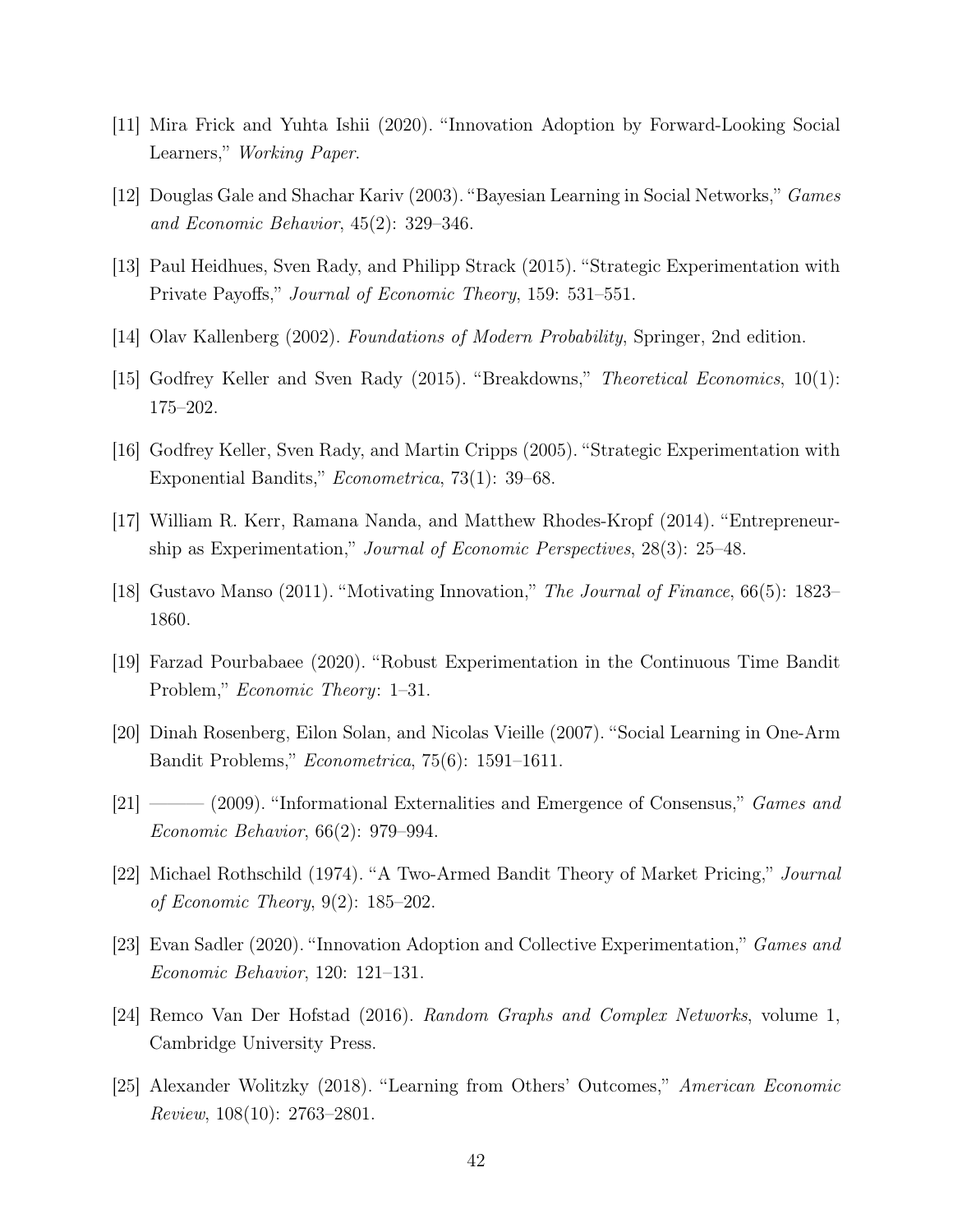[11] Mira Frick and Yuhta Ishii (2020). "Innovation Adoption by Forward-Looking Social Learners," *Working Paper*.

[12] Douglas Gale and Shachar Kariv (2003). "Bayesian Learning in Social Networks," *Games and Economic Behavior*, 45(2): 329–346.

[13] Paul Heidhues, Sven Rady, and Philipp Strack (2015). "Strategic Experimentation with Private Payoffs," *Journal of Economic Theory*, 159: 531–551.

[14] Olav Kallenberg (2002). *Foundations of Modern Probability*, Springer, 2nd edition.

[15] Godfrey Keller and Sven Rady (2015). "Breakdowns," *Theoretical Economics*, 10(1): 175–202.

[16] Godfrey Keller, Sven Rady, and Martin Cripps (2005). "Strategic Experimentation with Exponential Bandits," *Econometrica*, 73(1): 39–68.

[17] William R. Kerr, Ramana Nanda, and Matthew Rhodes-Kropf (2014). "Entrepreneurship as Experimentation," *Journal of Economic Perspectives*, 28(3): 25–48.

[18] Gustavo Manso (2011). "Motivating Innovation," *The Journal of Finance*, 66(5): 1823–1860.

[19] Farzad Pourbabaee (2020). "Robust Experimentation in the Continuous Time Bandit Problem," *Economic Theory*: 1–31.

[20] Dinah Rosenberg, Eilon Solan, and Nicolas Vieille (2007). "Social Learning in One-Arm Bandit Problems," *Econometrica*, 75(6): 1591–1611.

[21] ——— (2009). "Informational Externalities and Emergence of Consensus," *Games and Economic Behavior*, 66(2): 979–994.

[22] Michael Rothschild (1974). "A Two-Armed Bandit Theory of Market Pricing," *Journal of Economic Theory*, 9(2): 185–202.

[23] Evan Sadler (2020). "Innovation Adoption and Collective Experimentation," *Games and Economic Behavior*, 120: 121–131.

[24] Remco Van Der Hofstad (2016). *Random Graphs and Complex Networks*, volume 1, Cambridge University Press.

[25] Alexander Wolitzky (2018). "Learning from Others' Outcomes," *American Economic Review*, 108(10): 2763–2801.